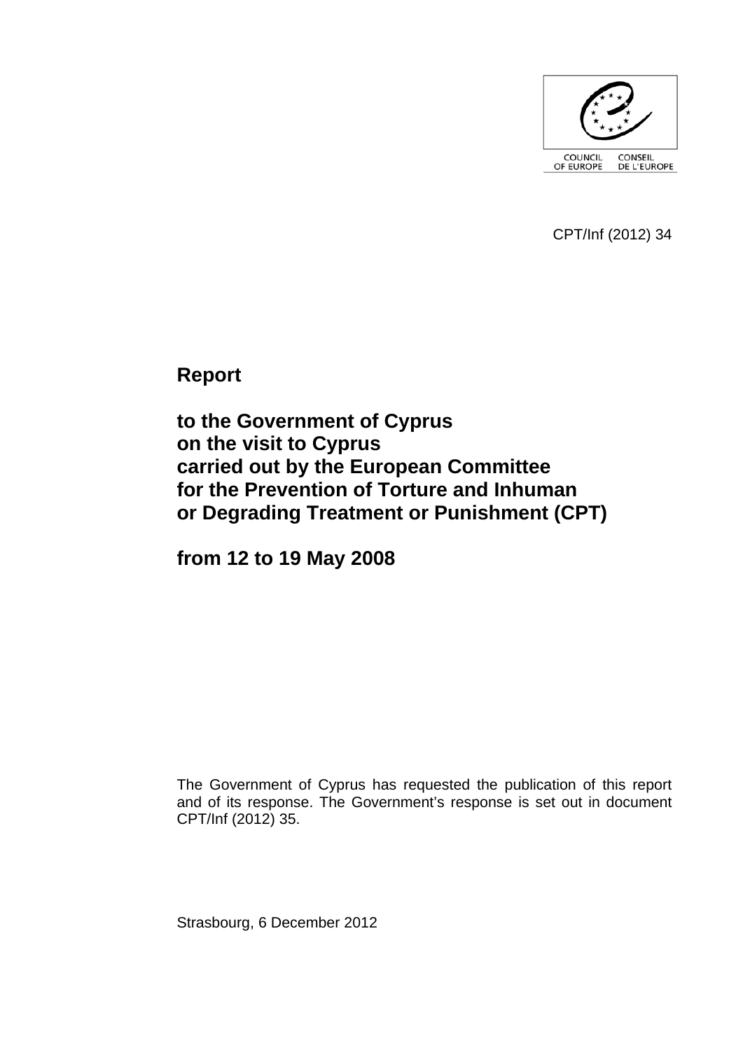COUNCIL OF EUROPE    CONSEIL DE L'EUROPE

CPT/Inf (2012) 34

# Report

# to the Government of Cyprus on the visit to Cyprus carried out by the European Committee for the Prevention of Torture and Inhuman or Degrading Treatment or Punishment (CPT)

# from 12 to 19 May 2008

The Government of Cyprus has requested the publication of this report and of its response. The Government's response is set out in document CPT/Inf (2012) 35.

Strasbourg, 6 December 2012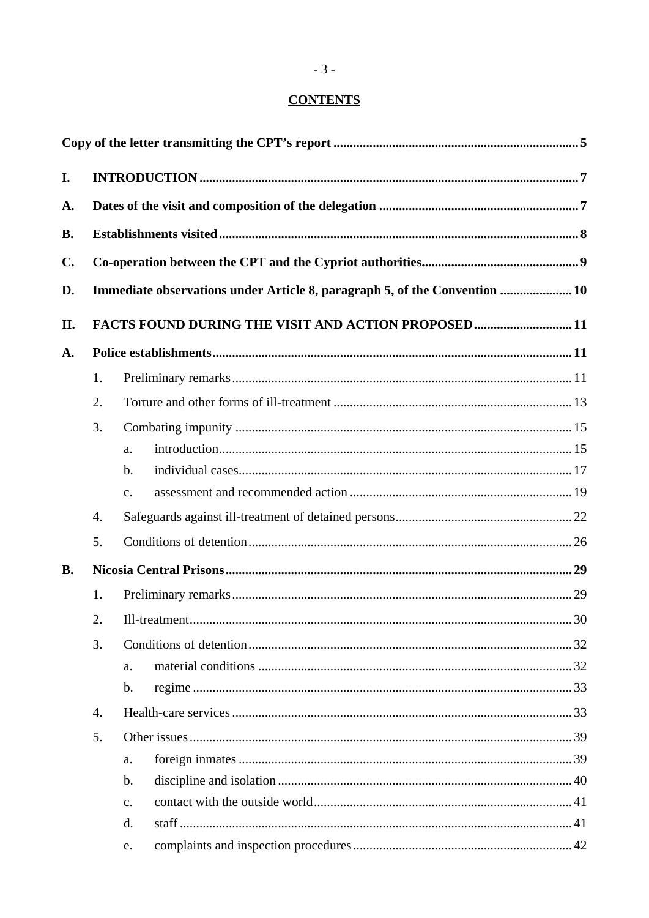# CONTENTS

**Copy of the letter transmitting the CPT's report** .......... **5**

**I. INTRODUCTION** .......... **7**

**A. Dates of the visit and composition of the delegation** .......... **7**

**B. Establishments visited** .......... **8**

**C. Co-operation between the CPT and the Cypriot authorities** .......... **9**

**D. Immediate observations under Article 8, paragraph 5, of the Convention** .......... **10**

**II. FACTS FOUND DURING THE VISIT AND ACTION PROPOSED** .......... **11**

**A. Police establishments** .......... **11**

1. Preliminary remarks .......... 11
2. Torture and other forms of ill-treatment .......... 13
3. Combating impunity .......... 15
   - a. introduction .......... 15
   - b. individual cases .......... 17
   - c. assessment and recommended action .......... 19
4. Safeguards against ill-treatment of detained persons .......... 22
5. Conditions of detention .......... 26

**B. Nicosia Central Prisons** .......... **29**

1. Preliminary remarks .......... 29
2. Ill-treatment .......... 30
3. Conditions of detention .......... 32
   - a. material conditions .......... 32
   - b. regime .......... 33
4. Health-care services .......... 33
5. Other issues .......... 39
   - a. foreign inmates .......... 39
   - b. discipline and isolation .......... 40
   - c. contact with the outside world .......... 41
   - d. staff .......... 41
   - e. complaints and inspection procedures .......... 42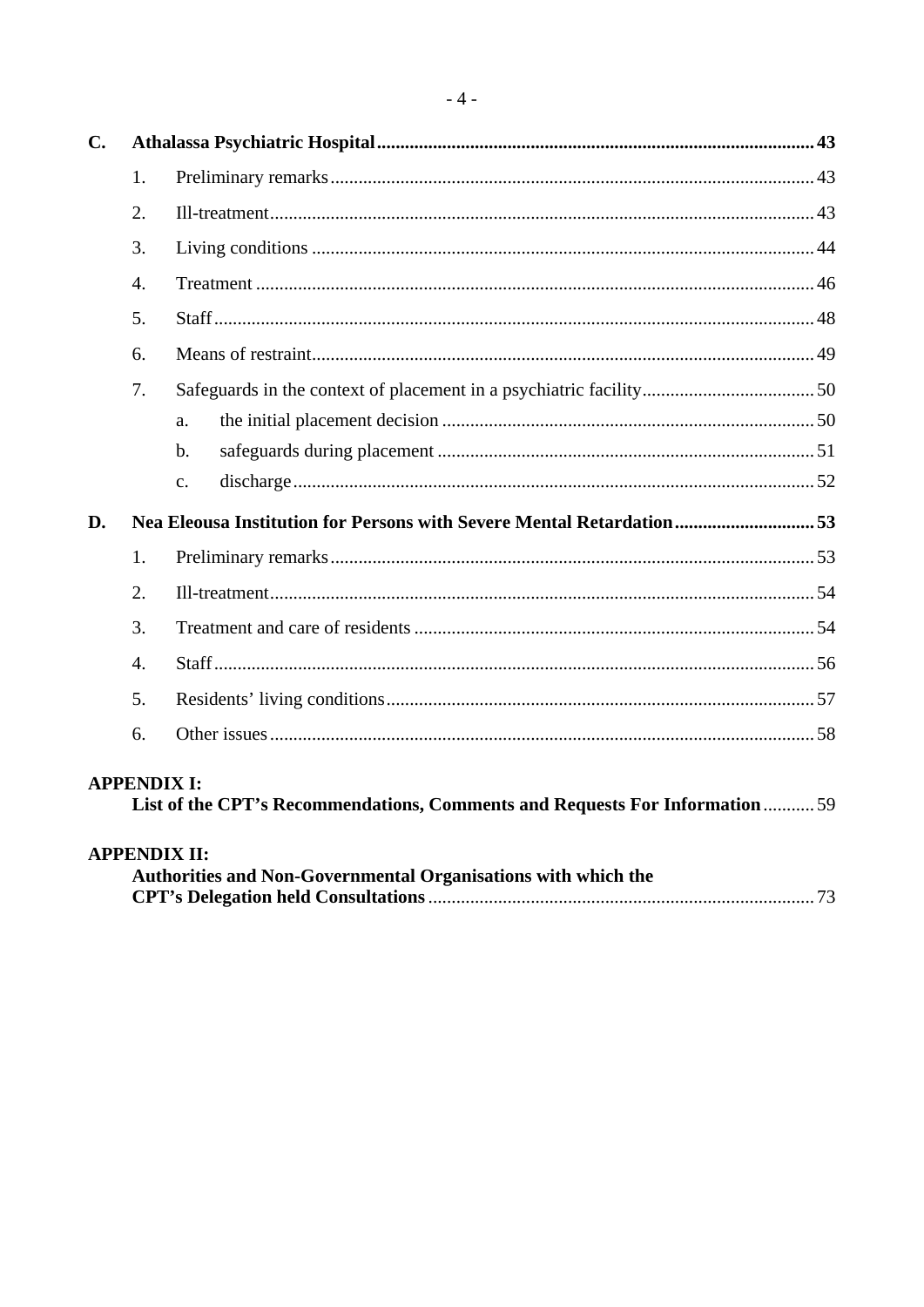**C. Athalassa Psychiatric Hospital** ..... **43**

1. Preliminary remarks ..... 43
2. Ill-treatment ..... 43
3. Living conditions ..... 44
4. Treatment ..... 46
5. Staff ..... 48
6. Means of restraint ..... 49
7. Safeguards in the context of placement in a psychiatric facility ..... 50
    a. the initial placement decision ..... 50
    b. safeguards during placement ..... 51
    c. discharge ..... 52

**D. Nea Eleousa Institution for Persons with Severe Mental Retardation** ..... **53**

1. Preliminary remarks ..... 53
2. Ill-treatment ..... 54
3. Treatment and care of residents ..... 54
4. Staff ..... 56
5. Residents' living conditions ..... 57
6. Other issues ..... 58

**APPENDIX I:**
**List of the CPT's Recommendations, Comments and Requests For Information** ..... 59

**APPENDIX II:**
**Authorities and Non-Governmental Organisations with which the CPT's Delegation held Consultations** ..... 73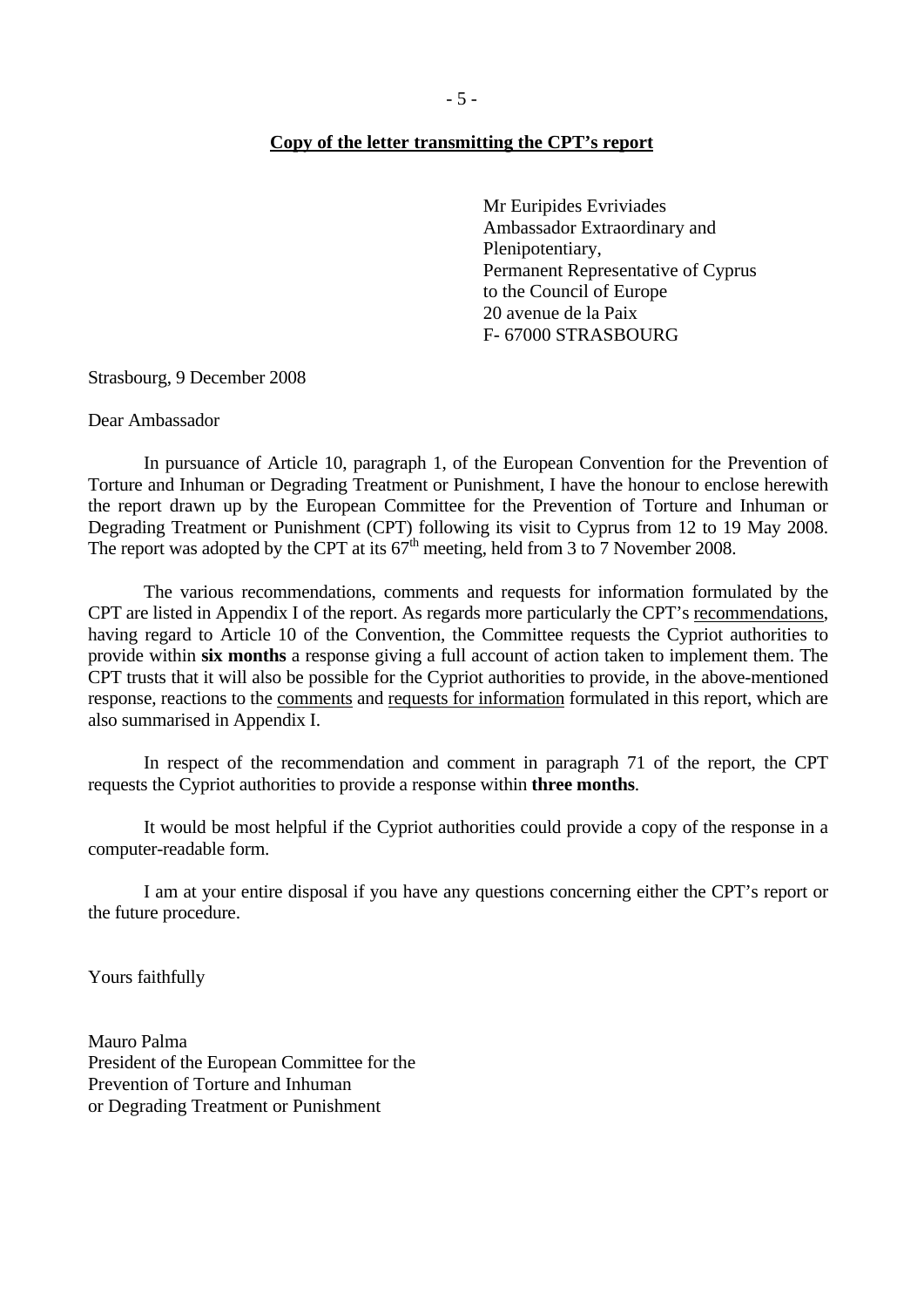**<u>Copy of the letter transmitting the CPT's report</u>**

Mr Euripides Evriviades
Ambassador Extraordinary and
Plenipotentiary,
Permanent Representative of Cyprus
to the Council of Europe
20 avenue de la Paix
F- 67000 STRASBOURG

Strasbourg, 9 December 2008

Dear Ambassador

In pursuance of Article 10, paragraph 1, of the European Convention for the Prevention of Torture and Inhuman or Degrading Treatment or Punishment, I have the honour to enclose herewith the report drawn up by the European Committee for the Prevention of Torture and Inhuman or Degrading Treatment or Punishment (CPT) following its visit to Cyprus from 12 to 19 May 2008. The report was adopted by the CPT at its 67th meeting, held from 3 to 7 November 2008.

The various recommendations, comments and requests for information formulated by the CPT are listed in Appendix I of the report. As regards more particularly the CPT's <u>recommendations</u>, having regard to Article 10 of the Convention, the Committee requests the Cypriot authorities to provide within **six months** a response giving a full account of action taken to implement them. The CPT trusts that it will also be possible for the Cypriot authorities to provide, in the above-mentioned response, reactions to the <u>comments</u> and <u>requests for information</u> formulated in this report, which are also summarised in Appendix I.

In respect of the recommendation and comment in paragraph 71 of the report, the CPT requests the Cypriot authorities to provide a response within **three months**.

It would be most helpful if the Cypriot authorities could provide a copy of the response in a computer-readable form.

I am at your entire disposal if you have any questions concerning either the CPT's report or the future procedure.

Yours faithfully

Mauro Palma
President of the European Committee for the
Prevention of Torture and Inhuman
or Degrading Treatment or Punishment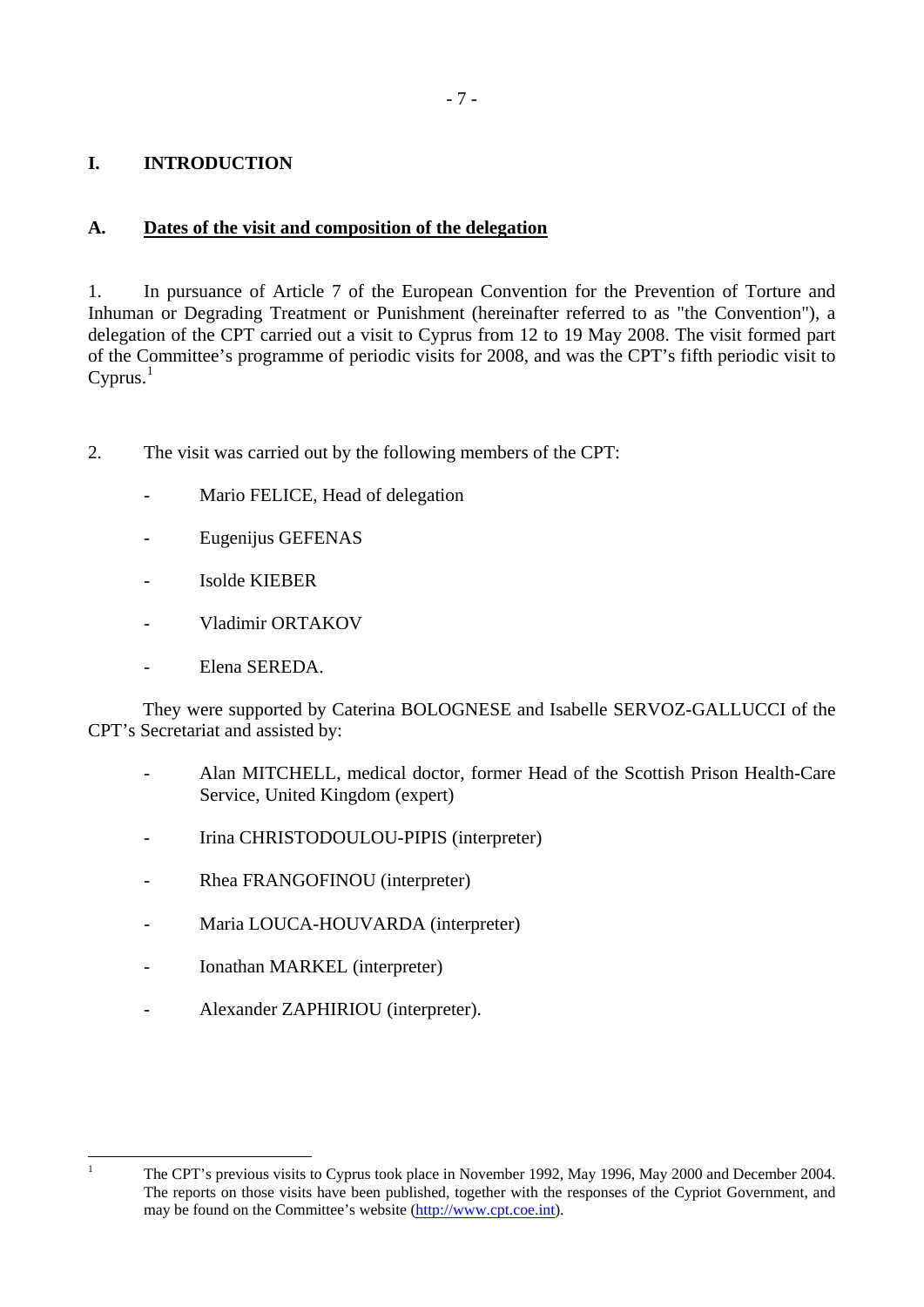# I. INTRODUCTION

## A. Dates of the visit and composition of the delegation

1. In pursuance of Article 7 of the European Convention for the Prevention of Torture and Inhuman or Degrading Treatment or Punishment (hereinafter referred to as "the Convention"), a delegation of the CPT carried out a visit to Cyprus from 12 to 19 May 2008. The visit formed part of the Committee's programme of periodic visits for 2008, and was the CPT's fifth periodic visit to Cyprus.[1]

2. The visit was carried out by the following members of the CPT:

- Mario FELICE, Head of delegation
- Eugenijus GEFENAS
- Isolde KIEBER
- Vladimir ORTAKOV
- Elena SEREDA.

They were supported by Caterina BOLOGNESE and Isabelle SERVOZ-GALLUCCI of the CPT's Secretariat and assisted by:

- Alan MITCHELL, medical doctor, former Head of the Scottish Prison Health-Care Service, United Kingdom (expert)
- Irina CHRISTODOULOU-PIPIS (interpreter)
- Rhea FRANGOFINOU (interpreter)
- Maria LOUCA-HOUVARDA (interpreter)
- Ionathan MARKEL (interpreter)
- Alexander ZAPHIRIOU (interpreter).

---

[1] The CPT's previous visits to Cyprus took place in November 1992, May 1996, May 2000 and December 2004. The reports on those visits have been published, together with the responses of the Cypriot Government, and may be found on the Committee's website (http://www.cpt.coe.int).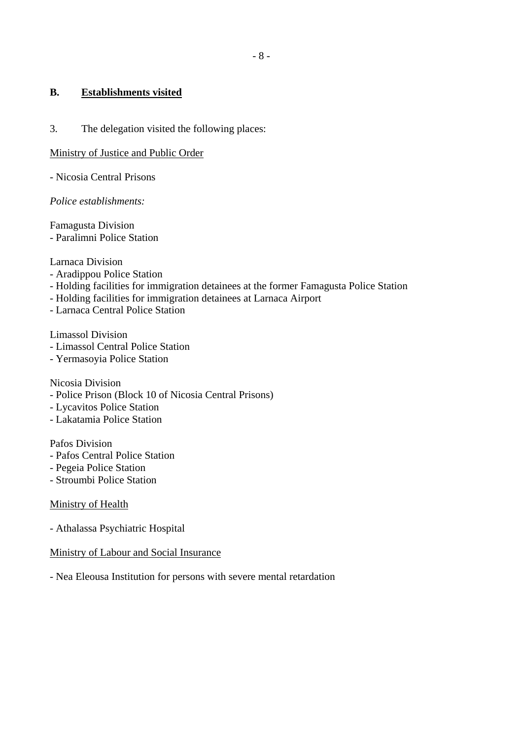## B. <u>Establishments visited</u>

3. The delegation visited the following places:

<u>Ministry of Justice and Public Order</u>

- Nicosia Central Prisons

*Police establishments:*

Famagusta Division
- Paralimni Police Station

Larnaca Division
- Aradippou Police Station
- Holding facilities for immigration detainees at the former Famagusta Police Station
- Holding facilities for immigration detainees at Larnaca Airport
- Larnaca Central Police Station

Limassol Division
- Limassol Central Police Station
- Yermasoyia Police Station

Nicosia Division
- Police Prison (Block 10 of Nicosia Central Prisons)
- Lycavitos Police Station
- Lakatamia Police Station

Pafos Division
- Pafos Central Police Station
- Pegeia Police Station
- Stroumbi Police Station

<u>Ministry of Health</u>

- Athalassa Psychiatric Hospital

<u>Ministry of Labour and Social Insurance</u>

- Nea Eleousa Institution for persons with severe mental retardation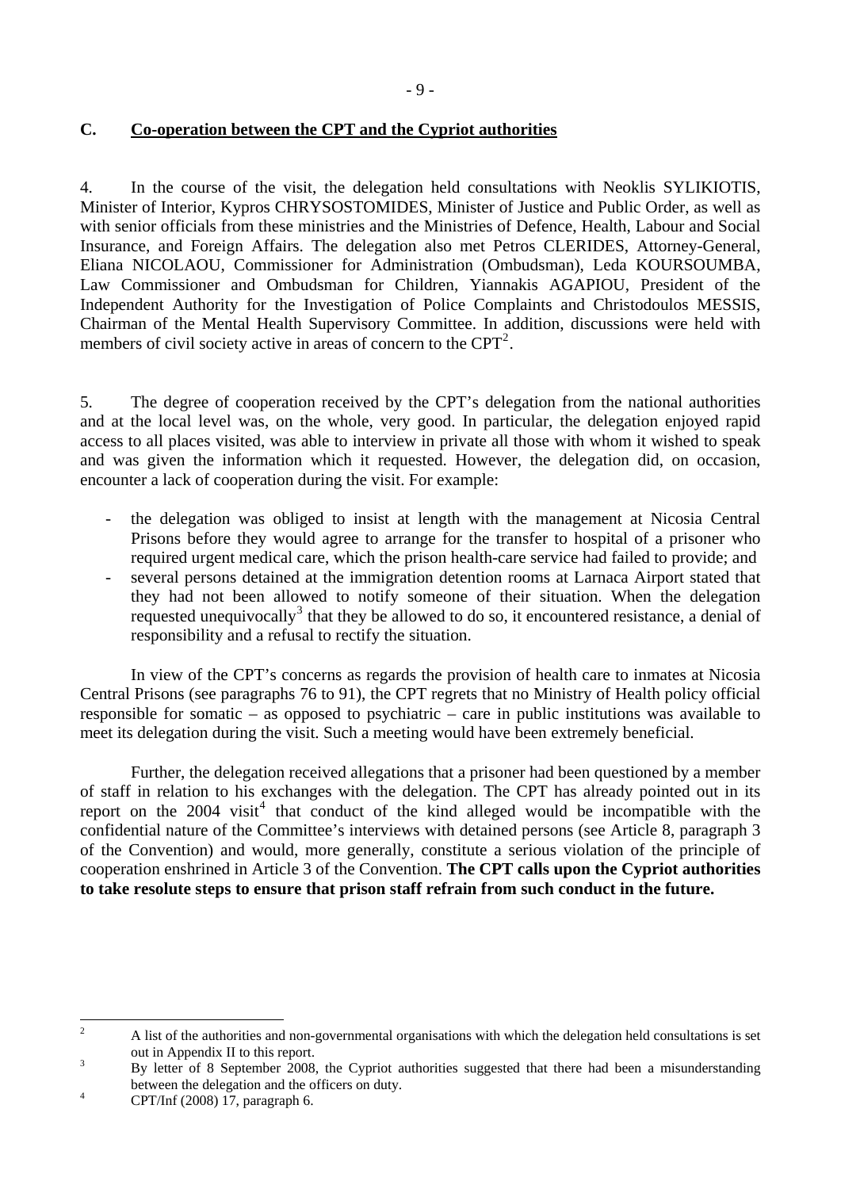## C. Co-operation between the CPT and the Cypriot authorities

4. In the course of the visit, the delegation held consultations with Neoklis SYLIKIOTIS, Minister of Interior, Kypros CHRYSOSTOMIDES, Minister of Justice and Public Order, as well as with senior officials from these ministries and the Ministries of Defence, Health, Labour and Social Insurance, and Foreign Affairs. The delegation also met Petros CLERIDES, Attorney-General, Eliana NICOLAOU, Commissioner for Administration (Ombudsman), Leda KOURSOUMBA, Law Commissioner and Ombudsman for Children, Yiannakis AGAPIOU, President of the Independent Authority for the Investigation of Police Complaints and Christodoulos MESSIS, Chairman of the Mental Health Supervisory Committee. In addition, discussions were held with members of civil society active in areas of concern to the CPT[2].

5. The degree of cooperation received by the CPT's delegation from the national authorities and at the local level was, on the whole, very good. In particular, the delegation enjoyed rapid access to all places visited, was able to interview in private all those with whom it wished to speak and was given the information which it requested. However, the delegation did, on occasion, encounter a lack of cooperation during the visit. For example:

- the delegation was obliged to insist at length with the management at Nicosia Central Prisons before they would agree to arrange for the transfer to hospital of a prisoner who required urgent medical care, which the prison health-care service had failed to provide; and
- several persons detained at the immigration detention rooms at Larnaca Airport stated that they had not been allowed to notify someone of their situation. When the delegation requested unequivocally[3] that they be allowed to do so, it encountered resistance, a denial of responsibility and a refusal to rectify the situation.

In view of the CPT's concerns as regards the provision of health care to inmates at Nicosia Central Prisons (see paragraphs 76 to 91), the CPT regrets that no Ministry of Health policy official responsible for somatic – as opposed to psychiatric – care in public institutions was available to meet its delegation during the visit. Such a meeting would have been extremely beneficial.

Further, the delegation received allegations that a prisoner had been questioned by a member of staff in relation to his exchanges with the delegation. The CPT has already pointed out in its report on the 2004 visit[4] that conduct of the kind alleged would be incompatible with the confidential nature of the Committee's interviews with detained persons (see Article 8, paragraph 3 of the Convention) and would, more generally, constitute a serious violation of the principle of cooperation enshrined in Article 3 of the Convention. **The CPT calls upon the Cypriot authorities to take resolute steps to ensure that prison staff refrain from such conduct in the future.**

---

[2] A list of the authorities and non-governmental organisations with which the delegation held consultations is set out in Appendix II to this report.

[3] By letter of 8 September 2008, the Cypriot authorities suggested that there had been a misunderstanding between the delegation and the officers on duty.

[4] CPT/Inf (2008) 17, paragraph 6.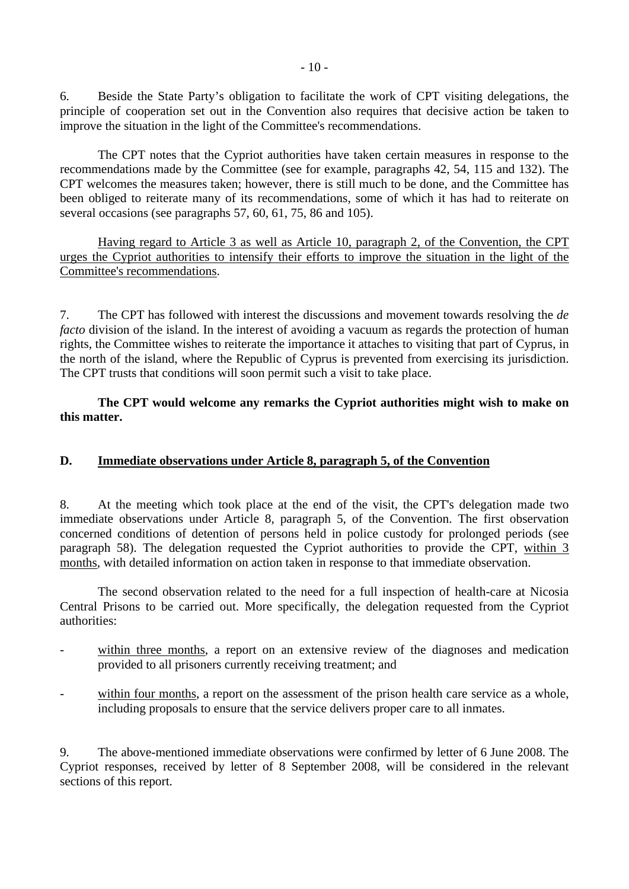6. Beside the State Party's obligation to facilitate the work of CPT visiting delegations, the principle of cooperation set out in the Convention also requires that decisive action be taken to improve the situation in the light of the Committee's recommendations.

The CPT notes that the Cypriot authorities have taken certain measures in response to the recommendations made by the Committee (see for example, paragraphs 42, 54, 115 and 132). The CPT welcomes the measures taken; however, there is still much to be done, and the Committee has been obliged to reiterate many of its recommendations, some of which it has had to reiterate on several occasions (see paragraphs 57, 60, 61, 75, 86 and 105).

Having regard to Article 3 as well as Article 10, paragraph 2, of the Convention, the CPT urges the Cypriot authorities to intensify their efforts to improve the situation in the light of the Committee's recommendations.

7. The CPT has followed with interest the discussions and movement towards resolving the *de facto* division of the island. In the interest of avoiding a vacuum as regards the protection of human rights, the Committee wishes to reiterate the importance it attaches to visiting that part of Cyprus, in the north of the island, where the Republic of Cyprus is prevented from exercising its jurisdiction. The CPT trusts that conditions will soon permit such a visit to take place.

**The CPT would welcome any remarks the Cypriot authorities might wish to make on this matter.**

## D. Immediate observations under Article 8, paragraph 5, of the Convention

8. At the meeting which took place at the end of the visit, the CPT's delegation made two immediate observations under Article 8, paragraph 5, of the Convention. The first observation concerned conditions of detention of persons held in police custody for prolonged periods (see paragraph 58). The delegation requested the Cypriot authorities to provide the CPT, within 3 months, with detailed information on action taken in response to that immediate observation.

The second observation related to the need for a full inspection of health-care at Nicosia Central Prisons to be carried out. More specifically, the delegation requested from the Cypriot authorities:

- within three months, a report on an extensive review of the diagnoses and medication provided to all prisoners currently receiving treatment; and
- within four months, a report on the assessment of the prison health care service as a whole, including proposals to ensure that the service delivers proper care to all inmates.

9. The above-mentioned immediate observations were confirmed by letter of 6 June 2008. The Cypriot responses, received by letter of 8 September 2008, will be considered in the relevant sections of this report.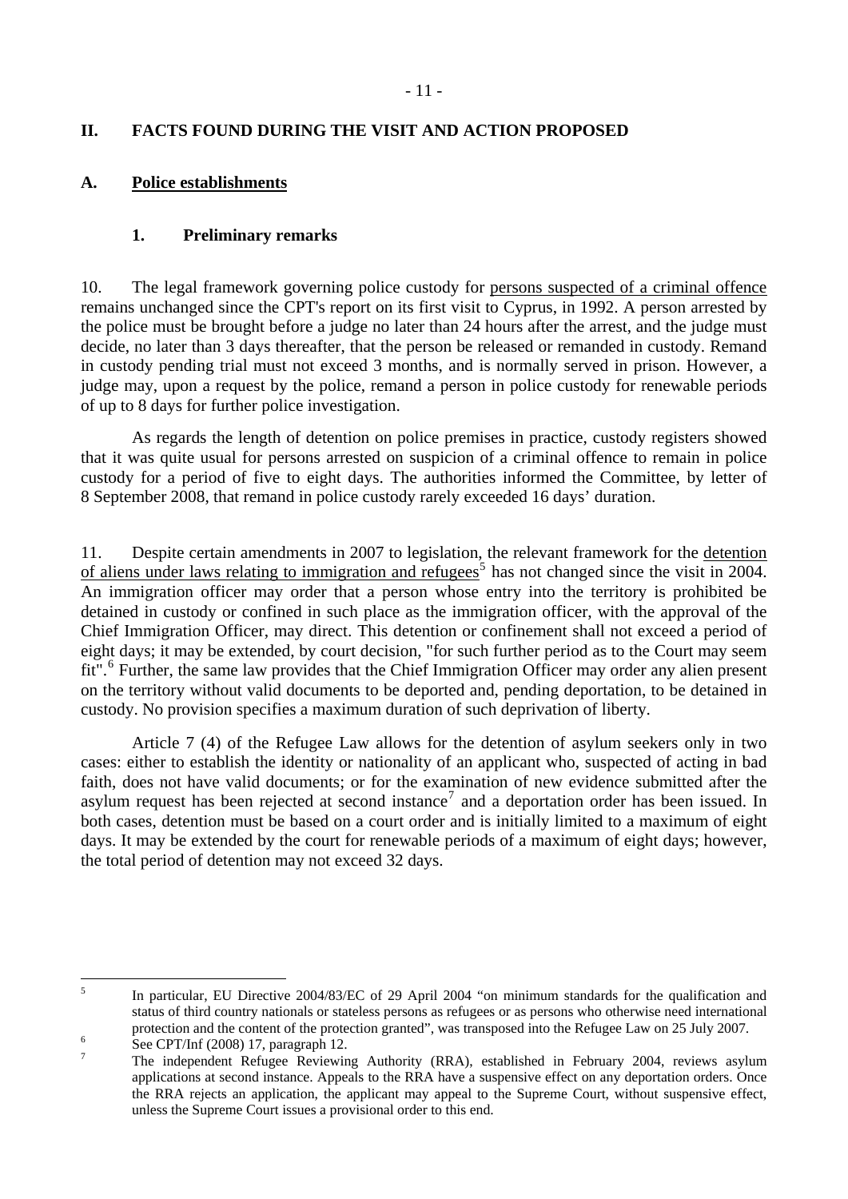## II. FACTS FOUND DURING THE VISIT AND ACTION PROPOSED

### A. Police establishments

#### 1. Preliminary remarks

10. The legal framework governing police custody for persons suspected of a criminal offence remains unchanged since the CPT's report on its first visit to Cyprus, in 1992. A person arrested by the police must be brought before a judge no later than 24 hours after the arrest, and the judge must decide, no later than 3 days thereafter, that the person be released or remanded in custody. Remand in custody pending trial must not exceed 3 months, and is normally served in prison. However, a judge may, upon a request by the police, remand a person in police custody for renewable periods of up to 8 days for further police investigation.

As regards the length of detention on police premises in practice, custody registers showed that it was quite usual for persons arrested on suspicion of a criminal offence to remain in police custody for a period of five to eight days. The authorities informed the Committee, by letter of 8 September 2008, that remand in police custody rarely exceeded 16 days' duration.

11. Despite certain amendments in 2007 to legislation, the relevant framework for the detention of aliens under laws relating to immigration and refugees[5] has not changed since the visit in 2004. An immigration officer may order that a person whose entry into the territory is prohibited be detained in custody or confined in such place as the immigration officer, with the approval of the Chief Immigration Officer, may direct. This detention or confinement shall not exceed a period of eight days; it may be extended, by court decision, "for such further period as to the Court may seem fit".[6] Further, the same law provides that the Chief Immigration Officer may order any alien present on the territory without valid documents to be deported and, pending deportation, to be detained in custody. No provision specifies a maximum duration of such deprivation of liberty.

Article 7 (4) of the Refugee Law allows for the detention of asylum seekers only in two cases: either to establish the identity or nationality of an applicant who, suspected of acting in bad faith, does not have valid documents; or for the examination of new evidence submitted after the asylum request has been rejected at second instance[7] and a deportation order has been issued. In both cases, detention must be based on a court order and is initially limited to a maximum of eight days. It may be extended by the court for renewable periods of a maximum of eight days; however, the total period of detention may not exceed 32 days.

---

[5] In particular, EU Directive 2004/83/EC of 29 April 2004 "on minimum standards for the qualification and status of third country nationals or stateless persons as refugees or as persons who otherwise need international protection and the content of the protection granted", was transposed into the Refugee Law on 25 July 2007.

[6] See CPT/Inf (2008) 17, paragraph 12.

[7] The independent Refugee Reviewing Authority (RRA), established in February 2004, reviews asylum applications at second instance. Appeals to the RRA have a suspensive effect on any deportation orders. Once the RRA rejects an application, the applicant may appeal to the Supreme Court, without suspensive effect, unless the Supreme Court issues a provisional order to this end.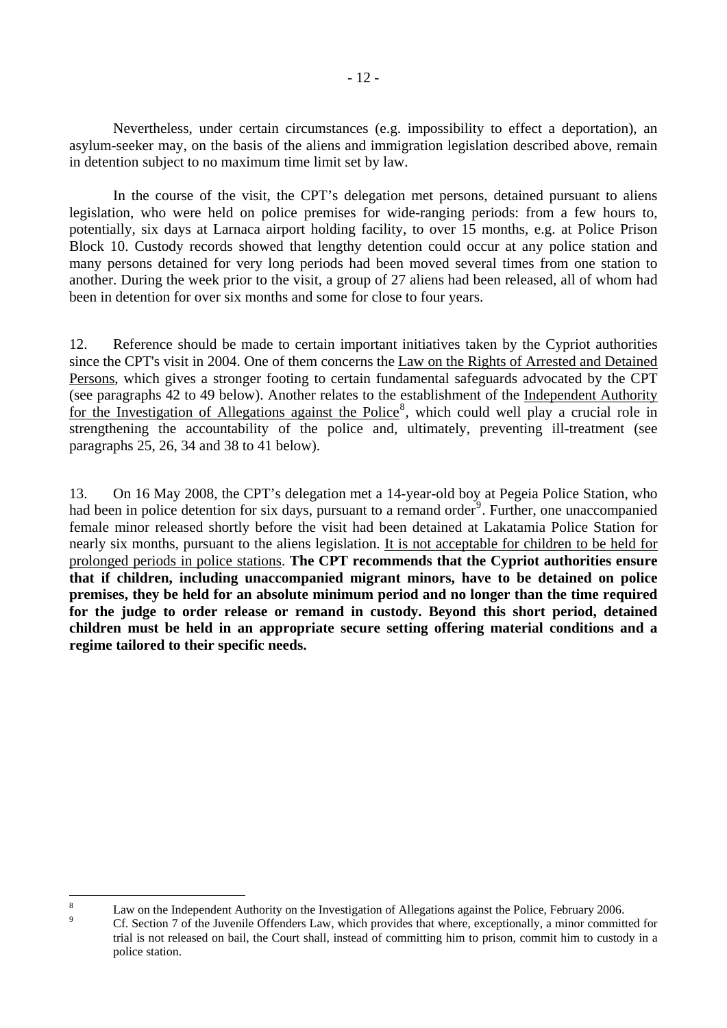Nevertheless, under certain circumstances (e.g. impossibility to effect a deportation), an asylum-seeker may, on the basis of the aliens and immigration legislation described above, remain in detention subject to no maximum time limit set by law.

In the course of the visit, the CPT's delegation met persons, detained pursuant to aliens legislation, who were held on police premises for wide-ranging periods: from a few hours to, potentially, six days at Larnaca airport holding facility, to over 15 months, e.g. at Police Prison Block 10. Custody records showed that lengthy detention could occur at any police station and many persons detained for very long periods had been moved several times from one station to another. During the week prior to the visit, a group of 27 aliens had been released, all of whom had been in detention for over six months and some for close to four years.

12. Reference should be made to certain important initiatives taken by the Cypriot authorities since the CPT's visit in 2004. One of them concerns the Law on the Rights of Arrested and Detained Persons, which gives a stronger footing to certain fundamental safeguards advocated by the CPT (see paragraphs 42 to 49 below). Another relates to the establishment of the Independent Authority for the Investigation of Allegations against the Police[8], which could well play a crucial role in strengthening the accountability of the police and, ultimately, preventing ill-treatment (see paragraphs 25, 26, 34 and 38 to 41 below).

13. On 16 May 2008, the CPT's delegation met a 14-year-old boy at Pegeia Police Station, who had been in police detention for six days, pursuant to a remand order[9]. Further, one unaccompanied female minor released shortly before the visit had been detained at Lakatamia Police Station for nearly six months, pursuant to the aliens legislation. It is not acceptable for children to be held for prolonged periods in police stations. **The CPT recommends that the Cypriot authorities ensure that if children, including unaccompanied migrant minors, have to be detained on police premises, they be held for an absolute minimum period and no longer than the time required for the judge to order release or remand in custody. Beyond this short period, detained children must be held in an appropriate secure setting offering material conditions and a regime tailored to their specific needs.**

---

[8] Law on the Independent Authority on the Investigation of Allegations against the Police, February 2006.

[9] Cf. Section 7 of the Juvenile Offenders Law, which provides that where, exceptionally, a minor committed for trial is not released on bail, the Court shall, instead of committing him to prison, commit him to custody in a police station.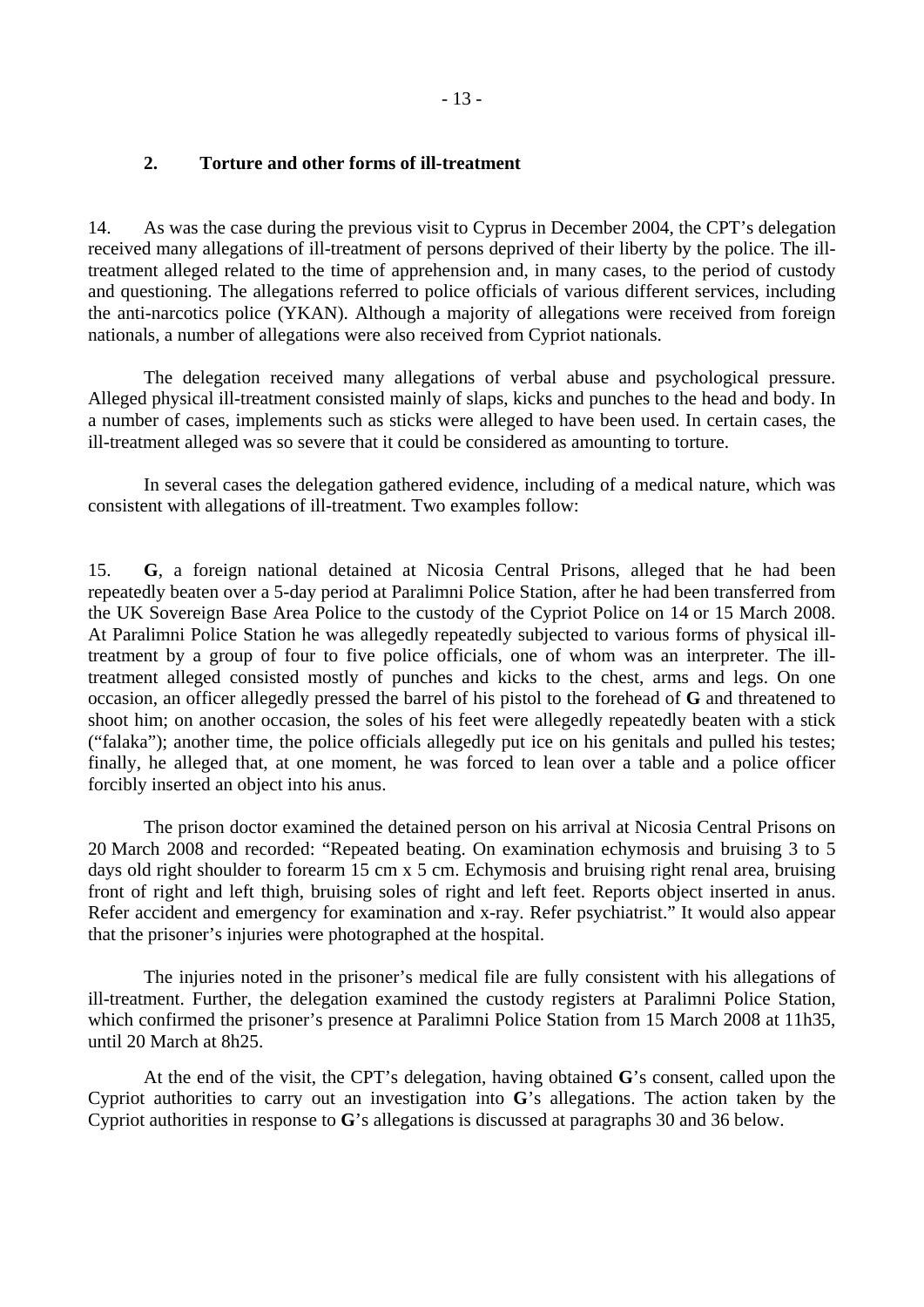## 2. Torture and other forms of ill-treatment

14. As was the case during the previous visit to Cyprus in December 2004, the CPT's delegation received many allegations of ill-treatment of persons deprived of their liberty by the police. The ill-treatment alleged related to the time of apprehension and, in many cases, to the period of custody and questioning. The allegations referred to police officials of various different services, including the anti-narcotics police (YKAN). Although a majority of allegations were received from foreign nationals, a number of allegations were also received from Cypriot nationals.

The delegation received many allegations of verbal abuse and psychological pressure. Alleged physical ill-treatment consisted mainly of slaps, kicks and punches to the head and body. In a number of cases, implements such as sticks were alleged to have been used. In certain cases, the ill-treatment alleged was so severe that it could be considered as amounting to torture.

In several cases the delegation gathered evidence, including of a medical nature, which was consistent with allegations of ill-treatment. Two examples follow:

15. **G**, a foreign national detained at Nicosia Central Prisons, alleged that he had been repeatedly beaten over a 5-day period at Paralimni Police Station, after he had been transferred from the UK Sovereign Base Area Police to the custody of the Cypriot Police on 14 or 15 March 2008. At Paralimni Police Station he was allegedly repeatedly subjected to various forms of physical ill-treatment by a group of four to five police officials, one of whom was an interpreter. The ill-treatment alleged consisted mostly of punches and kicks to the chest, arms and legs. On one occasion, an officer allegedly pressed the barrel of his pistol to the forehead of **G** and threatened to shoot him; on another occasion, the soles of his feet were allegedly repeatedly beaten with a stick ("falaka"); another time, the police officials allegedly put ice on his genitals and pulled his testes; finally, he alleged that, at one moment, he was forced to lean over a table and a police officer forcibly inserted an object into his anus.

The prison doctor examined the detained person on his arrival at Nicosia Central Prisons on 20 March 2008 and recorded: "Repeated beating. On examination echymosis and bruising 3 to 5 days old right shoulder to forearm 15 cm x 5 cm. Echymosis and bruising right renal area, bruising front of right and left thigh, bruising soles of right and left feet. Reports object inserted in anus. Refer accident and emergency for examination and x-ray. Refer psychiatrist." It would also appear that the prisoner's injuries were photographed at the hospital.

The injuries noted in the prisoner's medical file are fully consistent with his allegations of ill-treatment. Further, the delegation examined the custody registers at Paralimni Police Station, which confirmed the prisoner's presence at Paralimni Police Station from 15 March 2008 at 11h35, until 20 March at 8h25.

At the end of the visit, the CPT's delegation, having obtained **G**'s consent, called upon the Cypriot authorities to carry out an investigation into **G**'s allegations. The action taken by the Cypriot authorities in response to **G**'s allegations is discussed at paragraphs 30 and 36 below.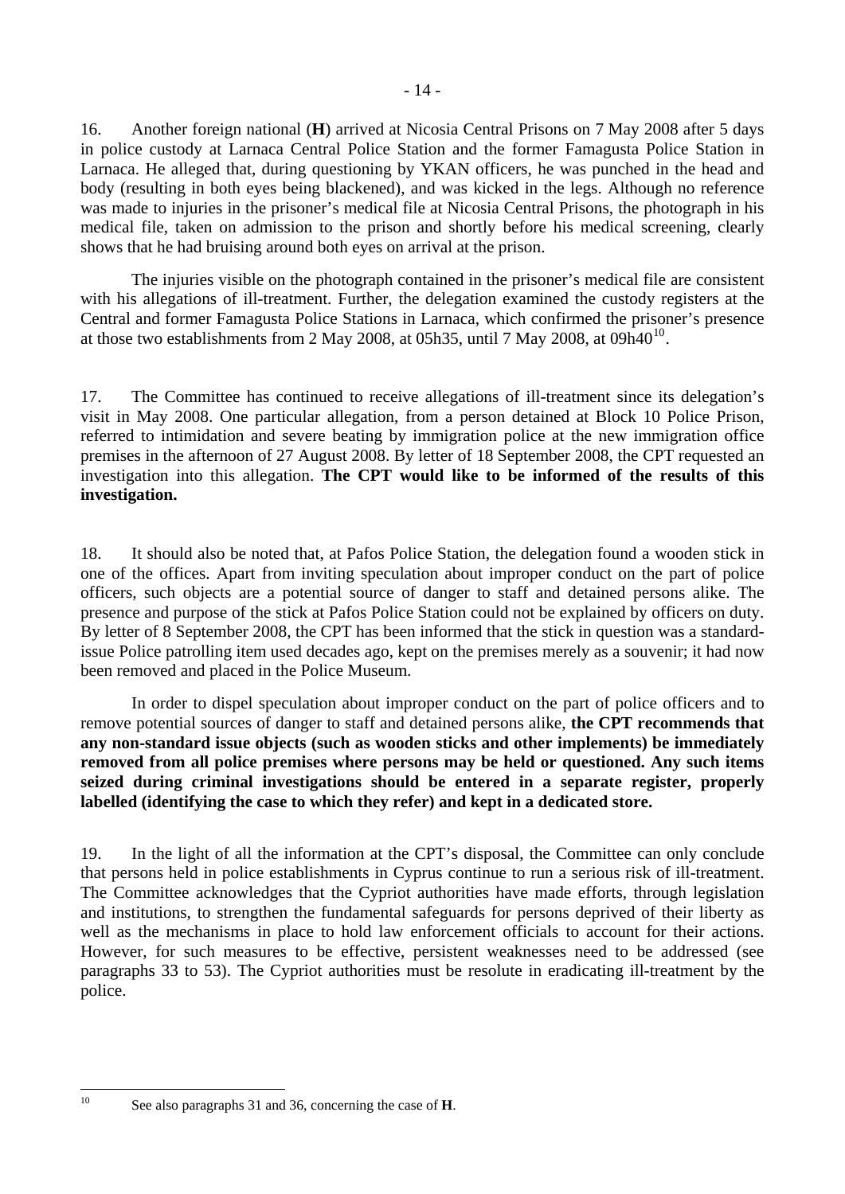16. Another foreign national (**H**) arrived at Nicosia Central Prisons on 7 May 2008 after 5 days in police custody at Larnaca Central Police Station and the former Famagusta Police Station in Larnaca. He alleged that, during questioning by YKAN officers, he was punched in the head and body (resulting in both eyes being blackened), and was kicked in the legs. Although no reference was made to injuries in the prisoner's medical file at Nicosia Central Prisons, the photograph in his medical file, taken on admission to the prison and shortly before his medical screening, clearly shows that he had bruising around both eyes on arrival at the prison.

The injuries visible on the photograph contained in the prisoner's medical file are consistent with his allegations of ill-treatment. Further, the delegation examined the custody registers at the Central and former Famagusta Police Stations in Larnaca, which confirmed the prisoner's presence at those two establishments from 2 May 2008, at 05h35, until 7 May 2008, at 09h40[10].

17. The Committee has continued to receive allegations of ill-treatment since its delegation's visit in May 2008. One particular allegation, from a person detained at Block 10 Police Prison, referred to intimidation and severe beating by immigration police at the new immigration office premises in the afternoon of 27 August 2008. By letter of 18 September 2008, the CPT requested an investigation into this allegation. **The CPT would like to be informed of the results of this investigation.**

18. It should also be noted that, at Pafos Police Station, the delegation found a wooden stick in one of the offices. Apart from inviting speculation about improper conduct on the part of police officers, such objects are a potential source of danger to staff and detained persons alike. The presence and purpose of the stick at Pafos Police Station could not be explained by officers on duty. By letter of 8 September 2008, the CPT has been informed that the stick in question was a standard-issue Police patrolling item used decades ago, kept on the premises merely as a souvenir; it had now been removed and placed in the Police Museum.

In order to dispel speculation about improper conduct on the part of police officers and to remove potential sources of danger to staff and detained persons alike, **the CPT recommends that any non-standard issue objects (such as wooden sticks and other implements) be immediately removed from all police premises where persons may be held or questioned. Any such items seized during criminal investigations should be entered in a separate register, properly labelled (identifying the case to which they refer) and kept in a dedicated store.**

19. In the light of all the information at the CPT's disposal, the Committee can only conclude that persons held in police establishments in Cyprus continue to run a serious risk of ill-treatment. The Committee acknowledges that the Cypriot authorities have made efforts, through legislation and institutions, to strengthen the fundamental safeguards for persons deprived of their liberty as well as the mechanisms in place to hold law enforcement officials to account for their actions. However, for such measures to be effective, persistent weaknesses need to be addressed (see paragraphs 33 to 53). The Cypriot authorities must be resolute in eradicating ill-treatment by the police.

[10] See also paragraphs 31 and 36, concerning the case of **H**.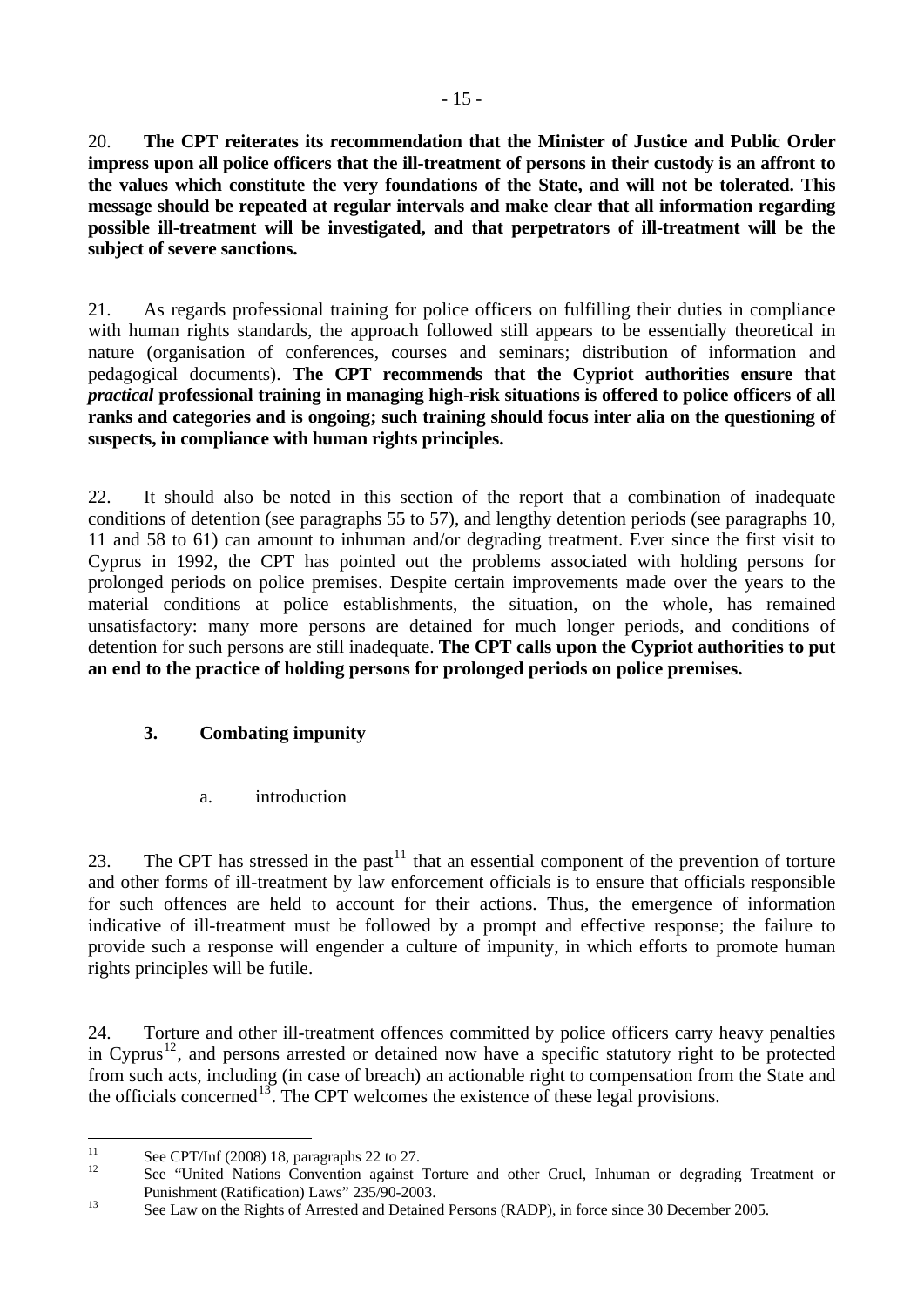20. **The CPT reiterates its recommendation that the Minister of Justice and Public Order impress upon all police officers that the ill-treatment of persons in their custody is an affront to the values which constitute the very foundations of the State, and will not be tolerated. This message should be repeated at regular intervals and make clear that all information regarding possible ill-treatment will be investigated, and that perpetrators of ill-treatment will be the subject of severe sanctions.**

21. As regards professional training for police officers on fulfilling their duties in compliance with human rights standards, the approach followed still appears to be essentially theoretical in nature (organisation of conferences, courses and seminars; distribution of information and pedagogical documents). **The CPT recommends that the Cypriot authorities ensure that *practical* professional training in managing high-risk situations is offered to police officers of all ranks and categories and is ongoing; such training should focus inter alia on the questioning of suspects, in compliance with human rights principles.**

22. It should also be noted in this section of the report that a combination of inadequate conditions of detention (see paragraphs 55 to 57), and lengthy detention periods (see paragraphs 10, 11 and 58 to 61) can amount to inhuman and/or degrading treatment. Ever since the first visit to Cyprus in 1992, the CPT has pointed out the problems associated with holding persons for prolonged periods on police premises. Despite certain improvements made over the years to the material conditions at police establishments, the situation, on the whole, has remained unsatisfactory: many more persons are detained for much longer periods, and conditions of detention for such persons are still inadequate. **The CPT calls upon the Cypriot authorities to put an end to the practice of holding persons for prolonged periods on police premises.**

### 3. Combating impunity

#### a. introduction

23. The CPT has stressed in the past[11] that an essential component of the prevention of torture and other forms of ill-treatment by law enforcement officials is to ensure that officials responsible for such offences are held to account for their actions. Thus, the emergence of information indicative of ill-treatment must be followed by a prompt and effective response; the failure to provide such a response will engender a culture of impunity, in which efforts to promote human rights principles will be futile.

24. Torture and other ill-treatment offences committed by police officers carry heavy penalties in Cyprus[12], and persons arrested or detained now have a specific statutory right to be protected from such acts, including (in case of breach) an actionable right to compensation from the State and the officials concerned[13]. The CPT welcomes the existence of these legal provisions.

---

[11] See CPT/Inf (2008) 18, paragraphs 22 to 27.

[12] See "United Nations Convention against Torture and other Cruel, Inhuman or degrading Treatment or Punishment (Ratification) Laws" 235/90-2003.

[13] See Law on the Rights of Arrested and Detained Persons (RADP), in force since 30 December 2005.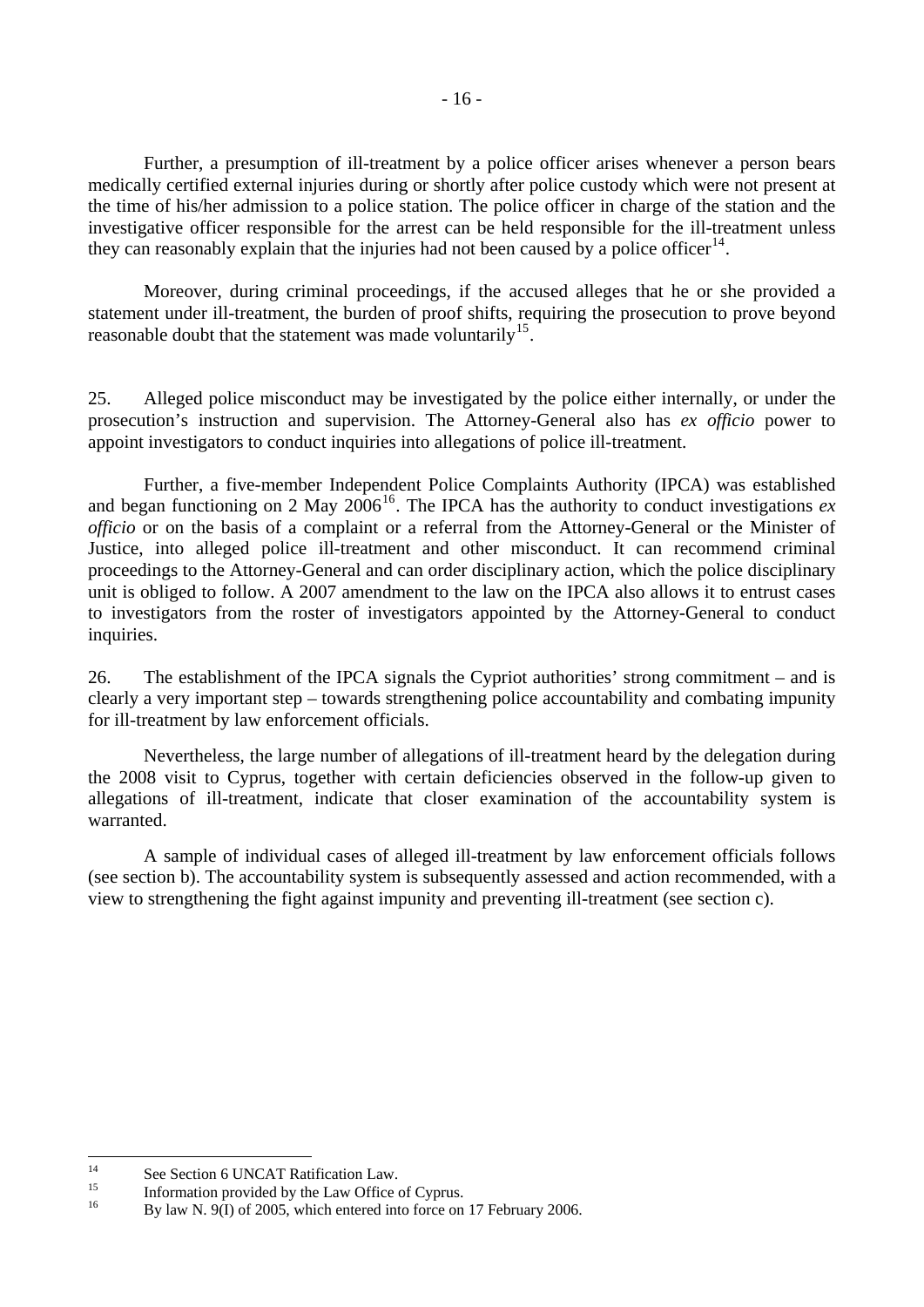Further, a presumption of ill-treatment by a police officer arises whenever a person bears medically certified external injuries during or shortly after police custody which were not present at the time of his/her admission to a police station. The police officer in charge of the station and the investigative officer responsible for the arrest can be held responsible for the ill-treatment unless they can reasonably explain that the injuries had not been caused by a police officer[14].

Moreover, during criminal proceedings, if the accused alleges that he or she provided a statement under ill-treatment, the burden of proof shifts, requiring the prosecution to prove beyond reasonable doubt that the statement was made voluntarily[15].

25. Alleged police misconduct may be investigated by the police either internally, or under the prosecution's instruction and supervision. The Attorney-General also has *ex officio* power to appoint investigators to conduct inquiries into allegations of police ill-treatment.

Further, a five-member Independent Police Complaints Authority (IPCA) was established and began functioning on 2 May 2006[16]. The IPCA has the authority to conduct investigations *ex officio* or on the basis of a complaint or a referral from the Attorney-General or the Minister of Justice, into alleged police ill-treatment and other misconduct. It can recommend criminal proceedings to the Attorney-General and can order disciplinary action, which the police disciplinary unit is obliged to follow. A 2007 amendment to the law on the IPCA also allows it to entrust cases to investigators from the roster of investigators appointed by the Attorney-General to conduct inquiries.

26. The establishment of the IPCA signals the Cypriot authorities' strong commitment – and is clearly a very important step – towards strengthening police accountability and combating impunity for ill-treatment by law enforcement officials.

Nevertheless, the large number of allegations of ill-treatment heard by the delegation during the 2008 visit to Cyprus, together with certain deficiencies observed in the follow-up given to allegations of ill-treatment, indicate that closer examination of the accountability system is warranted.

A sample of individual cases of alleged ill-treatment by law enforcement officials follows (see section b). The accountability system is subsequently assessed and action recommended, with a view to strengthening the fight against impunity and preventing ill-treatment (see section c).

---

[14] See Section 6 UNCAT Ratification Law.

[15] Information provided by the Law Office of Cyprus.

[16] By law N. 9(I) of 2005, which entered into force on 17 February 2006.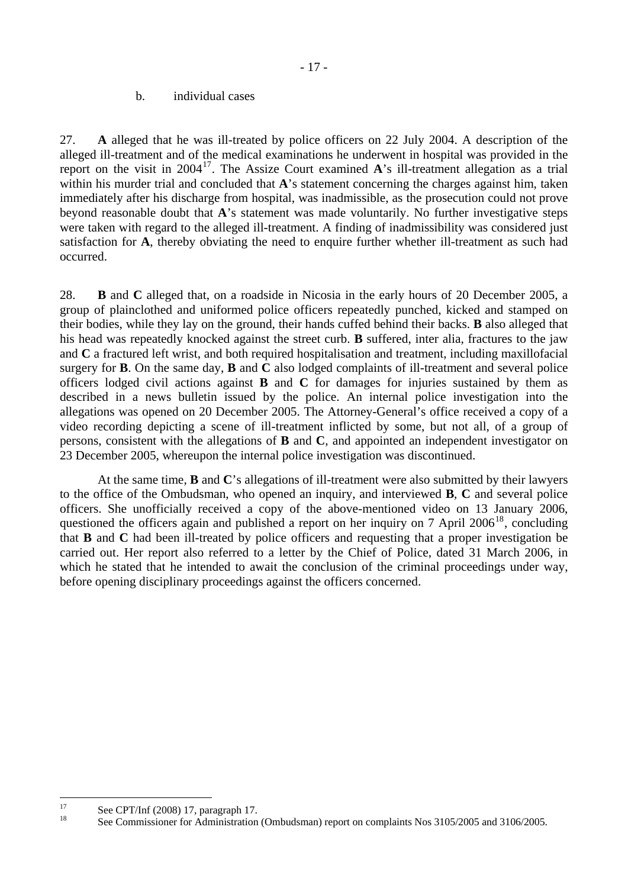b. individual cases

27. **A** alleged that he was ill-treated by police officers on 22 July 2004. A description of the alleged ill-treatment and of the medical examinations he underwent in hospital was provided in the report on the visit in 2004[17]. The Assize Court examined **A**'s ill-treatment allegation as a trial within his murder trial and concluded that **A**'s statement concerning the charges against him, taken immediately after his discharge from hospital, was inadmissible, as the prosecution could not prove beyond reasonable doubt that **A**'s statement was made voluntarily. No further investigative steps were taken with regard to the alleged ill-treatment. A finding of inadmissibility was considered just satisfaction for **A**, thereby obviating the need to enquire further whether ill-treatment as such had occurred.

28. **B** and **C** alleged that, on a roadside in Nicosia in the early hours of 20 December 2005, a group of plainclothed and uniformed police officers repeatedly punched, kicked and stamped on their bodies, while they lay on the ground, their hands cuffed behind their backs. **B** also alleged that his head was repeatedly knocked against the street curb. **B** suffered, inter alia, fractures to the jaw and **C** a fractured left wrist, and both required hospitalisation and treatment, including maxillofacial surgery for **B**. On the same day, **B** and **C** also lodged complaints of ill-treatment and several police officers lodged civil actions against **B** and **C** for damages for injuries sustained by them as described in a news bulletin issued by the police. An internal police investigation into the allegations was opened on 20 December 2005. The Attorney-General's office received a copy of a video recording depicting a scene of ill-treatment inflicted by some, but not all, of a group of persons, consistent with the allegations of **B** and **C**, and appointed an independent investigator on 23 December 2005, whereupon the internal police investigation was discontinued.

At the same time, **B** and **C**'s allegations of ill-treatment were also submitted by their lawyers to the office of the Ombudsman, who opened an inquiry, and interviewed **B**, **C** and several police officers. She unofficially received a copy of the above-mentioned video on 13 January 2006, questioned the officers again and published a report on her inquiry on 7 April 2006[18], concluding that **B** and **C** had been ill-treated by police officers and requesting that a proper investigation be carried out. Her report also referred to a letter by the Chief of Police, dated 31 March 2006, in which he stated that he intended to await the conclusion of the criminal proceedings under way, before opening disciplinary proceedings against the officers concerned.

---

[17] See CPT/Inf (2008) 17, paragraph 17.

[18] See Commissioner for Administration (Ombudsman) report on complaints Nos 3105/2005 and 3106/2005.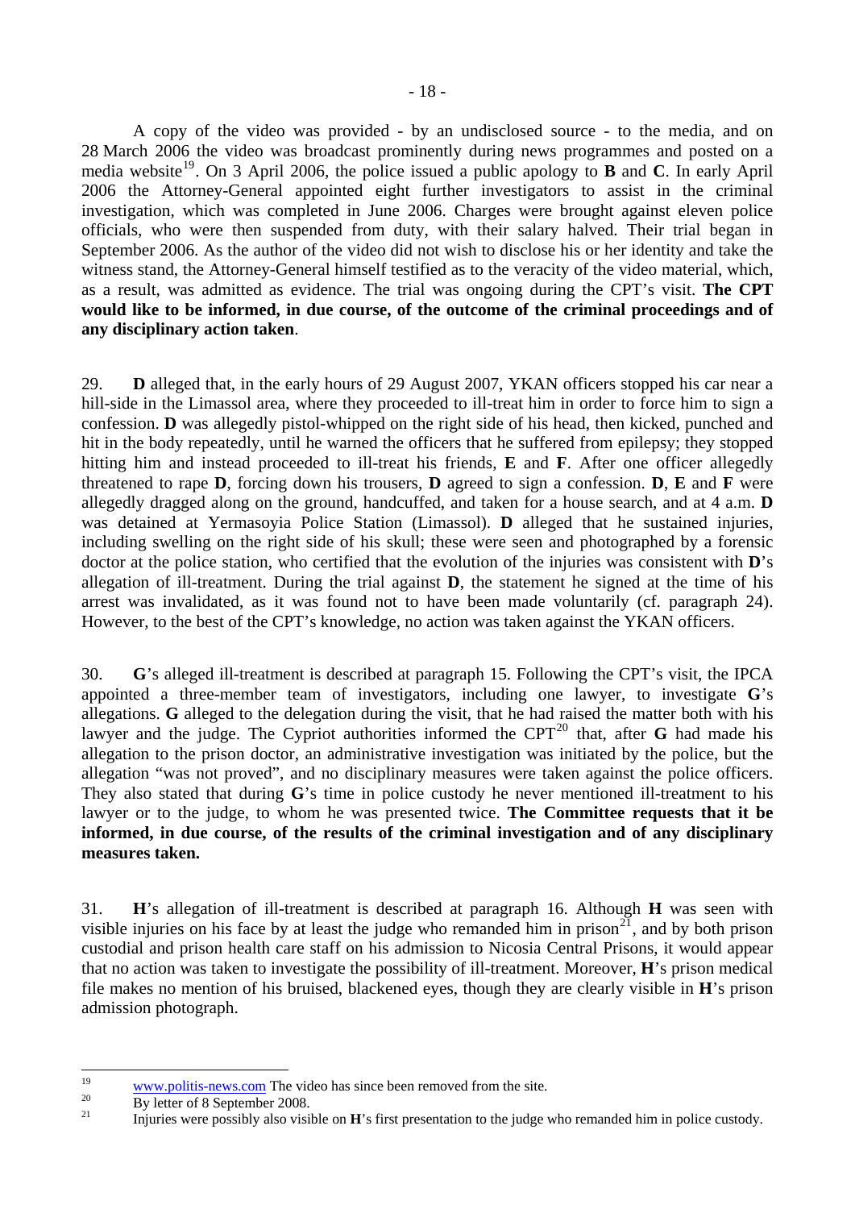A copy of the video was provided - by an undisclosed source - to the media, and on 28 March 2006 the video was broadcast prominently during news programmes and posted on a media website[19]. On 3 April 2006, the police issued a public apology to **B** and **C**. In early April 2006 the Attorney-General appointed eight further investigators to assist in the criminal investigation, which was completed in June 2006. Charges were brought against eleven police officials, who were then suspended from duty, with their salary halved. Their trial began in September 2006. As the author of the video did not wish to disclose his or her identity and take the witness stand, the Attorney-General himself testified as to the veracity of the video material, which, as a result, was admitted as evidence. The trial was ongoing during the CPT's visit. **The CPT would like to be informed, in due course, of the outcome of the criminal proceedings and of any disciplinary action taken**.

29. **D** alleged that, in the early hours of 29 August 2007, YKAN officers stopped his car near a hill-side in the Limassol area, where they proceeded to ill-treat him in order to force him to sign a confession. **D** was allegedly pistol-whipped on the right side of his head, then kicked, punched and hit in the body repeatedly, until he warned the officers that he suffered from epilepsy; they stopped hitting him and instead proceeded to ill-treat his friends, **E** and **F**. After one officer allegedly threatened to rape **D**, forcing down his trousers, **D** agreed to sign a confession. **D**, **E** and **F** were allegedly dragged along on the ground, handcuffed, and taken for a house search, and at 4 a.m. **D** was detained at Yermasoyia Police Station (Limassol). **D** alleged that he sustained injuries, including swelling on the right side of his skull; these were seen and photographed by a forensic doctor at the police station, who certified that the evolution of the injuries was consistent with **D**'s allegation of ill-treatment. During the trial against **D**, the statement he signed at the time of his arrest was invalidated, as it was found not to have been made voluntarily (cf. paragraph 24). However, to the best of the CPT's knowledge, no action was taken against the YKAN officers.

30. **G**'s alleged ill-treatment is described at paragraph 15. Following the CPT's visit, the IPCA appointed a three-member team of investigators, including one lawyer, to investigate **G**'s allegations. **G** alleged to the delegation during the visit, that he had raised the matter both with his lawyer and the judge. The Cypriot authorities informed the CPT[20] that, after **G** had made his allegation to the prison doctor, an administrative investigation was initiated by the police, but the allegation "was not proved", and no disciplinary measures were taken against the police officers. They also stated that during **G**'s time in police custody he never mentioned ill-treatment to his lawyer or to the judge, to whom he was presented twice. **The Committee requests that it be informed, in due course, of the results of the criminal investigation and of any disciplinary measures taken.**

31. **H**'s allegation of ill-treatment is described at paragraph 16. Although **H** was seen with visible injuries on his face by at least the judge who remanded him in prison[21], and by both prison custodial and prison health care staff on his admission to Nicosia Central Prisons, it would appear that no action was taken to investigate the possibility of ill-treatment. Moreover, **H**'s prison medical file makes no mention of his bruised, blackened eyes, though they are clearly visible in **H**'s prison admission photograph.

---

[19] www.politis-news.com The video has since been removed from the site.

[20] By letter of 8 September 2008.

[21] Injuries were possibly also visible on **H**'s first presentation to the judge who remanded him in police custody.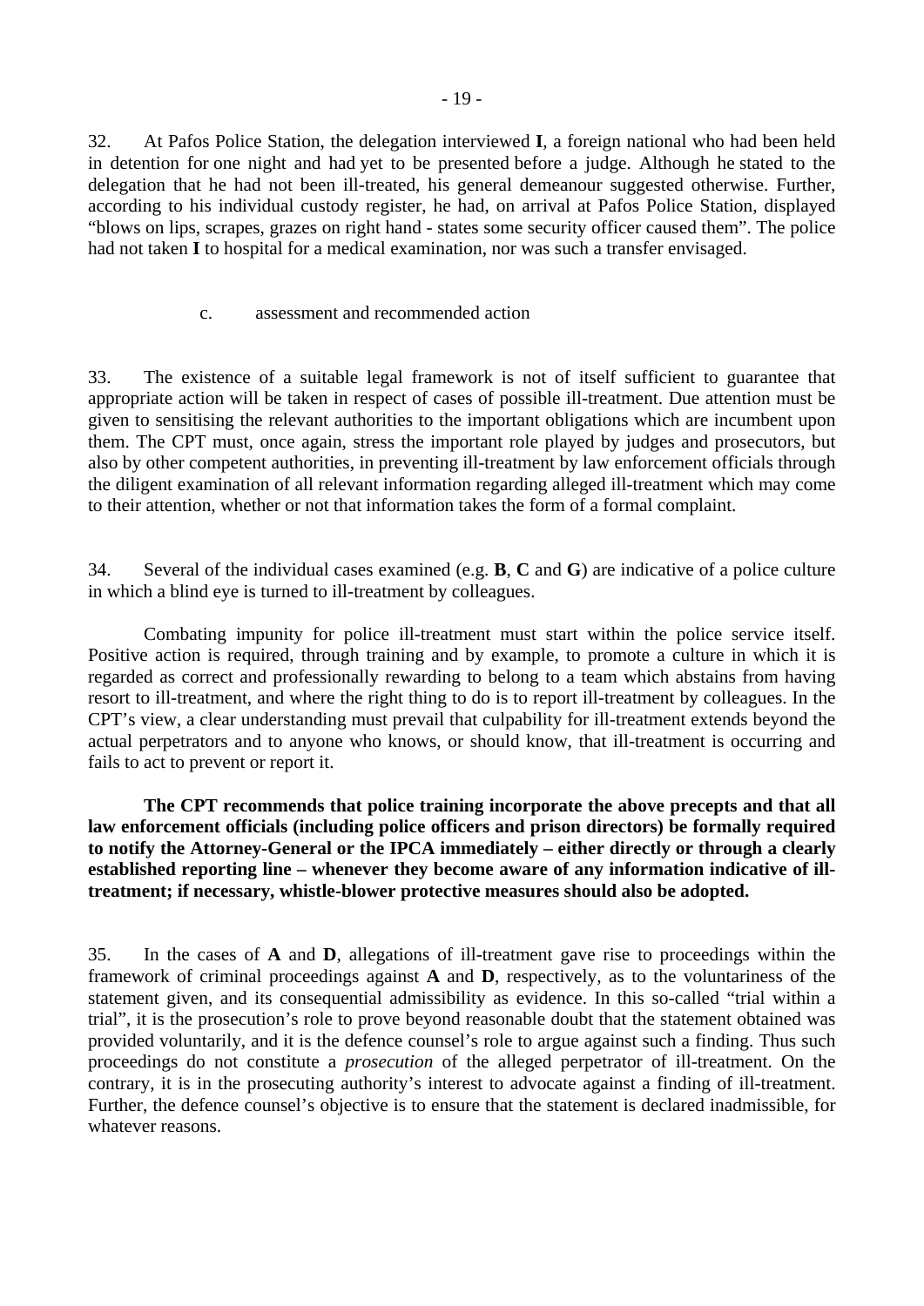32. At Pafos Police Station, the delegation interviewed **I**, a foreign national who had been held in detention for one night and had yet to be presented before a judge. Although he stated to the delegation that he had not been ill-treated, his general demeanour suggested otherwise. Further, according to his individual custody register, he had, on arrival at Pafos Police Station, displayed "blows on lips, scrapes, grazes on right hand - states some security officer caused them". The police had not taken **I** to hospital for a medical examination, nor was such a transfer envisaged.

c. assessment and recommended action

33. The existence of a suitable legal framework is not of itself sufficient to guarantee that appropriate action will be taken in respect of cases of possible ill-treatment. Due attention must be given to sensitising the relevant authorities to the important obligations which are incumbent upon them. The CPT must, once again, stress the important role played by judges and prosecutors, but also by other competent authorities, in preventing ill-treatment by law enforcement officials through the diligent examination of all relevant information regarding alleged ill-treatment which may come to their attention, whether or not that information takes the form of a formal complaint.

34. Several of the individual cases examined (e.g. **B**, **C** and **G**) are indicative of a police culture in which a blind eye is turned to ill-treatment by colleagues.

Combating impunity for police ill-treatment must start within the police service itself. Positive action is required, through training and by example, to promote a culture in which it is regarded as correct and professionally rewarding to belong to a team which abstains from having resort to ill-treatment, and where the right thing to do is to report ill-treatment by colleagues. In the CPT's view, a clear understanding must prevail that culpability for ill-treatment extends beyond the actual perpetrators and to anyone who knows, or should know, that ill-treatment is occurring and fails to act to prevent or report it.

**The CPT recommends that police training incorporate the above precepts and that all law enforcement officials (including police officers and prison directors) be formally required to notify the Attorney-General or the IPCA immediately – either directly or through a clearly established reporting line – whenever they become aware of any information indicative of ill-treatment; if necessary, whistle-blower protective measures should also be adopted.**

35. In the cases of **A** and **D**, allegations of ill-treatment gave rise to proceedings within the framework of criminal proceedings against **A** and **D**, respectively, as to the voluntariness of the statement given, and its consequential admissibility as evidence. In this so-called "trial within a trial", it is the prosecution's role to prove beyond reasonable doubt that the statement obtained was provided voluntarily, and it is the defence counsel's role to argue against such a finding. Thus such proceedings do not constitute a *prosecution* of the alleged perpetrator of ill-treatment. On the contrary, it is in the prosecuting authority's interest to advocate against a finding of ill-treatment. Further, the defence counsel's objective is to ensure that the statement is declared inadmissible, for whatever reasons.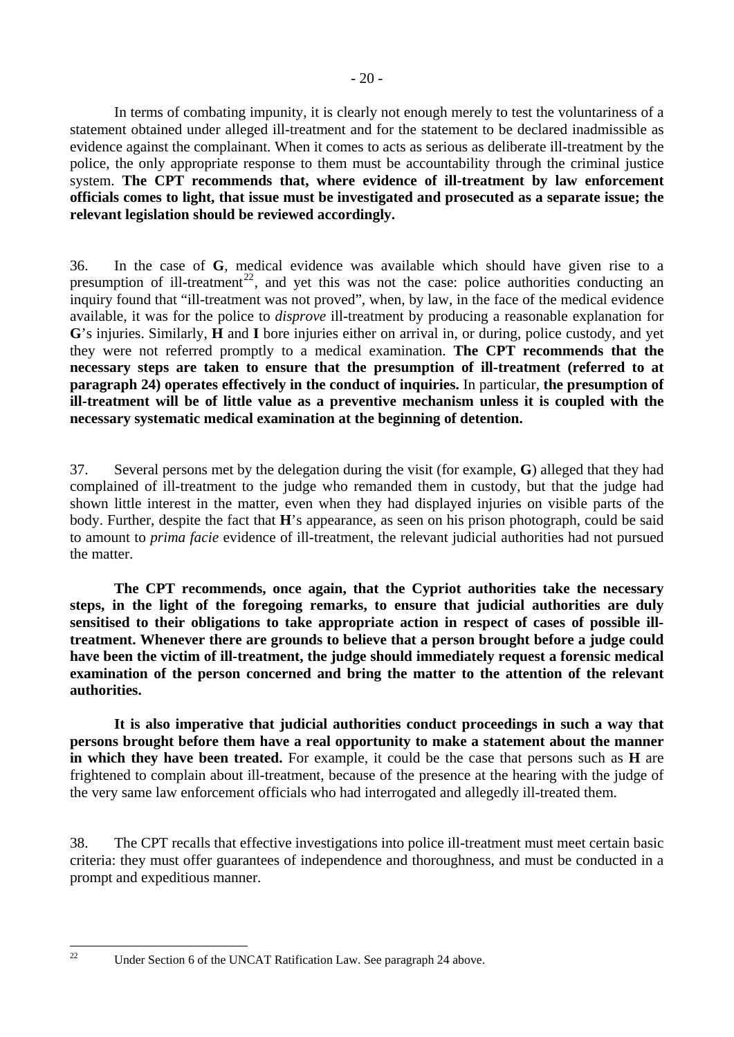In terms of combating impunity, it is clearly not enough merely to test the voluntariness of a statement obtained under alleged ill-treatment and for the statement to be declared inadmissible as evidence against the complainant. When it comes to acts as serious as deliberate ill-treatment by the police, the only appropriate response to them must be accountability through the criminal justice system. **The CPT recommends that, where evidence of ill-treatment by law enforcement officials comes to light, that issue must be investigated and prosecuted as a separate issue; the relevant legislation should be reviewed accordingly.**

36. In the case of **G**, medical evidence was available which should have given rise to a presumption of ill-treatment[22], and yet this was not the case: police authorities conducting an inquiry found that "ill-treatment was not proved", when, by law, in the face of the medical evidence available, it was for the police to *disprove* ill-treatment by producing a reasonable explanation for **G**'s injuries. Similarly, **H** and **I** bore injuries either on arrival in, or during, police custody, and yet they were not referred promptly to a medical examination. **The CPT recommends that the necessary steps are taken to ensure that the presumption of ill-treatment (referred to at paragraph 24) operates effectively in the conduct of inquiries.** In particular, **the presumption of ill-treatment will be of little value as a preventive mechanism unless it is coupled with the necessary systematic medical examination at the beginning of detention.**

37. Several persons met by the delegation during the visit (for example, **G**) alleged that they had complained of ill-treatment to the judge who remanded them in custody, but that the judge had shown little interest in the matter, even when they had displayed injuries on visible parts of the body. Further, despite the fact that **H**'s appearance, as seen on his prison photograph, could be said to amount to *prima facie* evidence of ill-treatment, the relevant judicial authorities had not pursued the matter.

**The CPT recommends, once again, that the Cypriot authorities take the necessary steps, in the light of the foregoing remarks, to ensure that judicial authorities are duly sensitised to their obligations to take appropriate action in respect of cases of possible ill-treatment. Whenever there are grounds to believe that a person brought before a judge could have been the victim of ill-treatment, the judge should immediately request a forensic medical examination of the person concerned and bring the matter to the attention of the relevant authorities.**

**It is also imperative that judicial authorities conduct proceedings in such a way that persons brought before them have a real opportunity to make a statement about the manner in which they have been treated.** For example, it could be the case that persons such as **H** are frightened to complain about ill-treatment, because of the presence at the hearing with the judge of the very same law enforcement officials who had interrogated and allegedly ill-treated them.

38. The CPT recalls that effective investigations into police ill-treatment must meet certain basic criteria: they must offer guarantees of independence and thoroughness, and must be conducted in a prompt and expeditious manner.

---

[22] Under Section 6 of the UNCAT Ratification Law. See paragraph 24 above.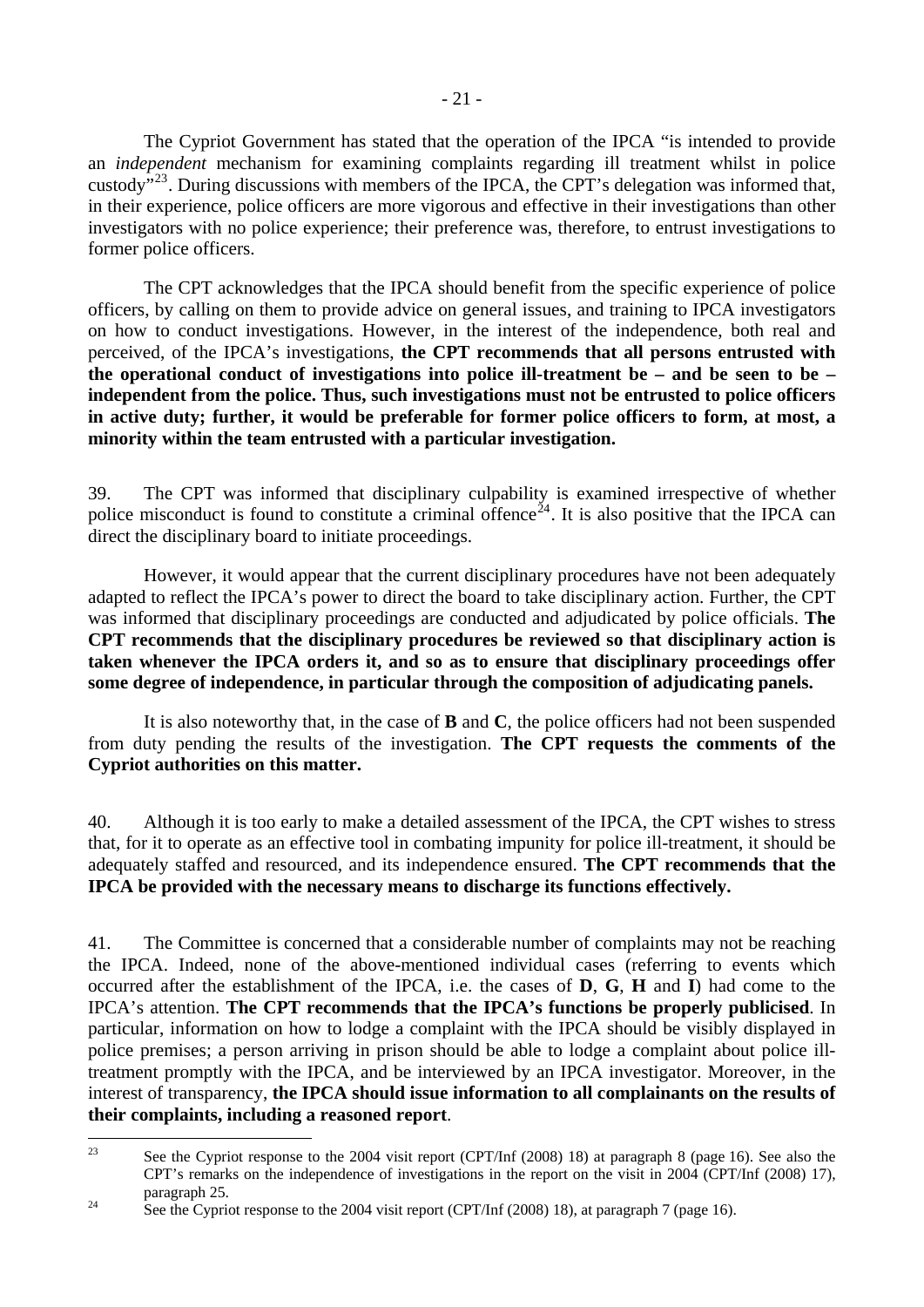The Cypriot Government has stated that the operation of the IPCA "is intended to provide an *independent* mechanism for examining complaints regarding ill treatment whilst in police custody"[23]. During discussions with members of the IPCA, the CPT's delegation was informed that, in their experience, police officers are more vigorous and effective in their investigations than other investigators with no police experience; their preference was, therefore, to entrust investigations to former police officers.

The CPT acknowledges that the IPCA should benefit from the specific experience of police officers, by calling on them to provide advice on general issues, and training to IPCA investigators on how to conduct investigations. However, in the interest of the independence, both real and perceived, of the IPCA's investigations, **the CPT recommends that all persons entrusted with the operational conduct of investigations into police ill-treatment be – and be seen to be – independent from the police. Thus, such investigations must not be entrusted to police officers in active duty; further, it would be preferable for former police officers to form, at most, a minority within the team entrusted with a particular investigation.**

39. The CPT was informed that disciplinary culpability is examined irrespective of whether police misconduct is found to constitute a criminal offence[24]. It is also positive that the IPCA can direct the disciplinary board to initiate proceedings.

However, it would appear that the current disciplinary procedures have not been adequately adapted to reflect the IPCA's power to direct the board to take disciplinary action. Further, the CPT was informed that disciplinary proceedings are conducted and adjudicated by police officials. **The CPT recommends that the disciplinary procedures be reviewed so that disciplinary action is taken whenever the IPCA orders it, and so as to ensure that disciplinary proceedings offer some degree of independence, in particular through the composition of adjudicating panels.**

It is also noteworthy that, in the case of **B** and **C**, the police officers had not been suspended from duty pending the results of the investigation. **The CPT requests the comments of the Cypriot authorities on this matter.**

40. Although it is too early to make a detailed assessment of the IPCA, the CPT wishes to stress that, for it to operate as an effective tool in combating impunity for police ill-treatment, it should be adequately staffed and resourced, and its independence ensured. **The CPT recommends that the IPCA be provided with the necessary means to discharge its functions effectively.**

41. The Committee is concerned that a considerable number of complaints may not be reaching the IPCA. Indeed, none of the above-mentioned individual cases (referring to events which occurred after the establishment of the IPCA, i.e. the cases of **D**, **G**, **H** and **I**) had come to the IPCA's attention. **The CPT recommends that the IPCA's functions be properly publicised**. In particular, information on how to lodge a complaint with the IPCA should be visibly displayed in police premises; a person arriving in prison should be able to lodge a complaint about police ill-treatment promptly with the IPCA, and be interviewed by an IPCA investigator. Moreover, in the interest of transparency, **the IPCA should issue information to all complainants on the results of their complaints, including a reasoned report**.

---

[23] See the Cypriot response to the 2004 visit report (CPT/Inf (2008) 18) at paragraph 8 (page 16). See also the CPT's remarks on the independence of investigations in the report on the visit in 2004 (CPT/Inf (2008) 17), paragraph 25.

[24] See the Cypriot response to the 2004 visit report (CPT/Inf (2008) 18), at paragraph 7 (page 16).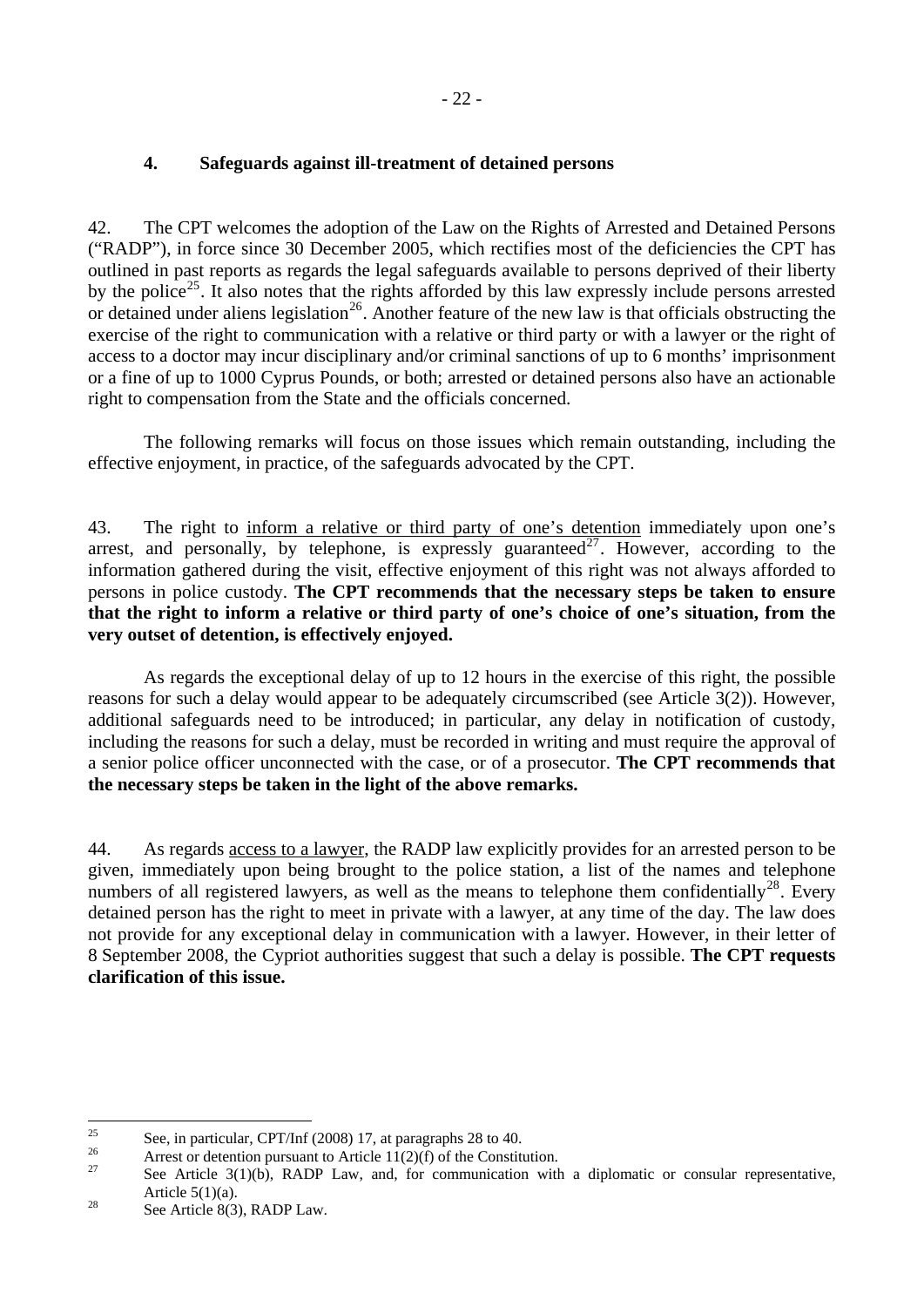### 4. Safeguards against ill-treatment of detained persons

42. The CPT welcomes the adoption of the Law on the Rights of Arrested and Detained Persons ("RADP"), in force since 30 December 2005, which rectifies most of the deficiencies the CPT has outlined in past reports as regards the legal safeguards available to persons deprived of their liberty by the police[25]. It also notes that the rights afforded by this law expressly include persons arrested or detained under aliens legislation[26]. Another feature of the new law is that officials obstructing the exercise of the right to communication with a relative or third party or with a lawyer or the right of access to a doctor may incur disciplinary and/or criminal sanctions of up to 6 months' imprisonment or a fine of up to 1000 Cyprus Pounds, or both; arrested or detained persons also have an actionable right to compensation from the State and the officials concerned.

The following remarks will focus on those issues which remain outstanding, including the effective enjoyment, in practice, of the safeguards advocated by the CPT.

43. The right to inform a relative or third party of one's detention immediately upon one's arrest, and personally, by telephone, is expressly guaranteed[27]. However, according to the information gathered during the visit, effective enjoyment of this right was not always afforded to persons in police custody. **The CPT recommends that the necessary steps be taken to ensure that the right to inform a relative or third party of one's choice of one's situation, from the very outset of detention, is effectively enjoyed.**

As regards the exceptional delay of up to 12 hours in the exercise of this right, the possible reasons for such a delay would appear to be adequately circumscribed (see Article 3(2)). However, additional safeguards need to be introduced; in particular, any delay in notification of custody, including the reasons for such a delay, must be recorded in writing and must require the approval of a senior police officer unconnected with the case, or of a prosecutor. **The CPT recommends that the necessary steps be taken in the light of the above remarks.**

44. As regards access to a lawyer, the RADP law explicitly provides for an arrested person to be given, immediately upon being brought to the police station, a list of the names and telephone numbers of all registered lawyers, as well as the means to telephone them confidentially[28]. Every detained person has the right to meet in private with a lawyer, at any time of the day. The law does not provide for any exceptional delay in communication with a lawyer. However, in their letter of 8 September 2008, the Cypriot authorities suggest that such a delay is possible. **The CPT requests clarification of this issue.**

---

[25] See, in particular, CPT/Inf (2008) 17, at paragraphs 28 to 40.

[26] Arrest or detention pursuant to Article 11(2)(f) of the Constitution.

[27] See Article 3(1)(b), RADP Law, and, for communication with a diplomatic or consular representative, Article 5(1)(a).

[28] See Article 8(3), RADP Law.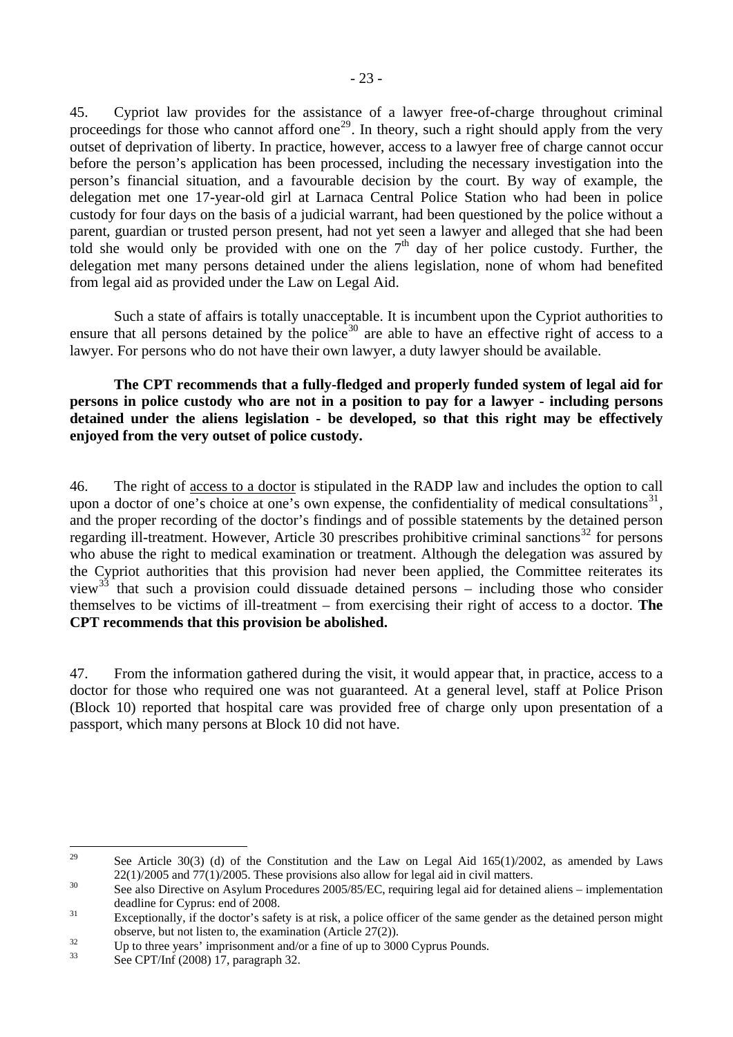45. Cypriot law provides for the assistance of a lawyer free-of-charge throughout criminal proceedings for those who cannot afford one[29]. In theory, such a right should apply from the very outset of deprivation of liberty. In practice, however, access to a lawyer free of charge cannot occur before the person's application has been processed, including the necessary investigation into the person's financial situation, and a favourable decision by the court. By way of example, the delegation met one 17-year-old girl at Larnaca Central Police Station who had been in police custody for four days on the basis of a judicial warrant, had been questioned by the police without a parent, guardian or trusted person present, had not yet seen a lawyer and alleged that she had been told she would only be provided with one on the 7th day of her police custody. Further, the delegation met many persons detained under the aliens legislation, none of whom had benefited from legal aid as provided under the Law on Legal Aid.

Such a state of affairs is totally unacceptable. It is incumbent upon the Cypriot authorities to ensure that all persons detained by the police[30] are able to have an effective right of access to a lawyer. For persons who do not have their own lawyer, a duty lawyer should be available.

**The CPT recommends that a fully-fledged and properly funded system of legal aid for persons in police custody who are not in a position to pay for a lawyer - including persons detained under the aliens legislation - be developed, so that this right may be effectively enjoyed from the very outset of police custody.**

46. The right of access to a doctor is stipulated in the RADP law and includes the option to call upon a doctor of one's choice at one's own expense, the confidentiality of medical consultations[31], and the proper recording of the doctor's findings and of possible statements by the detained person regarding ill-treatment. However, Article 30 prescribes prohibitive criminal sanctions[32] for persons who abuse the right to medical examination or treatment. Although the delegation was assured by the Cypriot authorities that this provision had never been applied, the Committee reiterates its view[33] that such a provision could dissuade detained persons – including those who consider themselves to be victims of ill-treatment – from exercising their right of access to a doctor. **The CPT recommends that this provision be abolished.**

47. From the information gathered during the visit, it would appear that, in practice, access to a doctor for those who required one was not guaranteed. At a general level, staff at Police Prison (Block 10) reported that hospital care was provided free of charge only upon presentation of a passport, which many persons at Block 10 did not have.

---

[29] See Article 30(3) (d) of the Constitution and the Law on Legal Aid 165(1)/2002, as amended by Laws 22(1)/2005 and 77(1)/2005. These provisions also allow for legal aid in civil matters.

[30] See also Directive on Asylum Procedures 2005/85/EC, requiring legal aid for detained aliens – implementation deadline for Cyprus: end of 2008.

[31] Exceptionally, if the doctor's safety is at risk, a police officer of the same gender as the detained person might observe, but not listen to, the examination (Article 27(2)).

[32] Up to three years' imprisonment and/or a fine of up to 3000 Cyprus Pounds.

[33] See CPT/Inf (2008) 17, paragraph 32.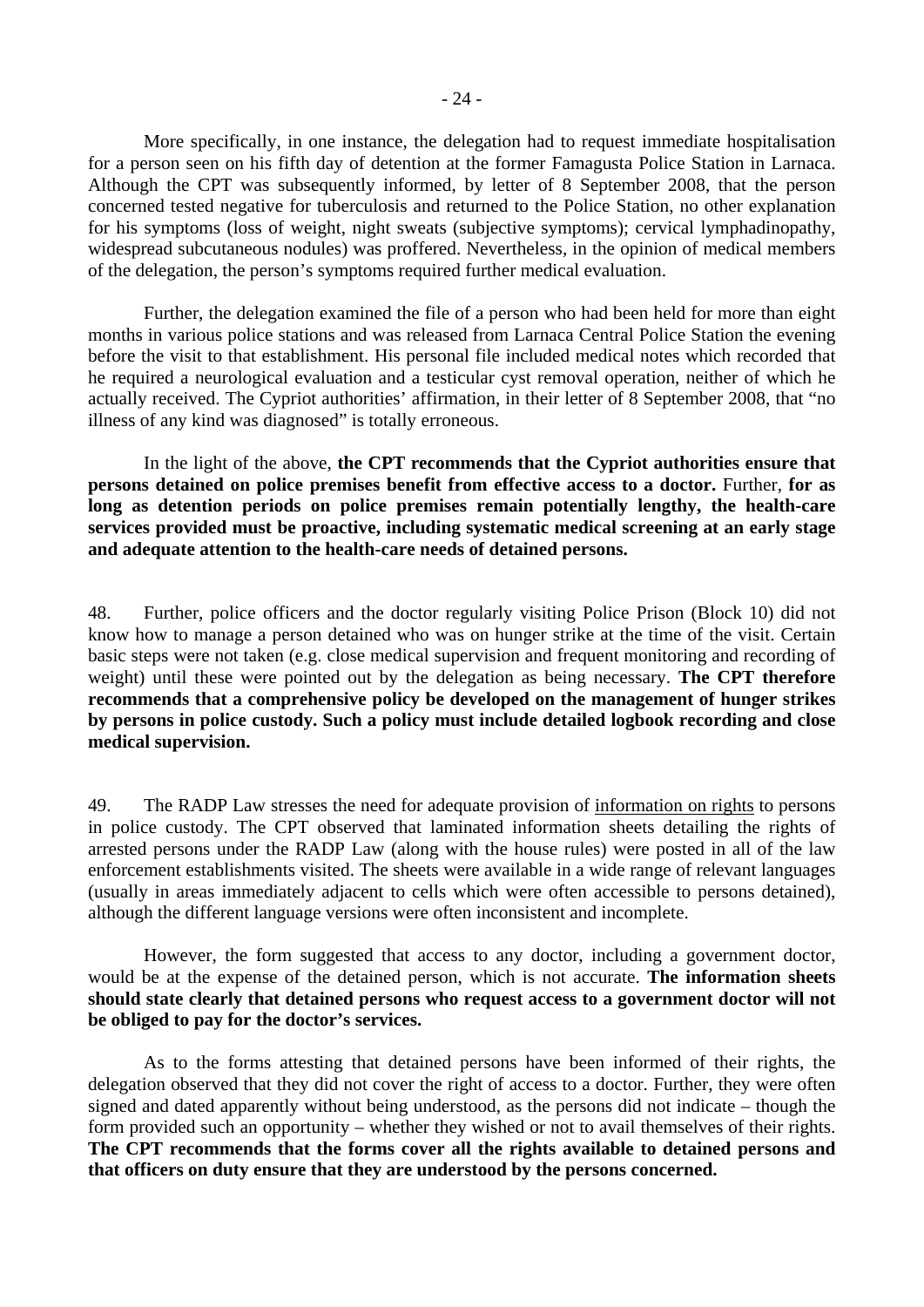More specifically, in one instance, the delegation had to request immediate hospitalisation for a person seen on his fifth day of detention at the former Famagusta Police Station in Larnaca. Although the CPT was subsequently informed, by letter of 8 September 2008, that the person concerned tested negative for tuberculosis and returned to the Police Station, no other explanation for his symptoms (loss of weight, night sweats (subjective symptoms); cervical lymphadinopathy, widespread subcutaneous nodules) was proffered. Nevertheless, in the opinion of medical members of the delegation, the person's symptoms required further medical evaluation.

Further, the delegation examined the file of a person who had been held for more than eight months in various police stations and was released from Larnaca Central Police Station the evening before the visit to that establishment. His personal file included medical notes which recorded that he required a neurological evaluation and a testicular cyst removal operation, neither of which he actually received. The Cypriot authorities' affirmation, in their letter of 8 September 2008, that "no illness of any kind was diagnosed" is totally erroneous.

In the light of the above, **the CPT recommends that the Cypriot authorities ensure that persons detained on police premises benefit from effective access to a doctor.** Further, **for as long as detention periods on police premises remain potentially lengthy, the health-care services provided must be proactive, including systematic medical screening at an early stage and adequate attention to the health-care needs of detained persons.**

48. Further, police officers and the doctor regularly visiting Police Prison (Block 10) did not know how to manage a person detained who was on hunger strike at the time of the visit. Certain basic steps were not taken (e.g. close medical supervision and frequent monitoring and recording of weight) until these were pointed out by the delegation as being necessary. **The CPT therefore recommends that a comprehensive policy be developed on the management of hunger strikes by persons in police custody. Such a policy must include detailed logbook recording and close medical supervision.**

49. The RADP Law stresses the need for adequate provision of <u>information on rights</u> to persons in police custody. The CPT observed that laminated information sheets detailing the rights of arrested persons under the RADP Law (along with the house rules) were posted in all of the law enforcement establishments visited. The sheets were available in a wide range of relevant languages (usually in areas immediately adjacent to cells which were often accessible to persons detained), although the different language versions were often inconsistent and incomplete.

However, the form suggested that access to any doctor, including a government doctor, would be at the expense of the detained person, which is not accurate. **The information sheets should state clearly that detained persons who request access to a government doctor will not be obliged to pay for the doctor's services.**

As to the forms attesting that detained persons have been informed of their rights, the delegation observed that they did not cover the right of access to a doctor. Further, they were often signed and dated apparently without being understood, as the persons did not indicate – though the form provided such an opportunity – whether they wished or not to avail themselves of their rights. **The CPT recommends that the forms cover all the rights available to detained persons and that officers on duty ensure that they are understood by the persons concerned.**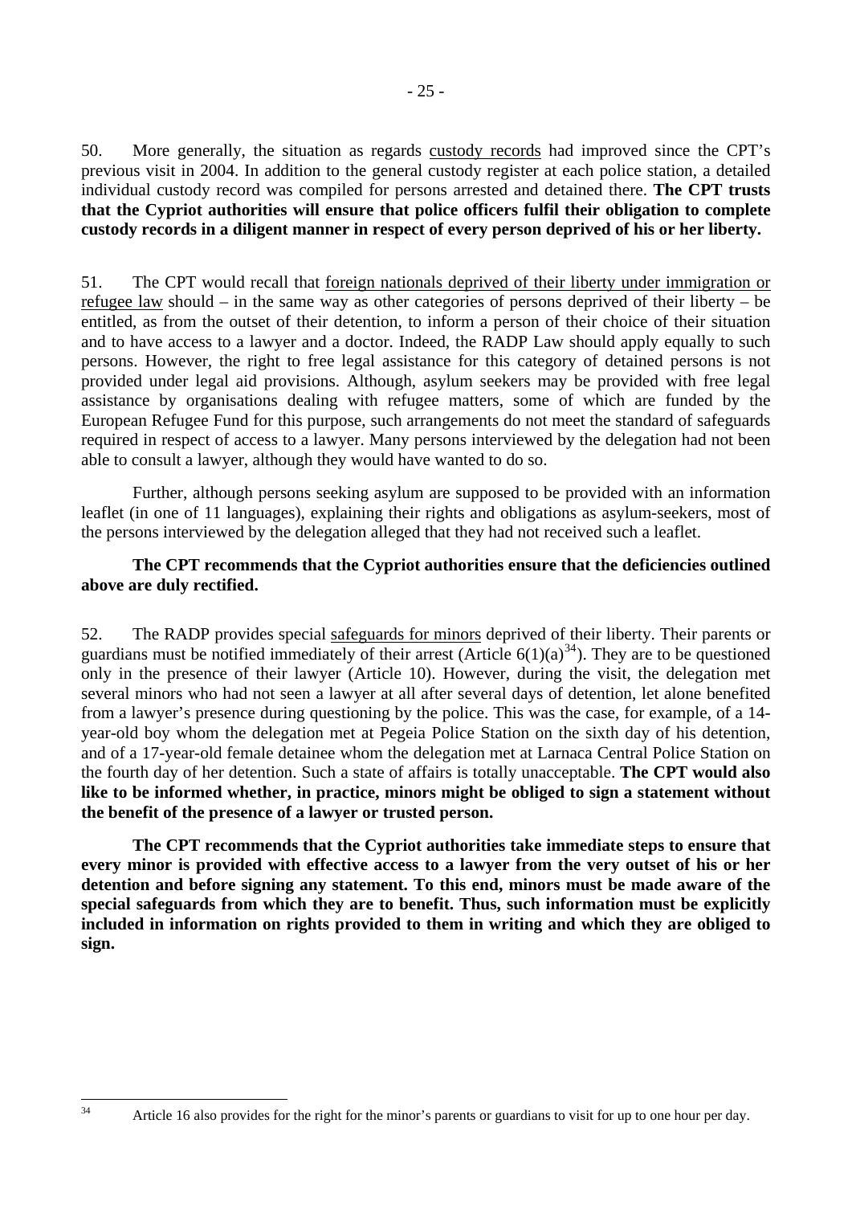50. More generally, the situation as regards custody records had improved since the CPT's previous visit in 2004. In addition to the general custody register at each police station, a detailed individual custody record was compiled for persons arrested and detained there. **The CPT trusts that the Cypriot authorities will ensure that police officers fulfil their obligation to complete custody records in a diligent manner in respect of every person deprived of his or her liberty.**

51. The CPT would recall that foreign nationals deprived of their liberty under immigration or refugee law should – in the same way as other categories of persons deprived of their liberty – be entitled, as from the outset of their detention, to inform a person of their choice of their situation and to have access to a lawyer and a doctor. Indeed, the RADP Law should apply equally to such persons. However, the right to free legal assistance for this category of detained persons is not provided under legal aid provisions. Although, asylum seekers may be provided with free legal assistance by organisations dealing with refugee matters, some of which are funded by the European Refugee Fund for this purpose, such arrangements do not meet the standard of safeguards required in respect of access to a lawyer. Many persons interviewed by the delegation had not been able to consult a lawyer, although they would have wanted to do so.

Further, although persons seeking asylum are supposed to be provided with an information leaflet (in one of 11 languages), explaining their rights and obligations as asylum-seekers, most of the persons interviewed by the delegation alleged that they had not received such a leaflet.

**The CPT recommends that the Cypriot authorities ensure that the deficiencies outlined above are duly rectified.**

52. The RADP provides special safeguards for minors deprived of their liberty. Their parents or guardians must be notified immediately of their arrest (Article 6(1)(a)[34]). They are to be questioned only in the presence of their lawyer (Article 10). However, during the visit, the delegation met several minors who had not seen a lawyer at all after several days of detention, let alone benefited from a lawyer's presence during questioning by the police. This was the case, for example, of a 14-year-old boy whom the delegation met at Pegeia Police Station on the sixth day of his detention, and of a 17-year-old female detainee whom the delegation met at Larnaca Central Police Station on the fourth day of her detention. Such a state of affairs is totally unacceptable. **The CPT would also like to be informed whether, in practice, minors might be obliged to sign a statement without the benefit of the presence of a lawyer or trusted person.**

**The CPT recommends that the Cypriot authorities take immediate steps to ensure that every minor is provided with effective access to a lawyer from the very outset of his or her detention and before signing any statement. To this end, minors must be made aware of the special safeguards from which they are to benefit. Thus, such information must be explicitly included in information on rights provided to them in writing and which they are obliged to sign.**

---

[34] Article 16 also provides for the right for the minor's parents or guardians to visit for up to one hour per day.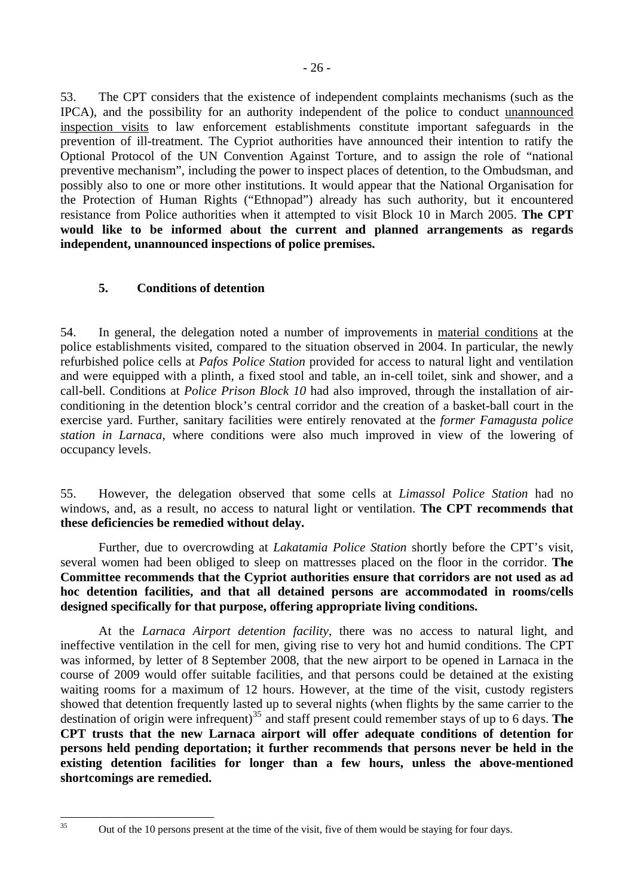53. The CPT considers that the existence of independent complaints mechanisms (such as the IPCA), and the possibility for an authority independent of the police to conduct unannounced inspection visits to law enforcement establishments constitute important safeguards in the prevention of ill-treatment. The Cypriot authorities have announced their intention to ratify the Optional Protocol of the UN Convention Against Torture, and to assign the role of "national preventive mechanism", including the power to inspect places of detention, to the Ombudsman, and possibly also to one or more other institutions. It would appear that the National Organisation for the Protection of Human Rights ("Ethnopad") already has such authority, but it encountered resistance from Police authorities when it attempted to visit Block 10 in March 2005. **The CPT would like to be informed about the current and planned arrangements as regards independent, unannounced inspections of police premises.**

### 5. Conditions of detention

54. In general, the delegation noted a number of improvements in material conditions at the police establishments visited, compared to the situation observed in 2004. In particular, the newly refurbished police cells at *Pafos Police Station* provided for access to natural light and ventilation and were equipped with a plinth, a fixed stool and table, an in-cell toilet, sink and shower, and a call-bell. Conditions at *Police Prison Block 10* had also improved, through the installation of air-conditioning in the detention block's central corridor and the creation of a basket-ball court in the exercise yard. Further, sanitary facilities were entirely renovated at the *former Famagusta police station in Larnaca*, where conditions were also much improved in view of the lowering of occupancy levels.

55. However, the delegation observed that some cells at *Limassol Police Station* had no windows, and, as a result, no access to natural light or ventilation. **The CPT recommends that these deficiencies be remedied without delay.**

Further, due to overcrowding at *Lakatamia Police Station* shortly before the CPT's visit, several women had been obliged to sleep on mattresses placed on the floor in the corridor. **The Committee recommends that the Cypriot authorities ensure that corridors are not used as ad hoc detention facilities, and that all detained persons are accommodated in rooms/cells designed specifically for that purpose, offering appropriate living conditions.**

At the *Larnaca Airport detention facility*, there was no access to natural light, and ineffective ventilation in the cell for men, giving rise to very hot and humid conditions. The CPT was informed, by letter of 8 September 2008, that the new airport to be opened in Larnaca in the course of 2009 would offer suitable facilities, and that persons could be detained at the existing waiting rooms for a maximum of 12 hours. However, at the time of the visit, custody registers showed that detention frequently lasted up to several nights (when flights by the same carrier to the destination of origin were infrequent)[35] and staff present could remember stays of up to 6 days. **The CPT trusts that the new Larnaca airport will offer adequate conditions of detention for persons held pending deportation; it further recommends that persons never be held in the existing detention facilities for longer than a few hours, unless the above-mentioned shortcomings are remedied.**

[35] Out of the 10 persons present at the time of the visit, five of them would be staying for four days.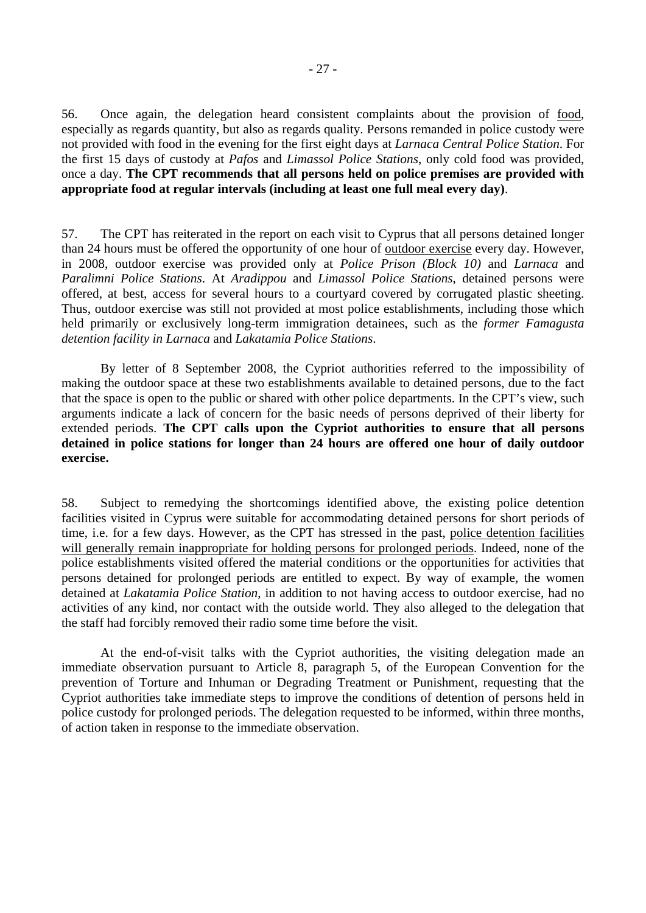56. Once again, the delegation heard consistent complaints about the provision of food, especially as regards quantity, but also as regards quality. Persons remanded in police custody were not provided with food in the evening for the first eight days at *Larnaca Central Police Station*. For the first 15 days of custody at *Pafos* and *Limassol Police Stations*, only cold food was provided, once a day. **The CPT recommends that all persons held on police premises are provided with appropriate food at regular intervals (including at least one full meal every day)**.

57. The CPT has reiterated in the report on each visit to Cyprus that all persons detained longer than 24 hours must be offered the opportunity of one hour of outdoor exercise every day. However, in 2008, outdoor exercise was provided only at *Police Prison (Block 10)* and *Larnaca* and *Paralimni Police Stations*. At *Aradippou* and *Limassol Police Stations*, detained persons were offered, at best, access for several hours to a courtyard covered by corrugated plastic sheeting. Thus, outdoor exercise was still not provided at most police establishments, including those which held primarily or exclusively long-term immigration detainees, such as the *former Famagusta detention facility in Larnaca* and *Lakatamia Police Stations*.

By letter of 8 September 2008, the Cypriot authorities referred to the impossibility of making the outdoor space at these two establishments available to detained persons, due to the fact that the space is open to the public or shared with other police departments. In the CPT's view, such arguments indicate a lack of concern for the basic needs of persons deprived of their liberty for extended periods. **The CPT calls upon the Cypriot authorities to ensure that all persons detained in police stations for longer than 24 hours are offered one hour of daily outdoor exercise.**

58. Subject to remedying the shortcomings identified above, the existing police detention facilities visited in Cyprus were suitable for accommodating detained persons for short periods of time, i.e. for a few days. However, as the CPT has stressed in the past, police detention facilities will generally remain inappropriate for holding persons for prolonged periods. Indeed, none of the police establishments visited offered the material conditions or the opportunities for activities that persons detained for prolonged periods are entitled to expect. By way of example, the women detained at *Lakatamia Police Station*, in addition to not having access to outdoor exercise, had no activities of any kind, nor contact with the outside world. They also alleged to the delegation that the staff had forcibly removed their radio some time before the visit.

At the end-of-visit talks with the Cypriot authorities, the visiting delegation made an immediate observation pursuant to Article 8, paragraph 5, of the European Convention for the prevention of Torture and Inhuman or Degrading Treatment or Punishment, requesting that the Cypriot authorities take immediate steps to improve the conditions of detention of persons held in police custody for prolonged periods. The delegation requested to be informed, within three months, of action taken in response to the immediate observation.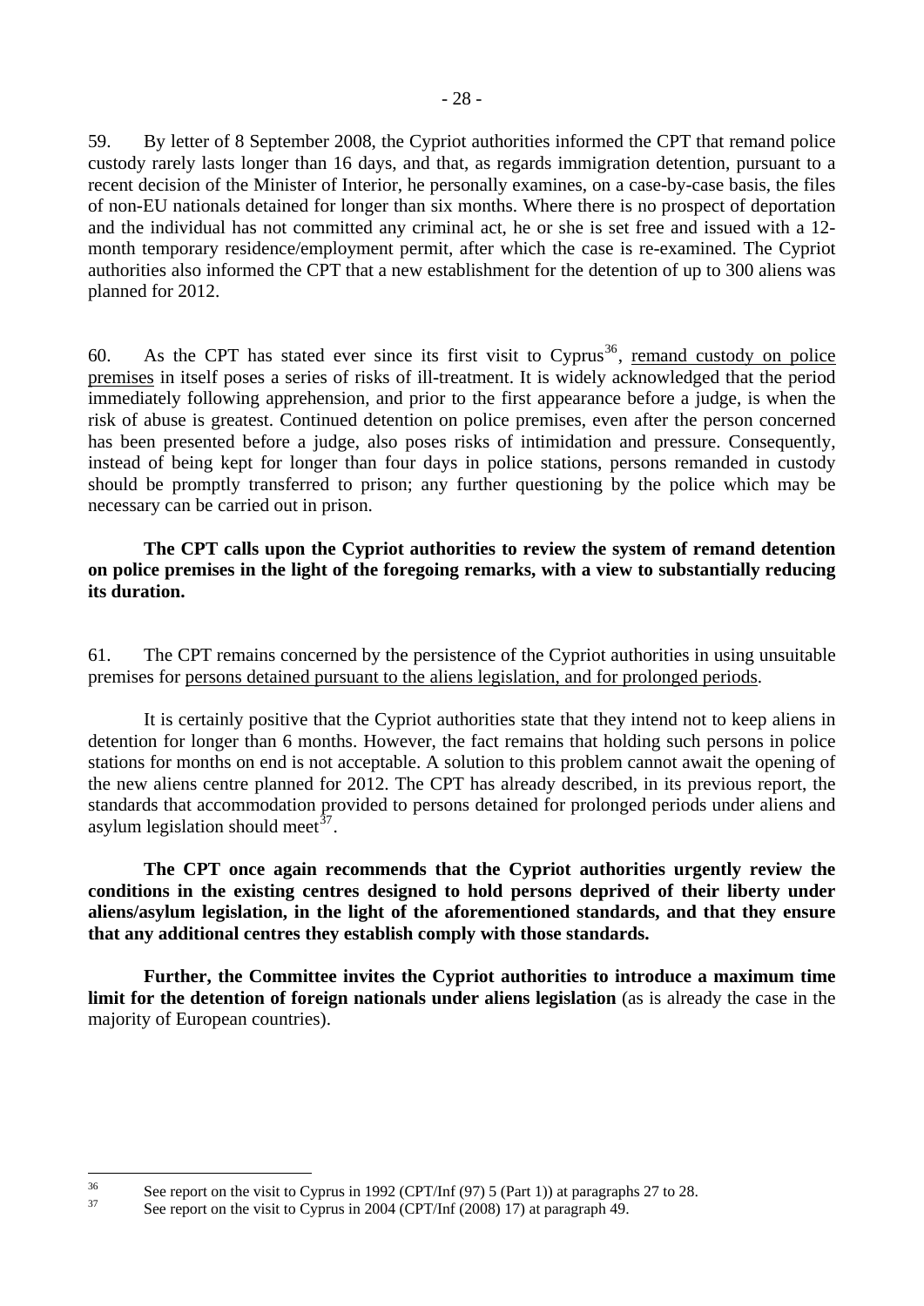59. By letter of 8 September 2008, the Cypriot authorities informed the CPT that remand police custody rarely lasts longer than 16 days, and that, as regards immigration detention, pursuant to a recent decision of the Minister of Interior, he personally examines, on a case-by-case basis, the files of non-EU nationals detained for longer than six months. Where there is no prospect of deportation and the individual has not committed any criminal act, he or she is set free and issued with a 12-month temporary residence/employment permit, after which the case is re-examined. The Cypriot authorities also informed the CPT that a new establishment for the detention of up to 300 aliens was planned for 2012.

60. As the CPT has stated ever since its first visit to Cyprus[36], remand custody on police premises in itself poses a series of risks of ill-treatment. It is widely acknowledged that the period immediately following apprehension, and prior to the first appearance before a judge, is when the risk of abuse is greatest. Continued detention on police premises, even after the person concerned has been presented before a judge, also poses risks of intimidation and pressure. Consequently, instead of being kept for longer than four days in police stations, persons remanded in custody should be promptly transferred to prison; any further questioning by the police which may be necessary can be carried out in prison.

**The CPT calls upon the Cypriot authorities to review the system of remand detention on police premises in the light of the foregoing remarks, with a view to substantially reducing its duration.**

61. The CPT remains concerned by the persistence of the Cypriot authorities in using unsuitable premises for persons detained pursuant to the aliens legislation, and for prolonged periods.

It is certainly positive that the Cypriot authorities state that they intend not to keep aliens in detention for longer than 6 months. However, the fact remains that holding such persons in police stations for months on end is not acceptable. A solution to this problem cannot await the opening of the new aliens centre planned for 2012. The CPT has already described, in its previous report, the standards that accommodation provided to persons detained for prolonged periods under aliens and asylum legislation should meet[37].

**The CPT once again recommends that the Cypriot authorities urgently review the conditions in the existing centres designed to hold persons deprived of their liberty under aliens/asylum legislation, in the light of the aforementioned standards, and that they ensure that any additional centres they establish comply with those standards.**

**Further, the Committee invites the Cypriot authorities to introduce a maximum time limit for the detention of foreign nationals under aliens legislation** (as is already the case in the majority of European countries).

---

[36] See report on the visit to Cyprus in 1992 (CPT/Inf (97) 5 (Part 1)) at paragraphs 27 to 28.

[37] See report on the visit to Cyprus in 2004 (CPT/Inf (2008) 17) at paragraph 49.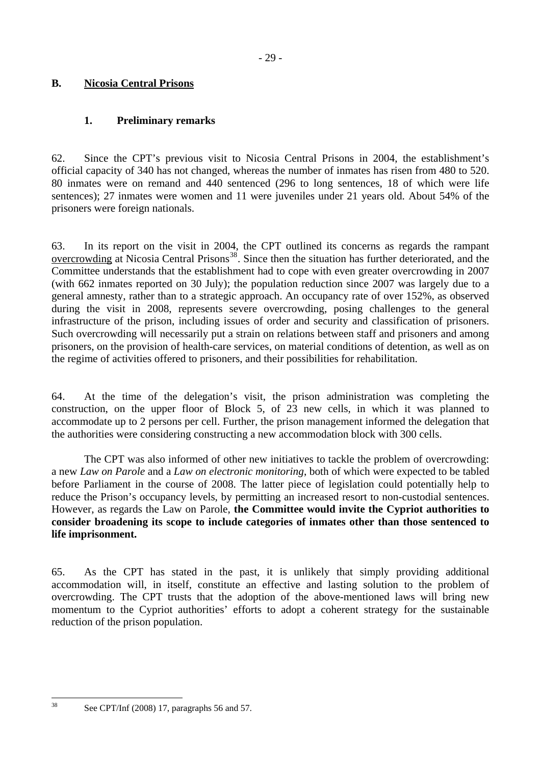## B. Nicosia Central Prisons

### 1. Preliminary remarks

62. Since the CPT's previous visit to Nicosia Central Prisons in 2004, the establishment's official capacity of 340 has not changed, whereas the number of inmates has risen from 480 to 520. 80 inmates were on remand and 440 sentenced (296 to long sentences, 18 of which were life sentences); 27 inmates were women and 11 were juveniles under 21 years old. About 54% of the prisoners were foreign nationals.

63. In its report on the visit in 2004, the CPT outlined its concerns as regards the rampant overcrowding at Nicosia Central Prisons[38]. Since then the situation has further deteriorated, and the Committee understands that the establishment had to cope with even greater overcrowding in 2007 (with 662 inmates reported on 30 July); the population reduction since 2007 was largely due to a general amnesty, rather than to a strategic approach. An occupancy rate of over 152%, as observed during the visit in 2008, represents severe overcrowding, posing challenges to the general infrastructure of the prison, including issues of order and security and classification of prisoners. Such overcrowding will necessarily put a strain on relations between staff and prisoners and among prisoners, on the provision of health-care services, on material conditions of detention, as well as on the regime of activities offered to prisoners, and their possibilities for rehabilitation.

64. At the time of the delegation's visit, the prison administration was completing the construction, on the upper floor of Block 5, of 23 new cells, in which it was planned to accommodate up to 2 persons per cell. Further, the prison management informed the delegation that the authorities were considering constructing a new accommodation block with 300 cells.

The CPT was also informed of other new initiatives to tackle the problem of overcrowding: a new *Law on Parole* and a *Law on electronic monitoring*, both of which were expected to be tabled before Parliament in the course of 2008. The latter piece of legislation could potentially help to reduce the Prison's occupancy levels, by permitting an increased resort to non-custodial sentences. However, as regards the Law on Parole, **the Committee would invite the Cypriot authorities to consider broadening its scope to include categories of inmates other than those sentenced to life imprisonment.**

65. As the CPT has stated in the past, it is unlikely that simply providing additional accommodation will, in itself, constitute an effective and lasting solution to the problem of overcrowding. The CPT trusts that the adoption of the above-mentioned laws will bring new momentum to the Cypriot authorities' efforts to adopt a coherent strategy for the sustainable reduction of the prison population.

---

[38] See CPT/Inf (2008) 17, paragraphs 56 and 57.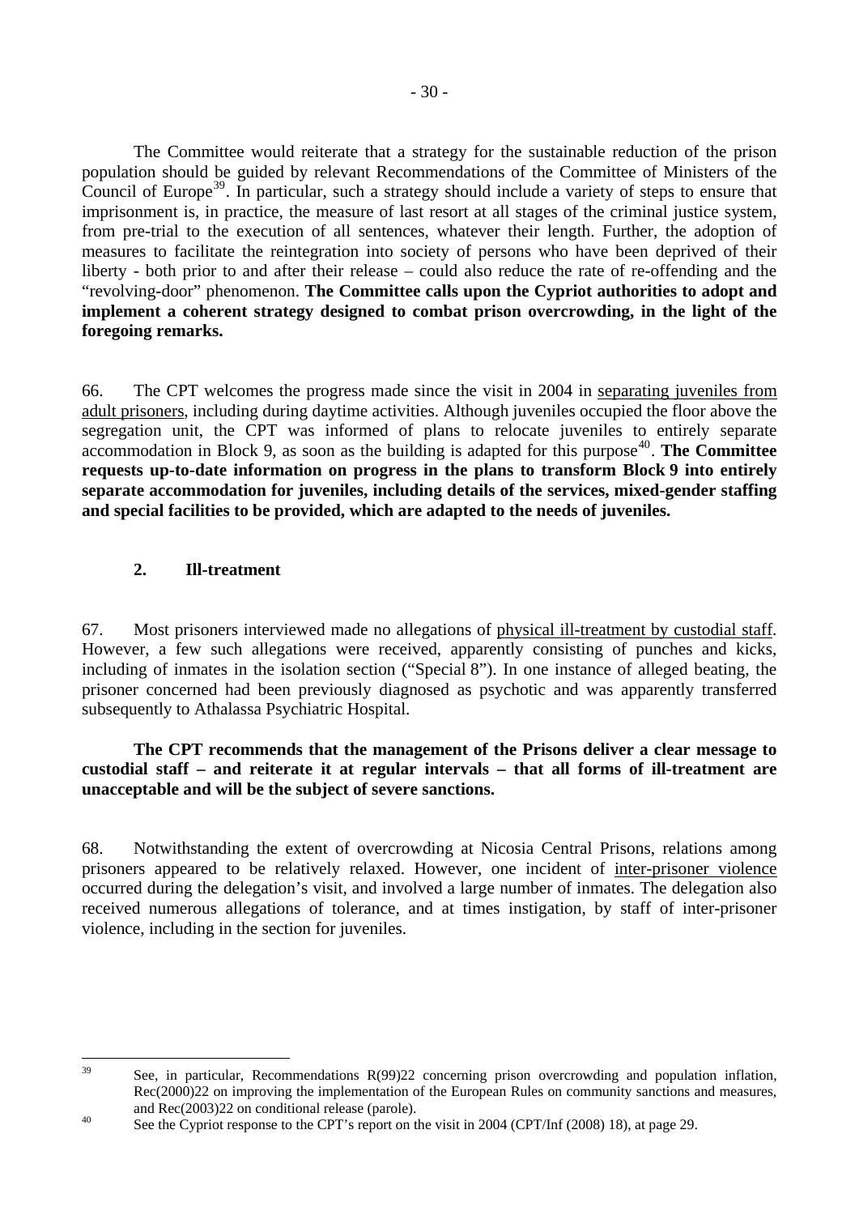The Committee would reiterate that a strategy for the sustainable reduction of the prison population should be guided by relevant Recommendations of the Committee of Ministers of the Council of Europe[39]. In particular, such a strategy should include a variety of steps to ensure that imprisonment is, in practice, the measure of last resort at all stages of the criminal justice system, from pre-trial to the execution of all sentences, whatever their length. Further, the adoption of measures to facilitate the reintegration into society of persons who have been deprived of their liberty - both prior to and after their release – could also reduce the rate of re-offending and the "revolving-door" phenomenon. **The Committee calls upon the Cypriot authorities to adopt and implement a coherent strategy designed to combat prison overcrowding, in the light of the foregoing remarks.**

66. The CPT welcomes the progress made since the visit in 2004 in separating juveniles from adult prisoners, including during daytime activities. Although juveniles occupied the floor above the segregation unit, the CPT was informed of plans to relocate juveniles to entirely separate accommodation in Block 9, as soon as the building is adapted for this purpose[40]. **The Committee requests up-to-date information on progress in the plans to transform Block 9 into entirely separate accommodation for juveniles, including details of the services, mixed-gender staffing and special facilities to be provided, which are adapted to the needs of juveniles.**

### 2. Ill-treatment

67. Most prisoners interviewed made no allegations of physical ill-treatment by custodial staff. However, a few such allegations were received, apparently consisting of punches and kicks, including of inmates in the isolation section ("Special 8"). In one instance of alleged beating, the prisoner concerned had been previously diagnosed as psychotic and was apparently transferred subsequently to Athalassa Psychiatric Hospital.

**The CPT recommends that the management of the Prisons deliver a clear message to custodial staff – and reiterate it at regular intervals – that all forms of ill-treatment are unacceptable and will be the subject of severe sanctions.**

68. Notwithstanding the extent of overcrowding at Nicosia Central Prisons, relations among prisoners appeared to be relatively relaxed. However, one incident of inter-prisoner violence occurred during the delegation's visit, and involved a large number of inmates. The delegation also received numerous allegations of tolerance, and at times instigation, by staff of inter-prisoner violence, including in the section for juveniles.

---

[39] See, in particular, Recommendations R(99)22 concerning prison overcrowding and population inflation, Rec(2000)22 on improving the implementation of the European Rules on community sanctions and measures, and Rec(2003)22 on conditional release (parole).

[40] See the Cypriot response to the CPT's report on the visit in 2004 (CPT/Inf (2008) 18), at page 29.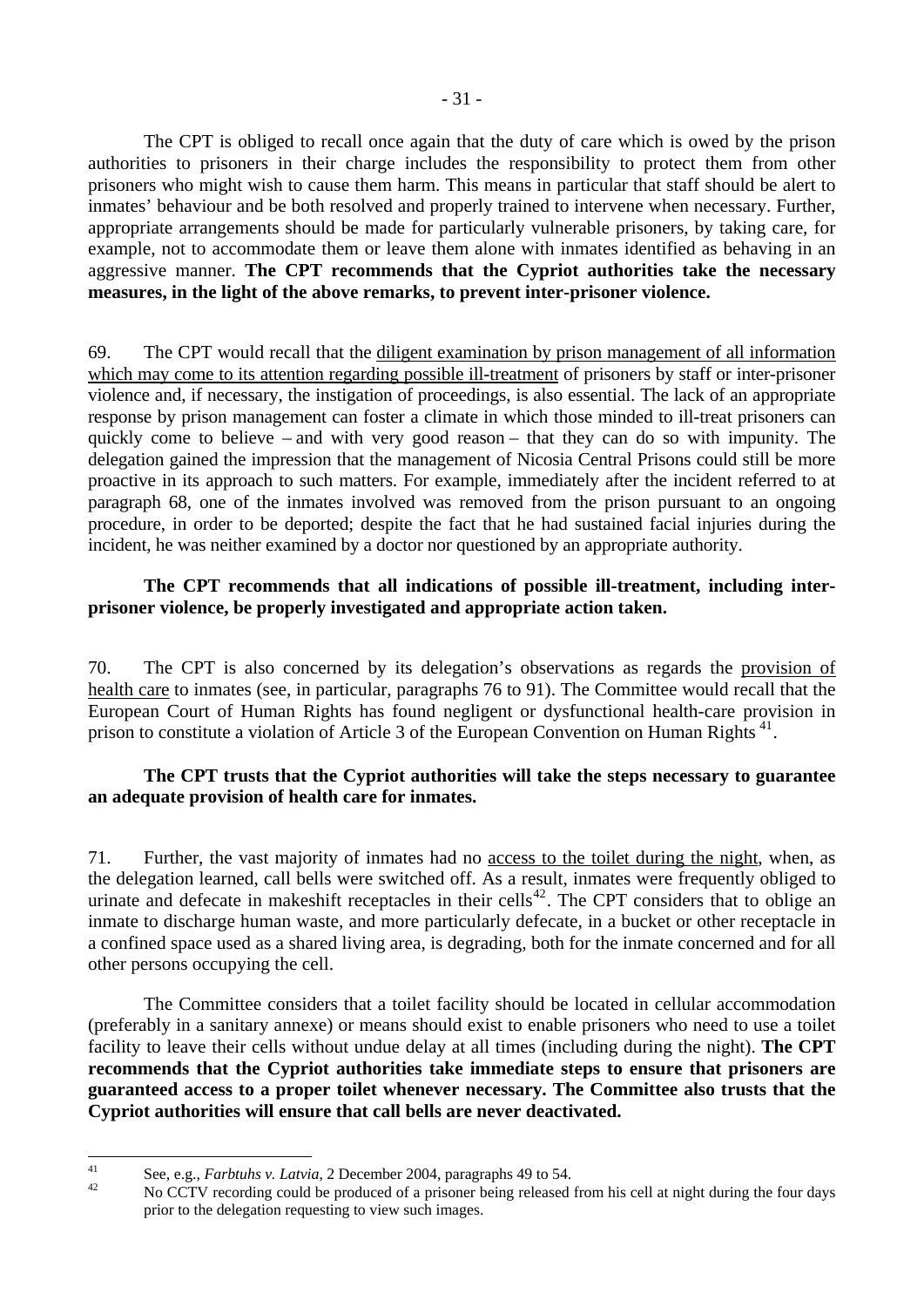The CPT is obliged to recall once again that the duty of care which is owed by the prison authorities to prisoners in their charge includes the responsibility to protect them from other prisoners who might wish to cause them harm. This means in particular that staff should be alert to inmates' behaviour and be both resolved and properly trained to intervene when necessary. Further, appropriate arrangements should be made for particularly vulnerable prisoners, by taking care, for example, not to accommodate them or leave them alone with inmates identified as behaving in an aggressive manner. **The CPT recommends that the Cypriot authorities take the necessary measures, in the light of the above remarks, to prevent inter-prisoner violence.**

69. The CPT would recall that the diligent examination by prison management of all information which may come to its attention regarding possible ill-treatment of prisoners by staff or inter-prisoner violence and, if necessary, the instigation of proceedings, is also essential. The lack of an appropriate response by prison management can foster a climate in which those minded to ill-treat prisoners can quickly come to believe – and with very good reason – that they can do so with impunity. The delegation gained the impression that the management of Nicosia Central Prisons could still be more proactive in its approach to such matters. For example, immediately after the incident referred to at paragraph 68, one of the inmates involved was removed from the prison pursuant to an ongoing procedure, in order to be deported; despite the fact that he had sustained facial injuries during the incident, he was neither examined by a doctor nor questioned by an appropriate authority.

**The CPT recommends that all indications of possible ill-treatment, including inter-prisoner violence, be properly investigated and appropriate action taken.**

70. The CPT is also concerned by its delegation's observations as regards the provision of health care to inmates (see, in particular, paragraphs 76 to 91). The Committee would recall that the European Court of Human Rights has found negligent or dysfunctional health-care provision in prison to constitute a violation of Article 3 of the European Convention on Human Rights [41].

**The CPT trusts that the Cypriot authorities will take the steps necessary to guarantee an adequate provision of health care for inmates.**

71. Further, the vast majority of inmates had no access to the toilet during the night, when, as the delegation learned, call bells were switched off. As a result, inmates were frequently obliged to urinate and defecate in makeshift receptacles in their cells[42]. The CPT considers that to oblige an inmate to discharge human waste, and more particularly defecate, in a bucket or other receptacle in a confined space used as a shared living area, is degrading, both for the inmate concerned and for all other persons occupying the cell.

The Committee considers that a toilet facility should be located in cellular accommodation (preferably in a sanitary annexe) or means should exist to enable prisoners who need to use a toilet facility to leave their cells without undue delay at all times (including during the night). **The CPT recommends that the Cypriot authorities take immediate steps to ensure that prisoners are guaranteed access to a proper toilet whenever necessary. The Committee also trusts that the Cypriot authorities will ensure that call bells are never deactivated.**

---

[41] See, e.g., *Farbtuhs v. Latvia*, 2 December 2004, paragraphs 49 to 54.

[42] No CCTV recording could be produced of a prisoner being released from his cell at night during the four days prior to the delegation requesting to view such images.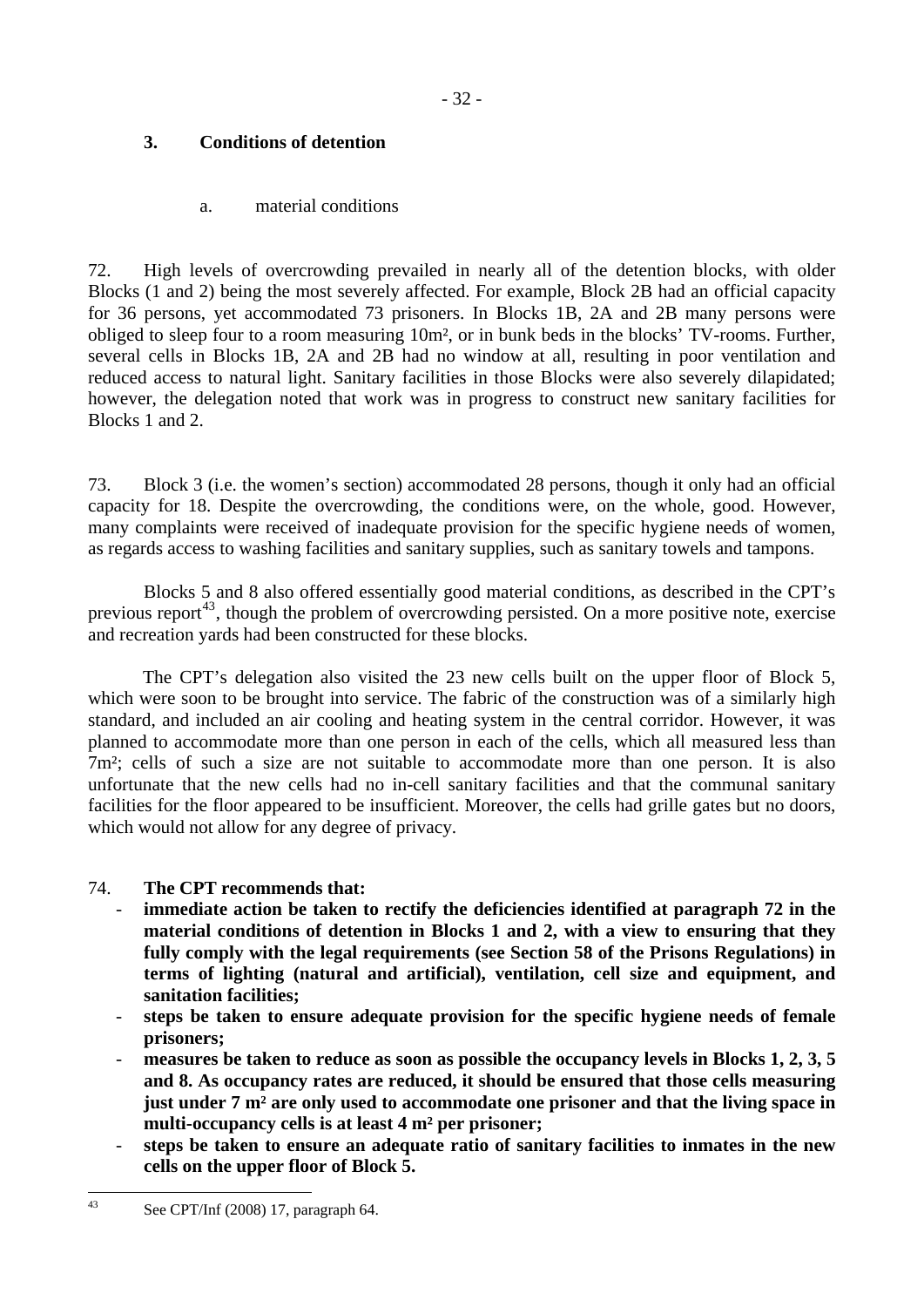### 3. Conditions of detention

#### a. material conditions

72. High levels of overcrowding prevailed in nearly all of the detention blocks, with older Blocks (1 and 2) being the most severely affected. For example, Block 2B had an official capacity for 36 persons, yet accommodated 73 prisoners. In Blocks 1B, 2A and 2B many persons were obliged to sleep four to a room measuring 10m², or in bunk beds in the blocks' TV-rooms. Further, several cells in Blocks 1B, 2A and 2B had no window at all, resulting in poor ventilation and reduced access to natural light. Sanitary facilities in those Blocks were also severely dilapidated; however, the delegation noted that work was in progress to construct new sanitary facilities for Blocks 1 and 2.

73. Block 3 (i.e. the women's section) accommodated 28 persons, though it only had an official capacity for 18. Despite the overcrowding, the conditions were, on the whole, good. However, many complaints were received of inadequate provision for the specific hygiene needs of women, as regards access to washing facilities and sanitary supplies, such as sanitary towels and tampons.

Blocks 5 and 8 also offered essentially good material conditions, as described in the CPT's previous report[43], though the problem of overcrowding persisted. On a more positive note, exercise and recreation yards had been constructed for these blocks.

The CPT's delegation also visited the 23 new cells built on the upper floor of Block 5, which were soon to be brought into service. The fabric of the construction was of a similarly high standard, and included an air cooling and heating system in the central corridor. However, it was planned to accommodate more than one person in each of the cells, which all measured less than 7m²; cells of such a size are not suitable to accommodate more than one person. It is also unfortunate that the new cells had no in-cell sanitary facilities and that the communal sanitary facilities for the floor appeared to be insufficient. Moreover, the cells had grille gates but no doors, which would not allow for any degree of privacy.

74. **The CPT recommends that:**

- **immediate action be taken to rectify the deficiencies identified at paragraph 72 in the material conditions of detention in Blocks 1 and 2, with a view to ensuring that they fully comply with the legal requirements (see Section 58 of the Prisons Regulations) in terms of lighting (natural and artificial), ventilation, cell size and equipment, and sanitation facilities;**
- **steps be taken to ensure adequate provision for the specific hygiene needs of female prisoners;**
- **measures be taken to reduce as soon as possible the occupancy levels in Blocks 1, 2, 3, 5 and 8. As occupancy rates are reduced, it should be ensured that those cells measuring just under 7 m² are only used to accommodate one prisoner and that the living space in multi-occupancy cells is at least 4 m² per prisoner;**
- **steps be taken to ensure an adequate ratio of sanitary facilities to inmates in the new cells on the upper floor of Block 5.**

---

[43] See CPT/Inf (2008) 17, paragraph 64.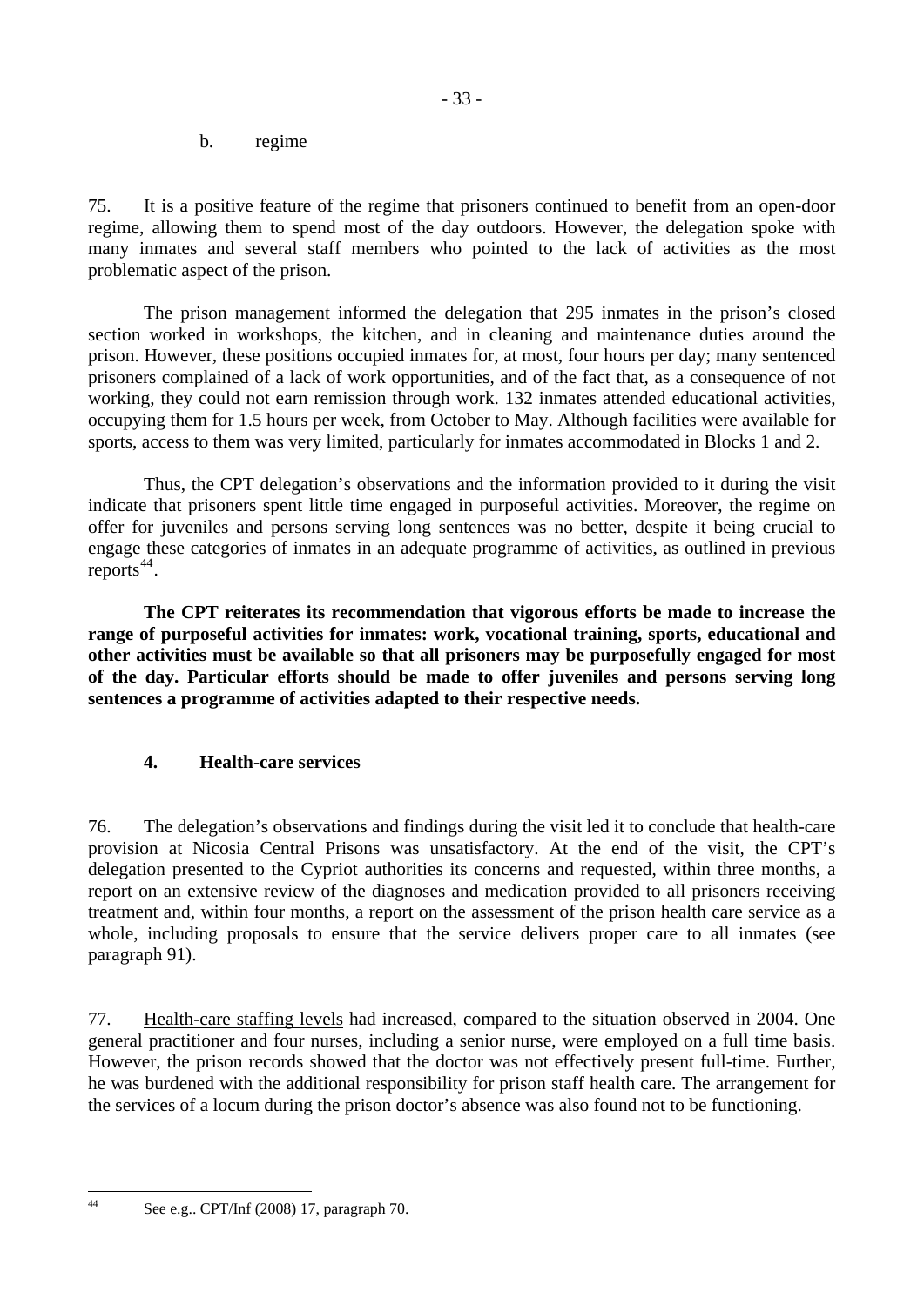b. regime

75. It is a positive feature of the regime that prisoners continued to benefit from an open-door regime, allowing them to spend most of the day outdoors. However, the delegation spoke with many inmates and several staff members who pointed to the lack of activities as the most problematic aspect of the prison.

The prison management informed the delegation that 295 inmates in the prison's closed section worked in workshops, the kitchen, and in cleaning and maintenance duties around the prison. However, these positions occupied inmates for, at most, four hours per day; many sentenced prisoners complained of a lack of work opportunities, and of the fact that, as a consequence of not working, they could not earn remission through work. 132 inmates attended educational activities, occupying them for 1.5 hours per week, from October to May. Although facilities were available for sports, access to them was very limited, particularly for inmates accommodated in Blocks 1 and 2.

Thus, the CPT delegation's observations and the information provided to it during the visit indicate that prisoners spent little time engaged in purposeful activities. Moreover, the regime on offer for juveniles and persons serving long sentences was no better, despite it being crucial to engage these categories of inmates in an adequate programme of activities, as outlined in previous reports[44].

**The CPT reiterates its recommendation that vigorous efforts be made to increase the range of purposeful activities for inmates: work, vocational training, sports, educational and other activities must be available so that all prisoners may be purposefully engaged for most of the day. Particular efforts should be made to offer juveniles and persons serving long sentences a programme of activities adapted to their respective needs.**

## 4. Health-care services

76. The delegation's observations and findings during the visit led it to conclude that health-care provision at Nicosia Central Prisons was unsatisfactory. At the end of the visit, the CPT's delegation presented to the Cypriot authorities its concerns and requested, within three months, a report on an extensive review of the diagnoses and medication provided to all prisoners receiving treatment and, within four months, a report on the assessment of the prison health care service as a whole, including proposals to ensure that the service delivers proper care to all inmates (see paragraph 91).

77. Health-care staffing levels had increased, compared to the situation observed in 2004. One general practitioner and four nurses, including a senior nurse, were employed on a full time basis. However, the prison records showed that the doctor was not effectively present full-time. Further, he was burdened with the additional responsibility for prison staff health care. The arrangement for the services of a locum during the prison doctor's absence was also found not to be functioning.

---

[44] See e.g.. CPT/Inf (2008) 17, paragraph 70.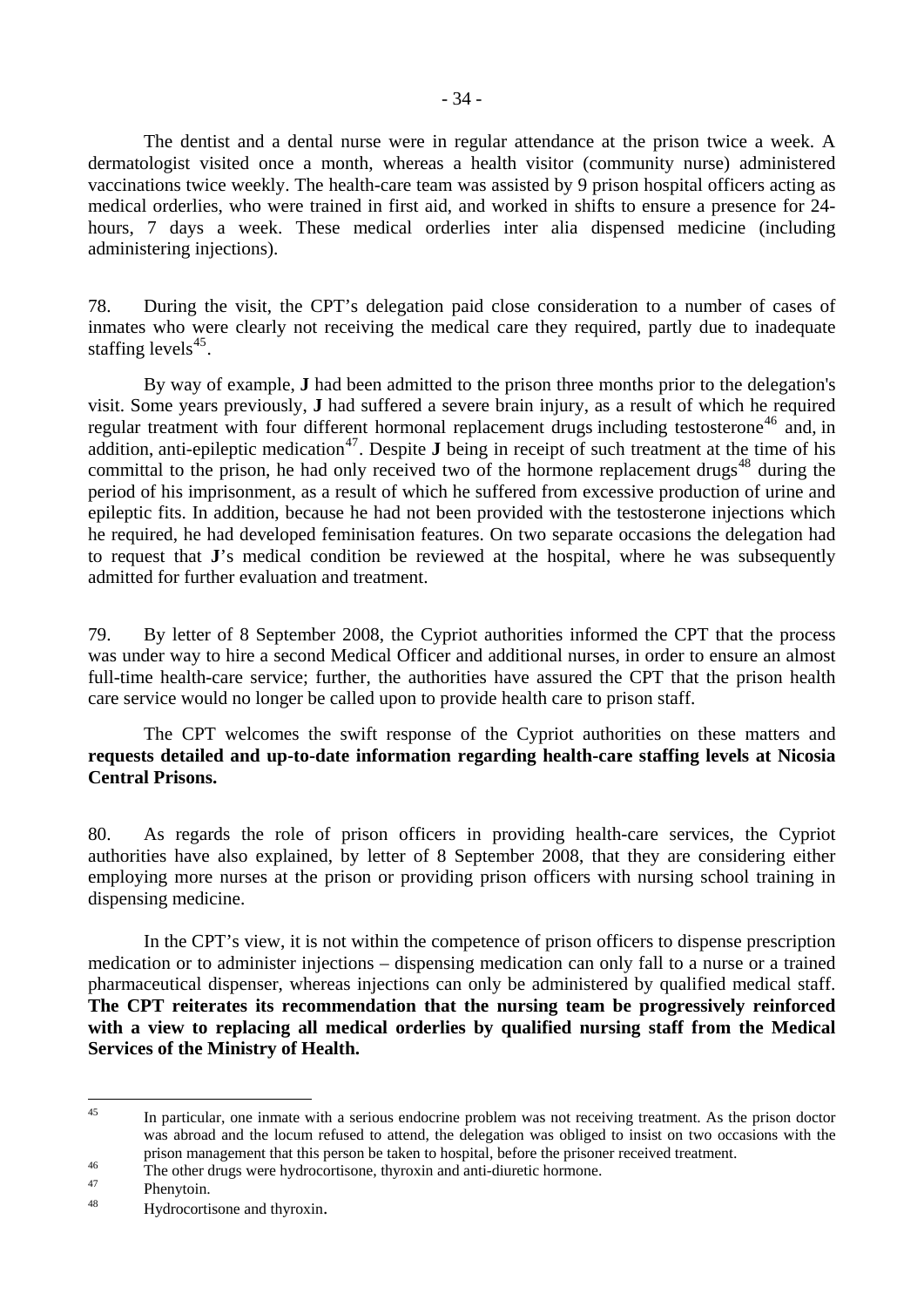The dentist and a dental nurse were in regular attendance at the prison twice a week. A dermatologist visited once a month, whereas a health visitor (community nurse) administered vaccinations twice weekly. The health-care team was assisted by 9 prison hospital officers acting as medical orderlies, who were trained in first aid, and worked in shifts to ensure a presence for 24-hours, 7 days a week. These medical orderlies inter alia dispensed medicine (including administering injections).

78. During the visit, the CPT's delegation paid close consideration to a number of cases of inmates who were clearly not receiving the medical care they required, partly due to inadequate staffing levels[45].

By way of example, **J** had been admitted to the prison three months prior to the delegation's visit. Some years previously, **J** had suffered a severe brain injury, as a result of which he required regular treatment with four different hormonal replacement drugs including testosterone[46] and, in addition, anti-epileptic medication[47]. Despite **J** being in receipt of such treatment at the time of his committal to the prison, he had only received two of the hormone replacement drugs[48] during the period of his imprisonment, as a result of which he suffered from excessive production of urine and epileptic fits. In addition, because he had not been provided with the testosterone injections which he required, he had developed feminisation features. On two separate occasions the delegation had to request that **J**'s medical condition be reviewed at the hospital, where he was subsequently admitted for further evaluation and treatment.

79. By letter of 8 September 2008, the Cypriot authorities informed the CPT that the process was under way to hire a second Medical Officer and additional nurses, in order to ensure an almost full-time health-care service; further, the authorities have assured the CPT that the prison health care service would no longer be called upon to provide health care to prison staff.

The CPT welcomes the swift response of the Cypriot authorities on these matters and **requests detailed and up-to-date information regarding health-care staffing levels at Nicosia Central Prisons.**

80. As regards the role of prison officers in providing health-care services, the Cypriot authorities have also explained, by letter of 8 September 2008, that they are considering either employing more nurses at the prison or providing prison officers with nursing school training in dispensing medicine.

In the CPT's view, it is not within the competence of prison officers to dispense prescription medication or to administer injections – dispensing medication can only fall to a nurse or a trained pharmaceutical dispenser, whereas injections can only be administered by qualified medical staff. **The CPT reiterates its recommendation that the nursing team be progressively reinforced with a view to replacing all medical orderlies by qualified nursing staff from the Medical Services of the Ministry of Health.**

---

45 In particular, one inmate with a serious endocrine problem was not receiving treatment. As the prison doctor was abroad and the locum refused to attend, the delegation was obliged to insist on two occasions with the prison management that this person be taken to hospital, before the prisoner received treatment.

46 The other drugs were hydrocortisone, thyroxin and anti-diuretic hormone.

47 Phenytoin.

48 Hydrocortisone and thyroxin.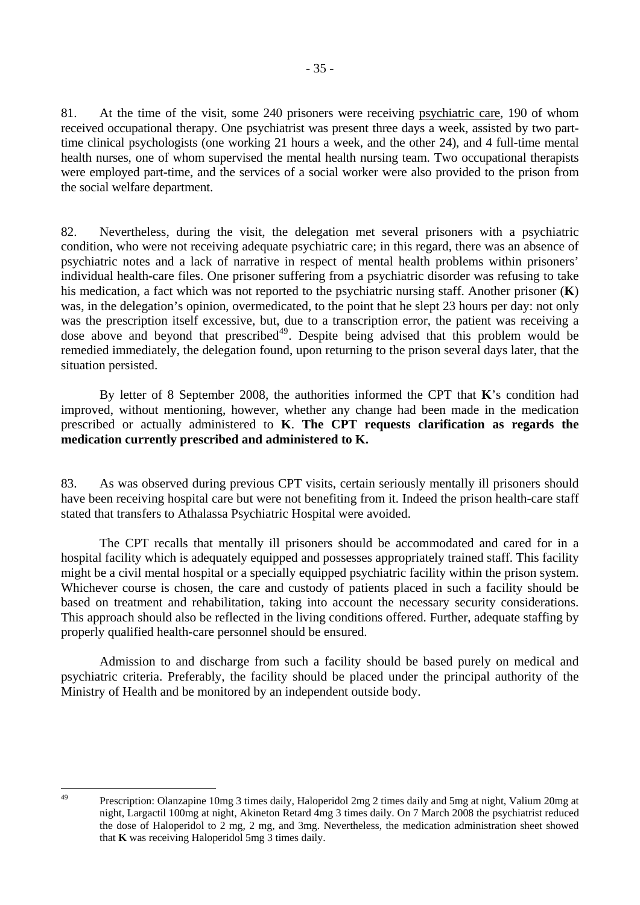81. At the time of the visit, some 240 prisoners were receiving psychiatric care, 190 of whom received occupational therapy. One psychiatrist was present three days a week, assisted by two part-time clinical psychologists (one working 21 hours a week, and the other 24), and 4 full-time mental health nurses, one of whom supervised the mental health nursing team. Two occupational therapists were employed part-time, and the services of a social worker were also provided to the prison from the social welfare department.

82. Nevertheless, during the visit, the delegation met several prisoners with a psychiatric condition, who were not receiving adequate psychiatric care; in this regard, there was an absence of psychiatric notes and a lack of narrative in respect of mental health problems within prisoners' individual health-care files. One prisoner suffering from a psychiatric disorder was refusing to take his medication, a fact which was not reported to the psychiatric nursing staff. Another prisoner (**K**) was, in the delegation's opinion, overmedicated, to the point that he slept 23 hours per day: not only was the prescription itself excessive, but, due to a transcription error, the patient was receiving a dose above and beyond that prescribed[49]. Despite being advised that this problem would be remedied immediately, the delegation found, upon returning to the prison several days later, that the situation persisted.

By letter of 8 September 2008, the authorities informed the CPT that **K**'s condition had improved, without mentioning, however, whether any change had been made in the medication prescribed or actually administered to **K**. **The CPT requests clarification as regards the medication currently prescribed and administered to K.**

83. As was observed during previous CPT visits, certain seriously mentally ill prisoners should have been receiving hospital care but were not benefiting from it. Indeed the prison health-care staff stated that transfers to Athalassa Psychiatric Hospital were avoided.

The CPT recalls that mentally ill prisoners should be accommodated and cared for in a hospital facility which is adequately equipped and possesses appropriately trained staff. This facility might be a civil mental hospital or a specially equipped psychiatric facility within the prison system. Whichever course is chosen, the care and custody of patients placed in such a facility should be based on treatment and rehabilitation, taking into account the necessary security considerations. This approach should also be reflected in the living conditions offered. Further, adequate staffing by properly qualified health-care personnel should be ensured.

Admission to and discharge from such a facility should be based purely on medical and psychiatric criteria. Preferably, the facility should be placed under the principal authority of the Ministry of Health and be monitored by an independent outside body.

---

[49] Prescription: Olanzapine 10mg 3 times daily, Haloperidol 2mg 2 times daily and 5mg at night, Valium 20mg at night, Largactil 100mg at night, Akineton Retard 4mg 3 times daily. On 7 March 2008 the psychiatrist reduced the dose of Haloperidol to 2 mg, 2 mg, and 3mg. Nevertheless, the medication administration sheet showed that **K** was receiving Haloperidol 5mg 3 times daily.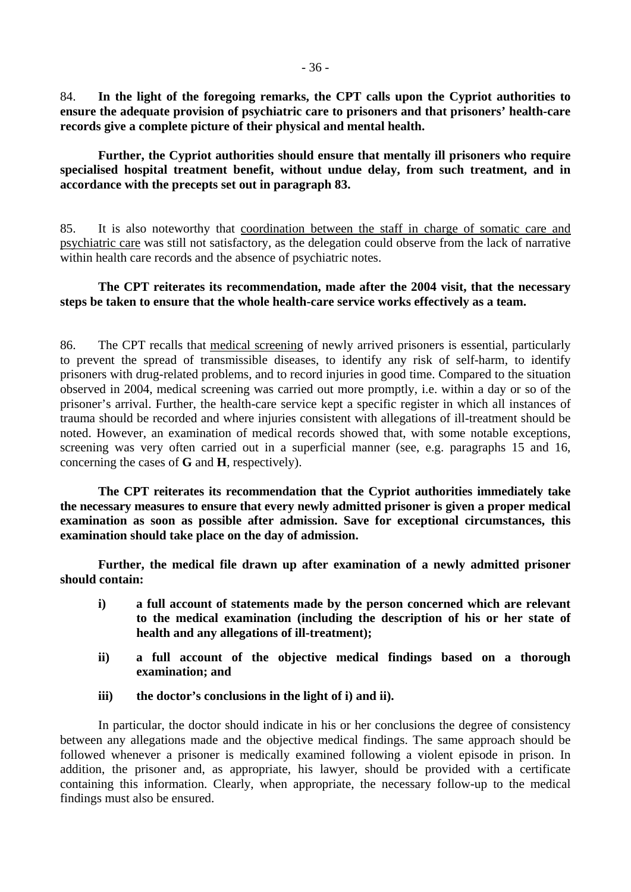84. **In the light of the foregoing remarks, the CPT calls upon the Cypriot authorities to ensure the adequate provision of psychiatric care to prisoners and that prisoners' health-care records give a complete picture of their physical and mental health.**

**Further, the Cypriot authorities should ensure that mentally ill prisoners who require specialised hospital treatment benefit, without undue delay, from such treatment, and in accordance with the precepts set out in paragraph 83.**

85. It is also noteworthy that coordination between the staff in charge of somatic care and psychiatric care was still not satisfactory, as the delegation could observe from the lack of narrative within health care records and the absence of psychiatric notes.

**The CPT reiterates its recommendation, made after the 2004 visit, that the necessary steps be taken to ensure that the whole health-care service works effectively as a team.**

86. The CPT recalls that medical screening of newly arrived prisoners is essential, particularly to prevent the spread of transmissible diseases, to identify any risk of self-harm, to identify prisoners with drug-related problems, and to record injuries in good time. Compared to the situation observed in 2004, medical screening was carried out more promptly, i.e. within a day or so of the prisoner's arrival. Further, the health-care service kept a specific register in which all instances of trauma should be recorded and where injuries consistent with allegations of ill-treatment should be noted. However, an examination of medical records showed that, with some notable exceptions, screening was very often carried out in a superficial manner (see, e.g. paragraphs 15 and 16, concerning the cases of **G** and **H**, respectively).

**The CPT reiterates its recommendation that the Cypriot authorities immediately take the necessary measures to ensure that every newly admitted prisoner is given a proper medical examination as soon as possible after admission. Save for exceptional circumstances, this examination should take place on the day of admission.**

**Further, the medical file drawn up after examination of a newly admitted prisoner should contain:**

- **i) a full account of statements made by the person concerned which are relevant to the medical examination (including the description of his or her state of health and any allegations of ill-treatment);**
- **ii) a full account of the objective medical findings based on a thorough examination; and**
- **iii) the doctor's conclusions in the light of i) and ii).**

In particular, the doctor should indicate in his or her conclusions the degree of consistency between any allegations made and the objective medical findings. The same approach should be followed whenever a prisoner is medically examined following a violent episode in prison. In addition, the prisoner and, as appropriate, his lawyer, should be provided with a certificate containing this information. Clearly, when appropriate, the necessary follow-up to the medical findings must also be ensured.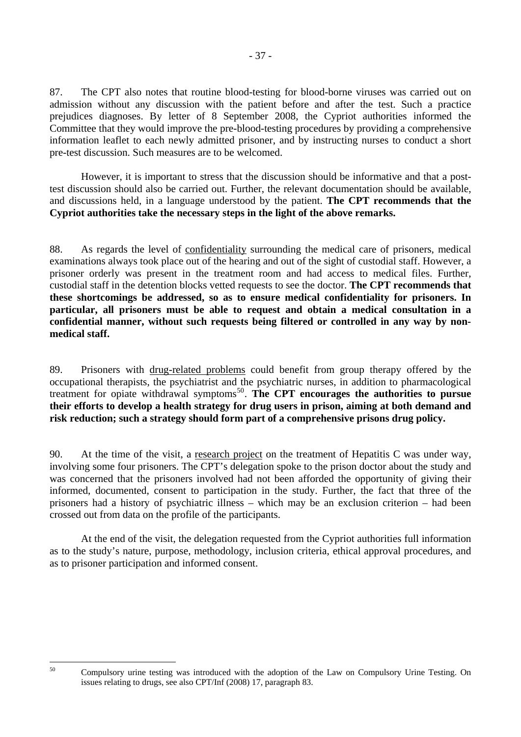87. The CPT also notes that routine blood-testing for blood-borne viruses was carried out on admission without any discussion with the patient before and after the test. Such a practice prejudices diagnoses. By letter of 8 September 2008, the Cypriot authorities informed the Committee that they would improve the pre-blood-testing procedures by providing a comprehensive information leaflet to each newly admitted prisoner, and by instructing nurses to conduct a short pre-test discussion. Such measures are to be welcomed.

However, it is important to stress that the discussion should be informative and that a post-test discussion should also be carried out. Further, the relevant documentation should be available, and discussions held, in a language understood by the patient. **The CPT recommends that the Cypriot authorities take the necessary steps in the light of the above remarks.**

88. As regards the level of confidentiality surrounding the medical care of prisoners, medical examinations always took place out of the hearing and out of the sight of custodial staff. However, a prisoner orderly was present in the treatment room and had access to medical files. Further, custodial staff in the detention blocks vetted requests to see the doctor. **The CPT recommends that these shortcomings be addressed, so as to ensure medical confidentiality for prisoners. In particular, all prisoners must be able to request and obtain a medical consultation in a confidential manner, without such requests being filtered or controlled in any way by non-medical staff.**

89. Prisoners with drug-related problems could benefit from group therapy offered by the occupational therapists, the psychiatrist and the psychiatric nurses, in addition to pharmacological treatment for opiate withdrawal symptoms[50]. **The CPT encourages the authorities to pursue their efforts to develop a health strategy for drug users in prison, aiming at both demand and risk reduction; such a strategy should form part of a comprehensive prisons drug policy.**

90. At the time of the visit, a research project on the treatment of Hepatitis C was under way, involving some four prisoners. The CPT's delegation spoke to the prison doctor about the study and was concerned that the prisoners involved had not been afforded the opportunity of giving their informed, documented, consent to participation in the study. Further, the fact that three of the prisoners had a history of psychiatric illness – which may be an exclusion criterion – had been crossed out from data on the profile of the participants.

At the end of the visit, the delegation requested from the Cypriot authorities full information as to the study's nature, purpose, methodology, inclusion criteria, ethical approval procedures, and as to prisoner participation and informed consent.

[50] Compulsory urine testing was introduced with the adoption of the Law on Compulsory Urine Testing. On issues relating to drugs, see also CPT/Inf (2008) 17, paragraph 83.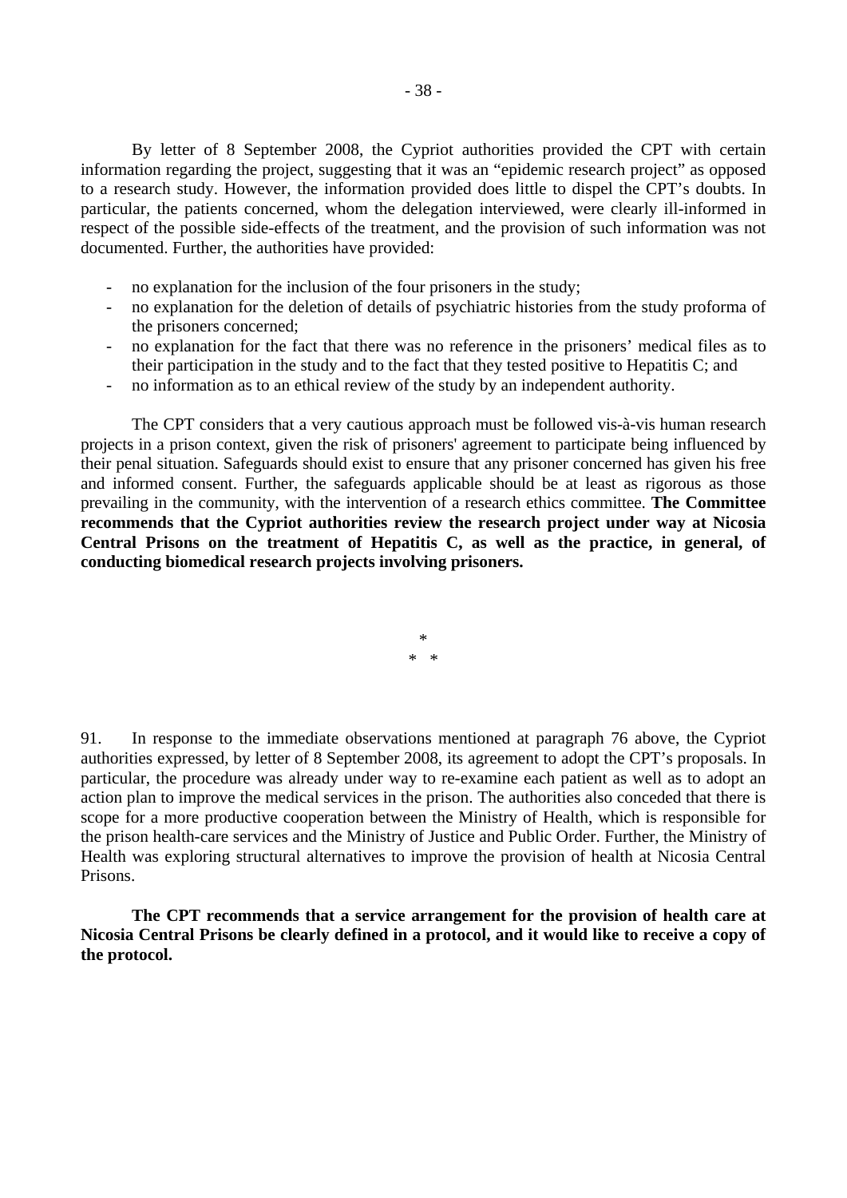By letter of 8 September 2008, the Cypriot authorities provided the CPT with certain information regarding the project, suggesting that it was an "epidemic research project" as opposed to a research study. However, the information provided does little to dispel the CPT's doubts. In particular, the patients concerned, whom the delegation interviewed, were clearly ill-informed in respect of the possible side-effects of the treatment, and the provision of such information was not documented. Further, the authorities have provided:

- no explanation for the inclusion of the four prisoners in the study;
- no explanation for the deletion of details of psychiatric histories from the study proforma of the prisoners concerned;
- no explanation for the fact that there was no reference in the prisoners' medical files as to their participation in the study and to the fact that they tested positive to Hepatitis C; and
- no information as to an ethical review of the study by an independent authority.

The CPT considers that a very cautious approach must be followed vis-à-vis human research projects in a prison context, given the risk of prisoners' agreement to participate being influenced by their penal situation. Safeguards should exist to ensure that any prisoner concerned has given his free and informed consent. Further, the safeguards applicable should be at least as rigorous as those prevailing in the community, with the intervention of a research ethics committee. **The Committee recommends that the Cypriot authorities review the research project under way at Nicosia Central Prisons on the treatment of Hepatitis C, as well as the practice, in general, of conducting biomedical research projects involving prisoners.**

\*
\* \*

91. In response to the immediate observations mentioned at paragraph 76 above, the Cypriot authorities expressed, by letter of 8 September 2008, its agreement to adopt the CPT's proposals. In particular, the procedure was already under way to re-examine each patient as well as to adopt an action plan to improve the medical services in the prison. The authorities also conceded that there is scope for a more productive cooperation between the Ministry of Health, which is responsible for the prison health-care services and the Ministry of Justice and Public Order. Further, the Ministry of Health was exploring structural alternatives to improve the provision of health at Nicosia Central Prisons.

**The CPT recommends that a service arrangement for the provision of health care at Nicosia Central Prisons be clearly defined in a protocol, and it would like to receive a copy of the protocol.**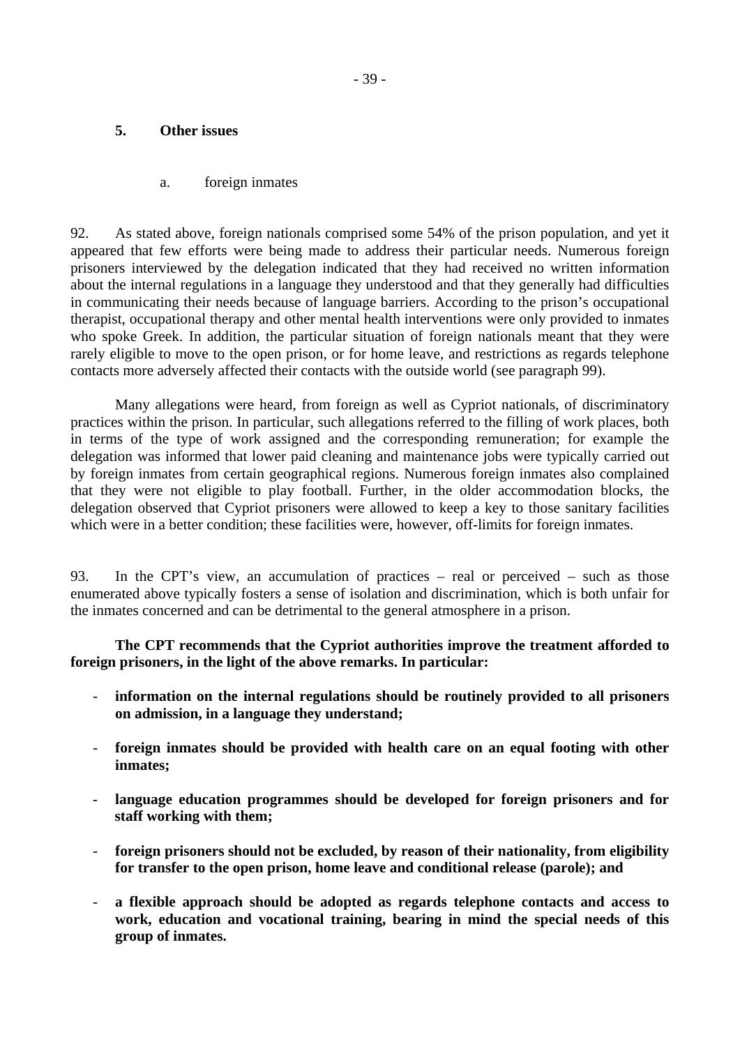### 5. Other issues

#### a. foreign inmates

92. As stated above, foreign nationals comprised some 54% of the prison population, and yet it appeared that few efforts were being made to address their particular needs. Numerous foreign prisoners interviewed by the delegation indicated that they had received no written information about the internal regulations in a language they understood and that they generally had difficulties in communicating their needs because of language barriers. According to the prison's occupational therapist, occupational therapy and other mental health interventions were only provided to inmates who spoke Greek. In addition, the particular situation of foreign nationals meant that they were rarely eligible to move to the open prison, or for home leave, and restrictions as regards telephone contacts more adversely affected their contacts with the outside world (see paragraph 99).

Many allegations were heard, from foreign as well as Cypriot nationals, of discriminatory practices within the prison. In particular, such allegations referred to the filling of work places, both in terms of the type of work assigned and the corresponding remuneration; for example the delegation was informed that lower paid cleaning and maintenance jobs were typically carried out by foreign inmates from certain geographical regions. Numerous foreign inmates also complained that they were not eligible to play football. Further, in the older accommodation blocks, the delegation observed that Cypriot prisoners were allowed to keep a key to those sanitary facilities which were in a better condition; these facilities were, however, off-limits for foreign inmates.

93. In the CPT's view, an accumulation of practices – real or perceived – such as those enumerated above typically fosters a sense of isolation and discrimination, which is both unfair for the inmates concerned and can be detrimental to the general atmosphere in a prison.

**The CPT recommends that the Cypriot authorities improve the treatment afforded to foreign prisoners, in the light of the above remarks. In particular:**

- **information on the internal regulations should be routinely provided to all prisoners on admission, in a language they understand;**
- **foreign inmates should be provided with health care on an equal footing with other inmates;**
- **language education programmes should be developed for foreign prisoners and for staff working with them;**
- **foreign prisoners should not be excluded, by reason of their nationality, from eligibility for transfer to the open prison, home leave and conditional release (parole); and**
- **a flexible approach should be adopted as regards telephone contacts and access to work, education and vocational training, bearing in mind the special needs of this group of inmates.**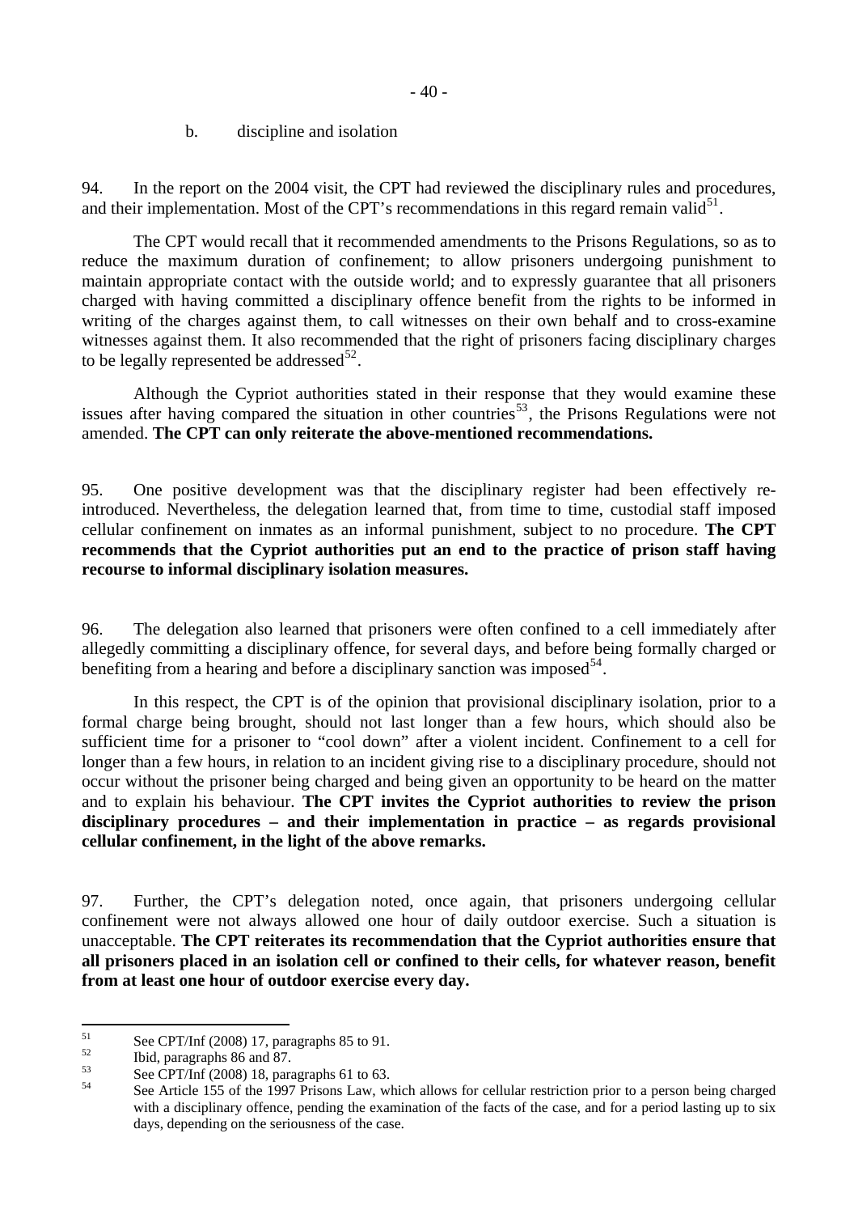### b. discipline and isolation

94. In the report on the 2004 visit, the CPT had reviewed the disciplinary rules and procedures, and their implementation. Most of the CPT's recommendations in this regard remain valid[51].

The CPT would recall that it recommended amendments to the Prisons Regulations, so as to reduce the maximum duration of confinement; to allow prisoners undergoing punishment to maintain appropriate contact with the outside world; and to expressly guarantee that all prisoners charged with having committed a disciplinary offence benefit from the rights to be informed in writing of the charges against them, to call witnesses on their own behalf and to cross-examine witnesses against them. It also recommended that the right of prisoners facing disciplinary charges to be legally represented be addressed[52].

Although the Cypriot authorities stated in their response that they would examine these issues after having compared the situation in other countries[53], the Prisons Regulations were not amended. **The CPT can only reiterate the above-mentioned recommendations.**

95. One positive development was that the disciplinary register had been effectively re-introduced. Nevertheless, the delegation learned that, from time to time, custodial staff imposed cellular confinement on inmates as an informal punishment, subject to no procedure. **The CPT recommends that the Cypriot authorities put an end to the practice of prison staff having recourse to informal disciplinary isolation measures.**

96. The delegation also learned that prisoners were often confined to a cell immediately after allegedly committing a disciplinary offence, for several days, and before being formally charged or benefiting from a hearing and before a disciplinary sanction was imposed[54].

In this respect, the CPT is of the opinion that provisional disciplinary isolation, prior to a formal charge being brought, should not last longer than a few hours, which should also be sufficient time for a prisoner to "cool down" after a violent incident. Confinement to a cell for longer than a few hours, in relation to an incident giving rise to a disciplinary procedure, should not occur without the prisoner being charged and being given an opportunity to be heard on the matter and to explain his behaviour. **The CPT invites the Cypriot authorities to review the prison disciplinary procedures – and their implementation in practice – as regards provisional cellular confinement, in the light of the above remarks.**

97. Further, the CPT's delegation noted, once again, that prisoners undergoing cellular confinement were not always allowed one hour of daily outdoor exercise. Such a situation is unacceptable. **The CPT reiterates its recommendation that the Cypriot authorities ensure that all prisoners placed in an isolation cell or confined to their cells, for whatever reason, benefit from at least one hour of outdoor exercise every day.**

---

[51] See CPT/Inf (2008) 17, paragraphs 85 to 91.

[52] Ibid, paragraphs 86 and 87.

[53] See CPT/Inf (2008) 18, paragraphs 61 to 63.

[54] See Article 155 of the 1997 Prisons Law, which allows for cellular restriction prior to a person being charged with a disciplinary offence, pending the examination of the facts of the case, and for a period lasting up to six days, depending on the seriousness of the case.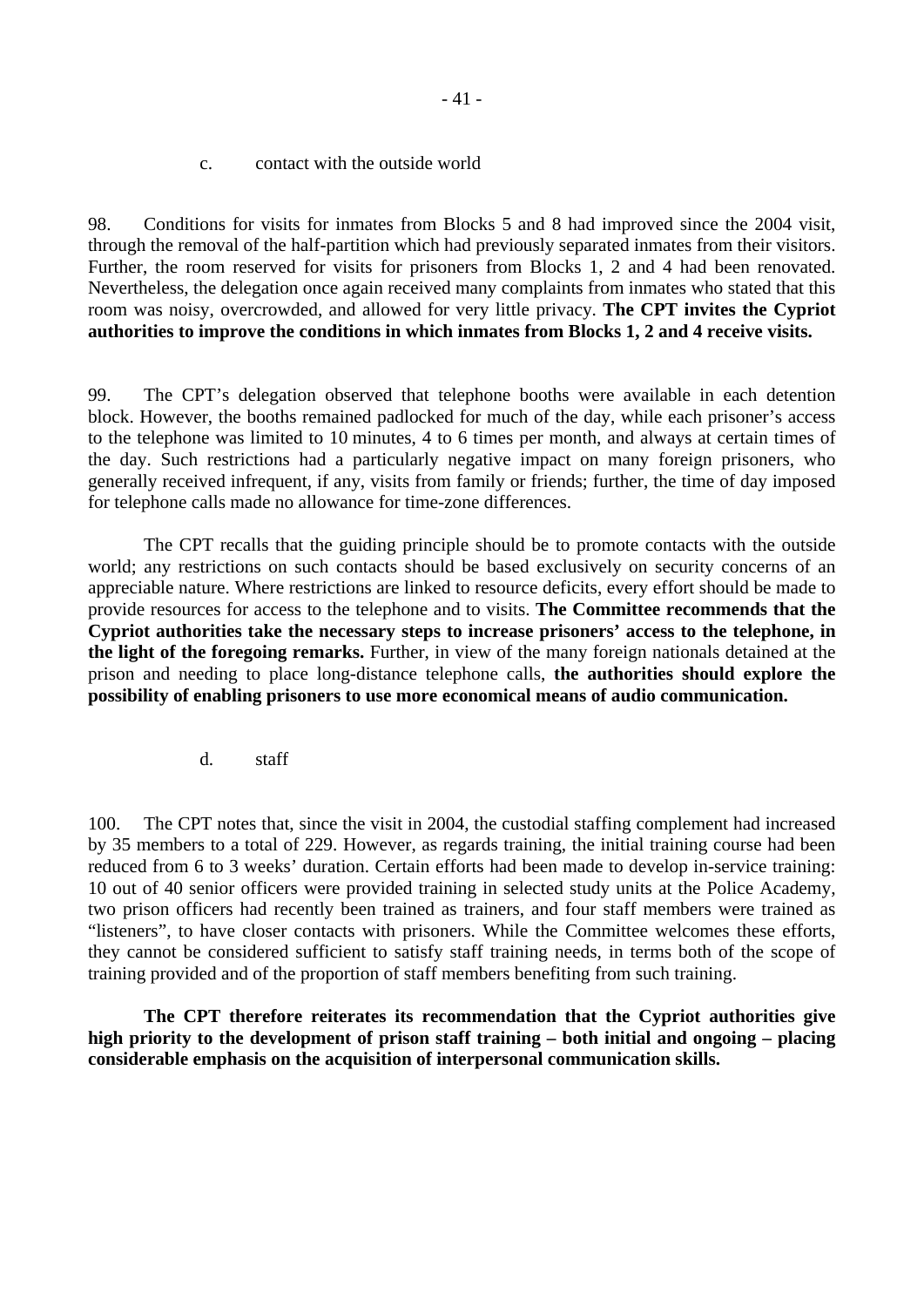c. contact with the outside world

98. Conditions for visits for inmates from Blocks 5 and 8 had improved since the 2004 visit, through the removal of the half-partition which had previously separated inmates from their visitors. Further, the room reserved for visits for prisoners from Blocks 1, 2 and 4 had been renovated. Nevertheless, the delegation once again received many complaints from inmates who stated that this room was noisy, overcrowded, and allowed for very little privacy. **The CPT invites the Cypriot authorities to improve the conditions in which inmates from Blocks 1, 2 and 4 receive visits.**

99. The CPT's delegation observed that telephone booths were available in each detention block. However, the booths remained padlocked for much of the day, while each prisoner's access to the telephone was limited to 10 minutes, 4 to 6 times per month, and always at certain times of the day. Such restrictions had a particularly negative impact on many foreign prisoners, who generally received infrequent, if any, visits from family or friends; further, the time of day imposed for telephone calls made no allowance for time-zone differences.

The CPT recalls that the guiding principle should be to promote contacts with the outside world; any restrictions on such contacts should be based exclusively on security concerns of an appreciable nature. Where restrictions are linked to resource deficits, every effort should be made to provide resources for access to the telephone and to visits. **The Committee recommends that the Cypriot authorities take the necessary steps to increase prisoners' access to the telephone, in the light of the foregoing remarks.** Further, in view of the many foreign nationals detained at the prison and needing to place long-distance telephone calls, **the authorities should explore the possibility of enabling prisoners to use more economical means of audio communication.**

d. staff

100. The CPT notes that, since the visit in 2004, the custodial staffing complement had increased by 35 members to a total of 229. However, as regards training, the initial training course had been reduced from 6 to 3 weeks' duration. Certain efforts had been made to develop in-service training: 10 out of 40 senior officers were provided training in selected study units at the Police Academy, two prison officers had recently been trained as trainers, and four staff members were trained as "listeners", to have closer contacts with prisoners. While the Committee welcomes these efforts, they cannot be considered sufficient to satisfy staff training needs, in terms both of the scope of training provided and of the proportion of staff members benefiting from such training.

**The CPT therefore reiterates its recommendation that the Cypriot authorities give high priority to the development of prison staff training – both initial and ongoing – placing considerable emphasis on the acquisition of interpersonal communication skills.**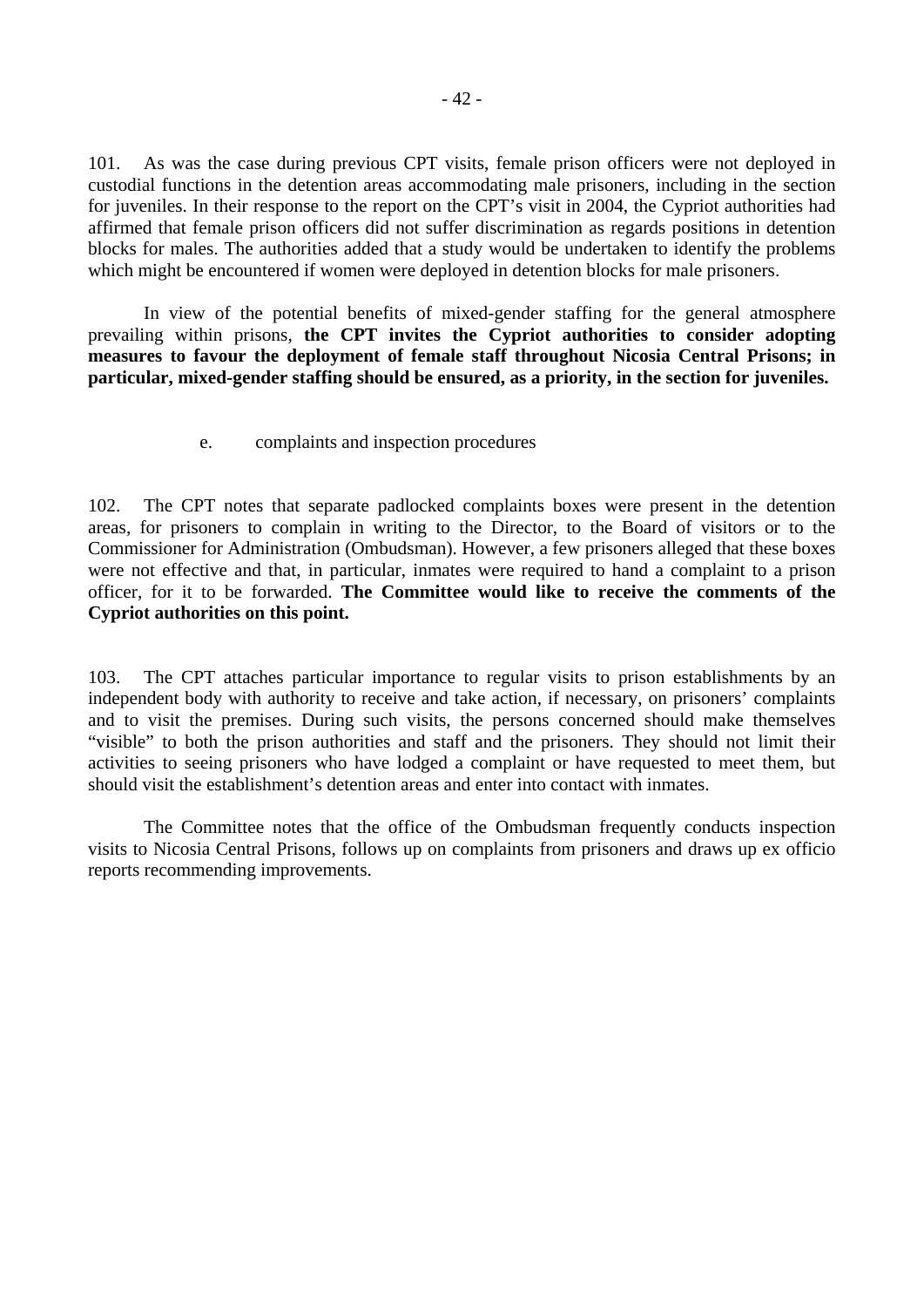101. As was the case during previous CPT visits, female prison officers were not deployed in custodial functions in the detention areas accommodating male prisoners, including in the section for juveniles. In their response to the report on the CPT's visit in 2004, the Cypriot authorities had affirmed that female prison officers did not suffer discrimination as regards positions in detention blocks for males. The authorities added that a study would be undertaken to identify the problems which might be encountered if women were deployed in detention blocks for male prisoners.

In view of the potential benefits of mixed-gender staffing for the general atmosphere prevailing within prisons, **the CPT invites the Cypriot authorities to consider adopting measures to favour the deployment of female staff throughout Nicosia Central Prisons; in particular, mixed-gender staffing should be ensured, as a priority, in the section for juveniles.**

e. complaints and inspection procedures

102. The CPT notes that separate padlocked complaints boxes were present in the detention areas, for prisoners to complain in writing to the Director, to the Board of visitors or to the Commissioner for Administration (Ombudsman). However, a few prisoners alleged that these boxes were not effective and that, in particular, inmates were required to hand a complaint to a prison officer, for it to be forwarded. **The Committee would like to receive the comments of the Cypriot authorities on this point.**

103. The CPT attaches particular importance to regular visits to prison establishments by an independent body with authority to receive and take action, if necessary, on prisoners' complaints and to visit the premises. During such visits, the persons concerned should make themselves "visible" to both the prison authorities and staff and the prisoners. They should not limit their activities to seeing prisoners who have lodged a complaint or have requested to meet them, but should visit the establishment's detention areas and enter into contact with inmates.

The Committee notes that the office of the Ombudsman frequently conducts inspection visits to Nicosia Central Prisons, follows up on complaints from prisoners and draws up ex officio reports recommending improvements.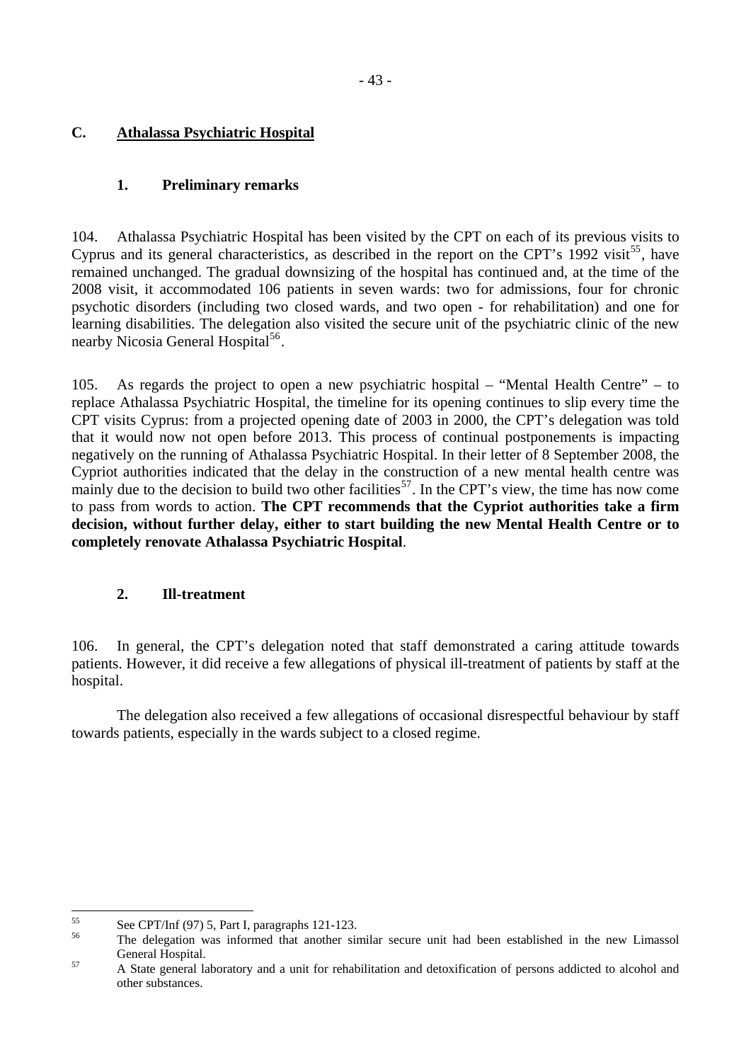## C. Athalassa Psychiatric Hospital

### 1. Preliminary remarks

104. Athalassa Psychiatric Hospital has been visited by the CPT on each of its previous visits to Cyprus and its general characteristics, as described in the report on the CPT's 1992 visit[55], have remained unchanged. The gradual downsizing of the hospital has continued and, at the time of the 2008 visit, it accommodated 106 patients in seven wards: two for admissions, four for chronic psychotic disorders (including two closed wards, and two open - for rehabilitation) and one for learning disabilities. The delegation also visited the secure unit of the psychiatric clinic of the new nearby Nicosia General Hospital[56].

105. As regards the project to open a new psychiatric hospital – "Mental Health Centre" – to replace Athalassa Psychiatric Hospital, the timeline for its opening continues to slip every time the CPT visits Cyprus: from a projected opening date of 2003 in 2000, the CPT's delegation was told that it would now not open before 2013. This process of continual postponements is impacting negatively on the running of Athalassa Psychiatric Hospital. In their letter of 8 September 2008, the Cypriot authorities indicated that the delay in the construction of a new mental health centre was mainly due to the decision to build two other facilities[57]. In the CPT's view, the time has now come to pass from words to action. **The CPT recommends that the Cypriot authorities take a firm decision, without further delay, either to start building the new Mental Health Centre or to completely renovate Athalassa Psychiatric Hospital**.

### 2. Ill-treatment

106. In general, the CPT's delegation noted that staff demonstrated a caring attitude towards patients. However, it did receive a few allegations of physical ill-treatment of patients by staff at the hospital.

The delegation also received a few allegations of occasional disrespectful behaviour by staff towards patients, especially in the wards subject to a closed regime.

---

[55] See CPT/Inf (97) 5, Part I, paragraphs 121-123.

[56] The delegation was informed that another similar secure unit had been established in the new Limassol General Hospital.

[57] A State general laboratory and a unit for rehabilitation and detoxification of persons addicted to alcohol and other substances.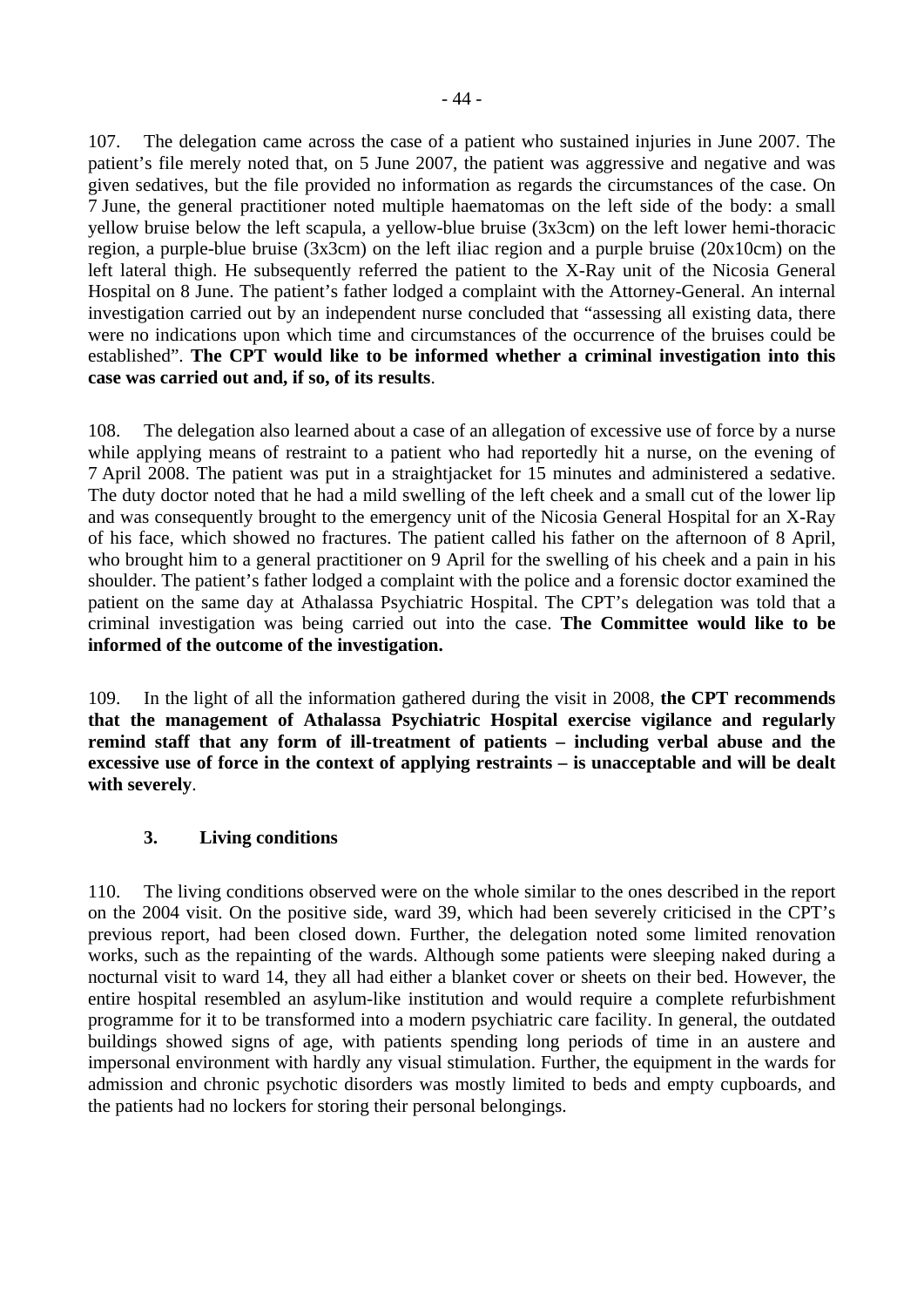107. The delegation came across the case of a patient who sustained injuries in June 2007. The patient's file merely noted that, on 5 June 2007, the patient was aggressive and negative and was given sedatives, but the file provided no information as regards the circumstances of the case. On 7 June, the general practitioner noted multiple haematomas on the left side of the body: a small yellow bruise below the left scapula, a yellow-blue bruise (3x3cm) on the left lower hemi-thoracic region, a purple-blue bruise (3x3cm) on the left iliac region and a purple bruise (20x10cm) on the left lateral thigh. He subsequently referred the patient to the X-Ray unit of the Nicosia General Hospital on 8 June. The patient's father lodged a complaint with the Attorney-General. An internal investigation carried out by an independent nurse concluded that "assessing all existing data, there were no indications upon which time and circumstances of the occurrence of the bruises could be established". **The CPT would like to be informed whether a criminal investigation into this case was carried out and, if so, of its results**.

108. The delegation also learned about a case of an allegation of excessive use of force by a nurse while applying means of restraint to a patient who had reportedly hit a nurse, on the evening of 7 April 2008. The patient was put in a straightjacket for 15 minutes and administered a sedative. The duty doctor noted that he had a mild swelling of the left cheek and a small cut of the lower lip and was consequently brought to the emergency unit of the Nicosia General Hospital for an X-Ray of his face, which showed no fractures. The patient called his father on the afternoon of 8 April, who brought him to a general practitioner on 9 April for the swelling of his cheek and a pain in his shoulder. The patient's father lodged a complaint with the police and a forensic doctor examined the patient on the same day at Athalassa Psychiatric Hospital. The CPT's delegation was told that a criminal investigation was being carried out into the case. **The Committee would like to be informed of the outcome of the investigation.**

109. In the light of all the information gathered during the visit in 2008, **the CPT recommends that the management of Athalassa Psychiatric Hospital exercise vigilance and regularly remind staff that any form of ill-treatment of patients – including verbal abuse and the excessive use of force in the context of applying restraints – is unacceptable and will be dealt with severely**.

### 3. Living conditions

110. The living conditions observed were on the whole similar to the ones described in the report on the 2004 visit. On the positive side, ward 39, which had been severely criticised in the CPT's previous report, had been closed down. Further, the delegation noted some limited renovation works, such as the repainting of the wards. Although some patients were sleeping naked during a nocturnal visit to ward 14, they all had either a blanket cover or sheets on their bed. However, the entire hospital resembled an asylum-like institution and would require a complete refurbishment programme for it to be transformed into a modern psychiatric care facility. In general, the outdated buildings showed signs of age, with patients spending long periods of time in an austere and impersonal environment with hardly any visual stimulation. Further, the equipment in the wards for admission and chronic psychotic disorders was mostly limited to beds and empty cupboards, and the patients had no lockers for storing their personal belongings.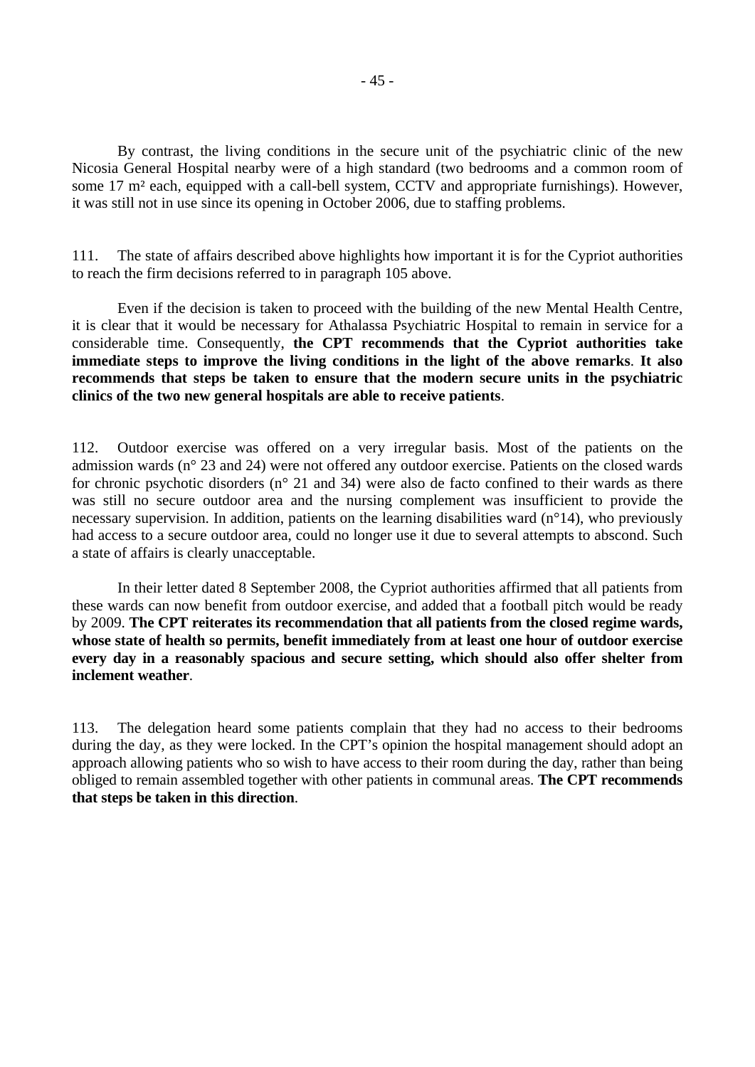By contrast, the living conditions in the secure unit of the psychiatric clinic of the new Nicosia General Hospital nearby were of a high standard (two bedrooms and a common room of some 17 m² each, equipped with a call-bell system, CCTV and appropriate furnishings). However, it was still not in use since its opening in October 2006, due to staffing problems.

111. The state of affairs described above highlights how important it is for the Cypriot authorities to reach the firm decisions referred to in paragraph 105 above.

Even if the decision is taken to proceed with the building of the new Mental Health Centre, it is clear that it would be necessary for Athalassa Psychiatric Hospital to remain in service for a considerable time. Consequently, **the CPT recommends that the Cypriot authorities take immediate steps to improve the living conditions in the light of the above remarks**. **It also recommends that steps be taken to ensure that the modern secure units in the psychiatric clinics of the two new general hospitals are able to receive patients**.

112. Outdoor exercise was offered on a very irregular basis. Most of the patients on the admission wards (n° 23 and 24) were not offered any outdoor exercise. Patients on the closed wards for chronic psychotic disorders (n° 21 and 34) were also de facto confined to their wards as there was still no secure outdoor area and the nursing complement was insufficient to provide the necessary supervision. In addition, patients on the learning disabilities ward (n°14), who previously had access to a secure outdoor area, could no longer use it due to several attempts to abscond. Such a state of affairs is clearly unacceptable.

In their letter dated 8 September 2008, the Cypriot authorities affirmed that all patients from these wards can now benefit from outdoor exercise, and added that a football pitch would be ready by 2009. **The CPT reiterates its recommendation that all patients from the closed regime wards, whose state of health so permits, benefit immediately from at least one hour of outdoor exercise every day in a reasonably spacious and secure setting, which should also offer shelter from inclement weather**.

113. The delegation heard some patients complain that they had no access to their bedrooms during the day, as they were locked. In the CPT's opinion the hospital management should adopt an approach allowing patients who so wish to have access to their room during the day, rather than being obliged to remain assembled together with other patients in communal areas. **The CPT recommends that steps be taken in this direction**.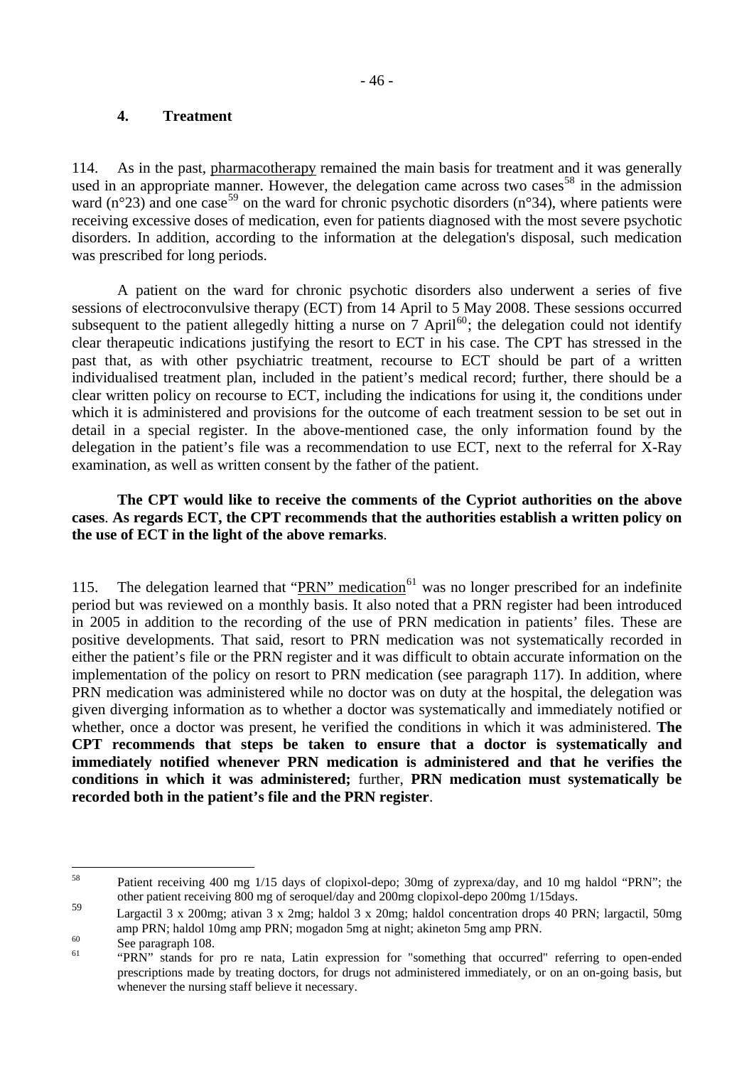### 4. Treatment

114. As in the past, pharmacotherapy remained the main basis for treatment and it was generally used in an appropriate manner. However, the delegation came across two cases[58] in the admission ward (n°23) and one case[59] on the ward for chronic psychotic disorders (n°34), where patients were receiving excessive doses of medication, even for patients diagnosed with the most severe psychotic disorders. In addition, according to the information at the delegation's disposal, such medication was prescribed for long periods.

A patient on the ward for chronic psychotic disorders also underwent a series of five sessions of electroconvulsive therapy (ECT) from 14 April to 5 May 2008. These sessions occurred subsequent to the patient allegedly hitting a nurse on 7 April[60]; the delegation could not identify clear therapeutic indications justifying the resort to ECT in his case. The CPT has stressed in the past that, as with other psychiatric treatment, recourse to ECT should be part of a written individualised treatment plan, included in the patient's medical record; further, there should be a clear written policy on recourse to ECT, including the indications for using it, the conditions under which it is administered and provisions for the outcome of each treatment session to be set out in detail in a special register. In the above-mentioned case, the only information found by the delegation in the patient's file was a recommendation to use ECT, next to the referral for X-Ray examination, as well as written consent by the father of the patient.

**The CPT would like to receive the comments of the Cypriot authorities on the above cases**. **As regards ECT, the CPT recommends that the authorities establish a written policy on the use of ECT in the light of the above remarks**.

115. The delegation learned that "PRN" medication[61] was no longer prescribed for an indefinite period but was reviewed on a monthly basis. It also noted that a PRN register had been introduced in 2005 in addition to the recording of the use of PRN medication in patients' files. These are positive developments. That said, resort to PRN medication was not systematically recorded in either the patient's file or the PRN register and it was difficult to obtain accurate information on the implementation of the policy on resort to PRN medication (see paragraph 117). In addition, where PRN medication was administered while no doctor was on duty at the hospital, the delegation was given diverging information as to whether a doctor was systematically and immediately notified or whether, once a doctor was present, he verified the conditions in which it was administered. **The CPT recommends that steps be taken to ensure that a doctor is systematically and immediately notified whenever PRN medication is administered and that he verifies the conditions in which it was administered;** further, **PRN medication must systematically be recorded both in the patient's file and the PRN register**.

---

[58] Patient receiving 400 mg 1/15 days of clopixol-depo; 30mg of zyprexa/day, and 10 mg haldol "PRN"; the other patient receiving 800 mg of seroquel/day and 200mg clopixol-depo 200mg 1/15days.

[59] Largactil 3 x 200mg; ativan 3 x 2mg; haldol 3 x 20mg; haldol concentration drops 40 PRN; largactil, 50mg amp PRN; haldol 10mg amp PRN; mogadon 5mg at night; akineton 5mg amp PRN.

[60] See paragraph 108.

[61] "PRN" stands for pro re nata, Latin expression for "something that occurred" referring to open-ended prescriptions made by treating doctors, for drugs not administered immediately, or on an on-going basis, but whenever the nursing staff believe it necessary.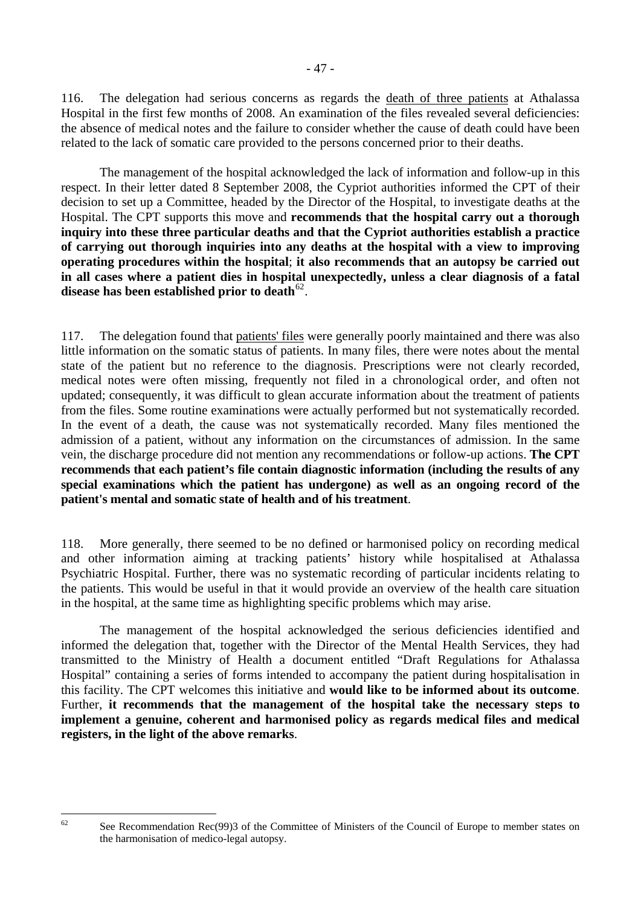116. The delegation had serious concerns as regards the death of three patients at Athalassa Hospital in the first few months of 2008. An examination of the files revealed several deficiencies: the absence of medical notes and the failure to consider whether the cause of death could have been related to the lack of somatic care provided to the persons concerned prior to their deaths.

The management of the hospital acknowledged the lack of information and follow-up in this respect. In their letter dated 8 September 2008, the Cypriot authorities informed the CPT of their decision to set up a Committee, headed by the Director of the Hospital, to investigate deaths at the Hospital. The CPT supports this move and **recommends that the hospital carry out a thorough inquiry into these three particular deaths and that the Cypriot authorities establish a practice of carrying out thorough inquiries into any deaths at the hospital with a view to improving operating procedures within the hospital**; **it also recommends that an autopsy be carried out in all cases where a patient dies in hospital unexpectedly, unless a clear diagnosis of a fatal disease has been established prior to death**[62].

117. The delegation found that patients' files were generally poorly maintained and there was also little information on the somatic status of patients. In many files, there were notes about the mental state of the patient but no reference to the diagnosis. Prescriptions were not clearly recorded, medical notes were often missing, frequently not filed in a chronological order, and often not updated; consequently, it was difficult to glean accurate information about the treatment of patients from the files. Some routine examinations were actually performed but not systematically recorded. In the event of a death, the cause was not systematically recorded. Many files mentioned the admission of a patient, without any information on the circumstances of admission. In the same vein, the discharge procedure did not mention any recommendations or follow-up actions. **The CPT recommends that each patient's file contain diagnostic information (including the results of any special examinations which the patient has undergone) as well as an ongoing record of the patient's mental and somatic state of health and of his treatment**.

118. More generally, there seemed to be no defined or harmonised policy on recording medical and other information aiming at tracking patients' history while hospitalised at Athalassa Psychiatric Hospital. Further, there was no systematic recording of particular incidents relating to the patients. This would be useful in that it would provide an overview of the health care situation in the hospital, at the same time as highlighting specific problems which may arise.

The management of the hospital acknowledged the serious deficiencies identified and informed the delegation that, together with the Director of the Mental Health Services, they had transmitted to the Ministry of Health a document entitled "Draft Regulations for Athalassa Hospital" containing a series of forms intended to accompany the patient during hospitalisation in this facility. The CPT welcomes this initiative and **would like to be informed about its outcome**. Further, **it recommends that the management of the hospital take the necessary steps to implement a genuine, coherent and harmonised policy as regards medical files and medical registers, in the light of the above remarks**.

---

[62] See Recommendation Rec(99)3 of the Committee of Ministers of the Council of Europe to member states on the harmonisation of medico-legal autopsy.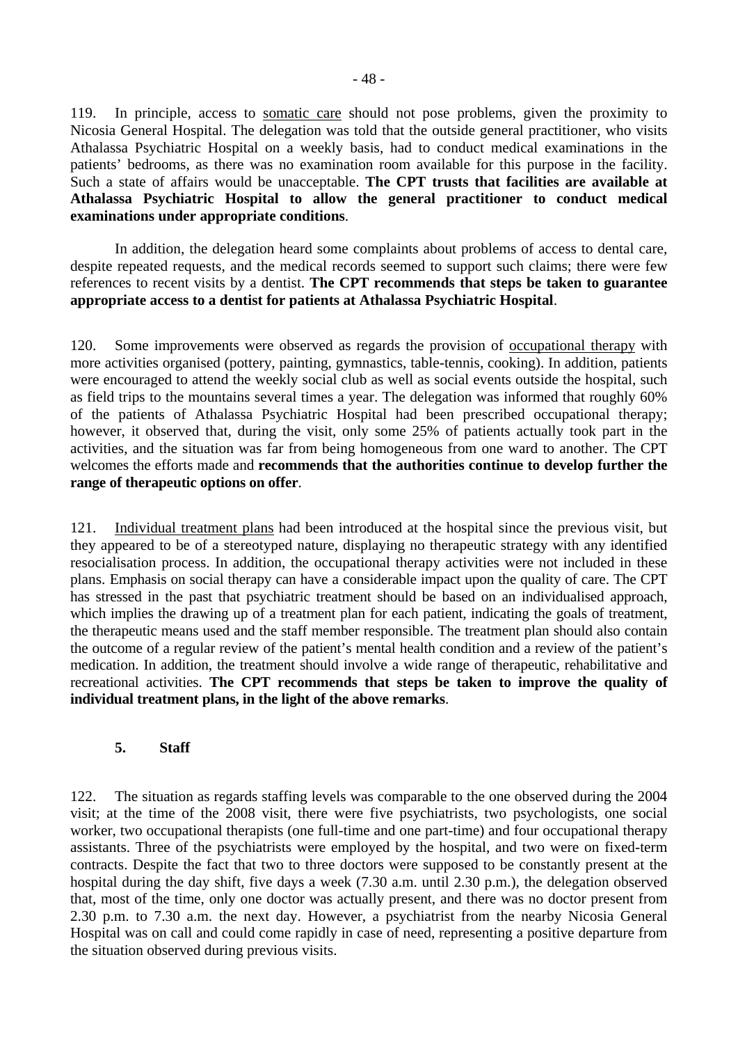119. In principle, access to somatic care should not pose problems, given the proximity to Nicosia General Hospital. The delegation was told that the outside general practitioner, who visits Athalassa Psychiatric Hospital on a weekly basis, had to conduct medical examinations in the patients' bedrooms, as there was no examination room available for this purpose in the facility. Such a state of affairs would be unacceptable. **The CPT trusts that facilities are available at Athalassa Psychiatric Hospital to allow the general practitioner to conduct medical examinations under appropriate conditions**.

In addition, the delegation heard some complaints about problems of access to dental care, despite repeated requests, and the medical records seemed to support such claims; there were few references to recent visits by a dentist. **The CPT recommends that steps be taken to guarantee appropriate access to a dentist for patients at Athalassa Psychiatric Hospital**.

120. Some improvements were observed as regards the provision of occupational therapy with more activities organised (pottery, painting, gymnastics, table-tennis, cooking). In addition, patients were encouraged to attend the weekly social club as well as social events outside the hospital, such as field trips to the mountains several times a year. The delegation was informed that roughly 60% of the patients of Athalassa Psychiatric Hospital had been prescribed occupational therapy; however, it observed that, during the visit, only some 25% of patients actually took part in the activities, and the situation was far from being homogeneous from one ward to another. The CPT welcomes the efforts made and **recommends that the authorities continue to develop further the range of therapeutic options on offer**.

121. Individual treatment plans had been introduced at the hospital since the previous visit, but they appeared to be of a stereotyped nature, displaying no therapeutic strategy with any identified resocialisation process. In addition, the occupational therapy activities were not included in these plans. Emphasis on social therapy can have a considerable impact upon the quality of care. The CPT has stressed in the past that psychiatric treatment should be based on an individualised approach, which implies the drawing up of a treatment plan for each patient, indicating the goals of treatment, the therapeutic means used and the staff member responsible. The treatment plan should also contain the outcome of a regular review of the patient's mental health condition and a review of the patient's medication. In addition, the treatment should involve a wide range of therapeutic, rehabilitative and recreational activities. **The CPT recommends that steps be taken to improve the quality of individual treatment plans, in the light of the above remarks**.

### 5. Staff

122. The situation as regards staffing levels was comparable to the one observed during the 2004 visit; at the time of the 2008 visit, there were five psychiatrists, two psychologists, one social worker, two occupational therapists (one full-time and one part-time) and four occupational therapy assistants. Three of the psychiatrists were employed by the hospital, and two were on fixed-term contracts. Despite the fact that two to three doctors were supposed to be constantly present at the hospital during the day shift, five days a week (7.30 a.m. until 2.30 p.m.), the delegation observed that, most of the time, only one doctor was actually present, and there was no doctor present from 2.30 p.m. to 7.30 a.m. the next day. However, a psychiatrist from the nearby Nicosia General Hospital was on call and could come rapidly in case of need, representing a positive departure from the situation observed during previous visits.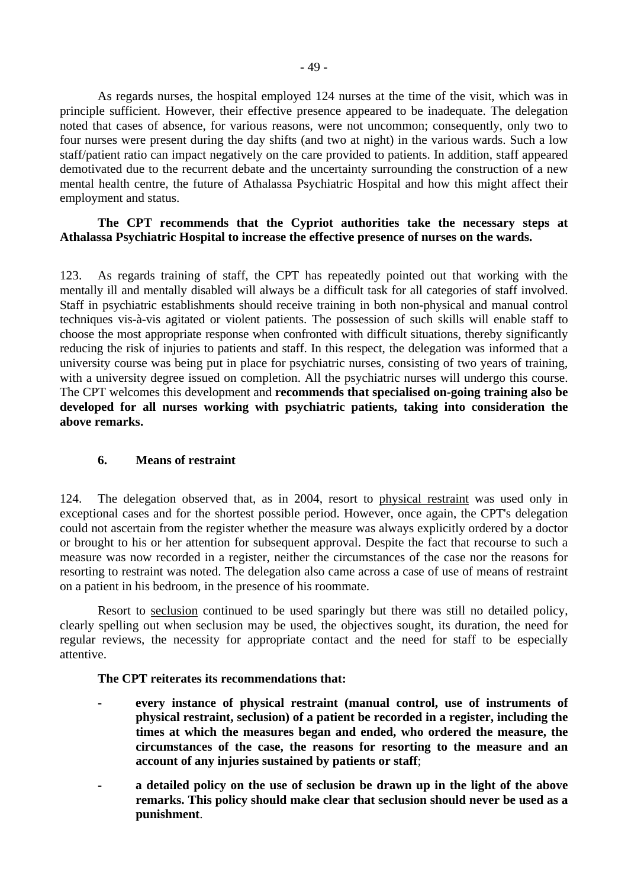As regards nurses, the hospital employed 124 nurses at the time of the visit, which was in principle sufficient. However, their effective presence appeared to be inadequate. The delegation noted that cases of absence, for various reasons, were not uncommon; consequently, only two to four nurses were present during the day shifts (and two at night) in the various wards. Such a low staff/patient ratio can impact negatively on the care provided to patients. In addition, staff appeared demotivated due to the recurrent debate and the uncertainty surrounding the construction of a new mental health centre, the future of Athalassa Psychiatric Hospital and how this might affect their employment and status.

**The CPT recommends that the Cypriot authorities take the necessary steps at Athalassa Psychiatric Hospital to increase the effective presence of nurses on the wards.**

123. As regards training of staff, the CPT has repeatedly pointed out that working with the mentally ill and mentally disabled will always be a difficult task for all categories of staff involved. Staff in psychiatric establishments should receive training in both non-physical and manual control techniques vis-à-vis agitated or violent patients. The possession of such skills will enable staff to choose the most appropriate response when confronted with difficult situations, thereby significantly reducing the risk of injuries to patients and staff. In this respect, the delegation was informed that a university course was being put in place for psychiatric nurses, consisting of two years of training, with a university degree issued on completion. All the psychiatric nurses will undergo this course. The CPT welcomes this development and **recommends that specialised on-going training also be developed for all nurses working with psychiatric patients, taking into consideration the above remarks.**

### 6. Means of restraint

124. The delegation observed that, as in 2004, resort to physical restraint was used only in exceptional cases and for the shortest possible period. However, once again, the CPT's delegation could not ascertain from the register whether the measure was always explicitly ordered by a doctor or brought to his or her attention for subsequent approval. Despite the fact that recourse to such a measure was now recorded in a register, neither the circumstances of the case nor the reasons for resorting to restraint was noted. The delegation also came across a case of use of means of restraint on a patient in his bedroom, in the presence of his roommate.

Resort to seclusion continued to be used sparingly but there was still no detailed policy, clearly spelling out when seclusion may be used, the objectives sought, its duration, the need for regular reviews, the necessity for appropriate contact and the need for staff to be especially attentive.

**The CPT reiterates its recommendations that:**

- **every instance of physical restraint (manual control, use of instruments of physical restraint, seclusion) of a patient be recorded in a register, including the times at which the measures began and ended, who ordered the measure, the circumstances of the case, the reasons for resorting to the measure and an account of any injuries sustained by patients or staff**;
- **a detailed policy on the use of seclusion be drawn up in the light of the above remarks. This policy should make clear that seclusion should never be used as a punishment**.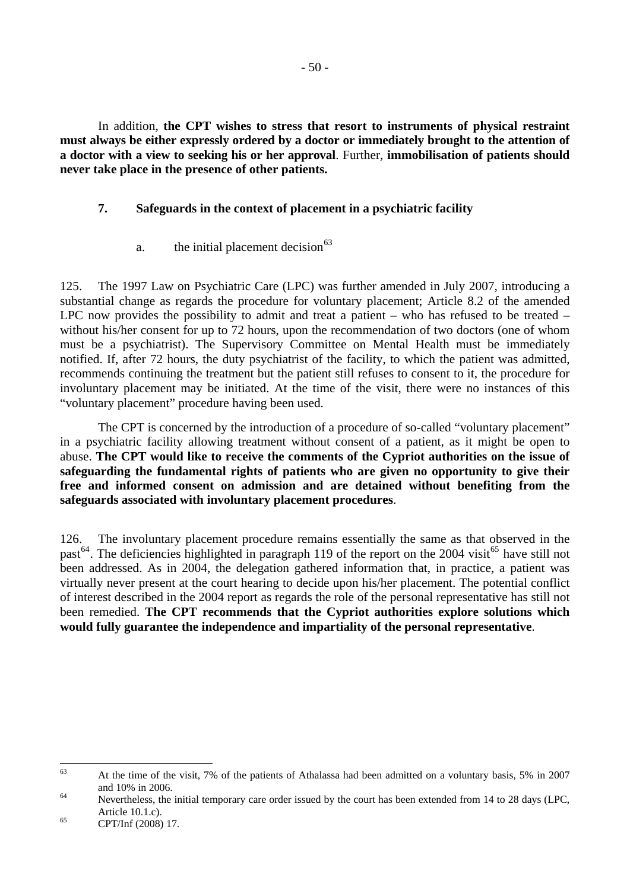In addition, **the CPT wishes to stress that resort to instruments of physical restraint must always be either expressly ordered by a doctor or immediately brought to the attention of a doctor with a view to seeking his or her approval**. Further, **immobilisation of patients should never take place in the presence of other patients.**

### 7. Safeguards in the context of placement in a psychiatric facility

#### a. the initial placement decision[63]

125. The 1997 Law on Psychiatric Care (LPC) was further amended in July 2007, introducing a substantial change as regards the procedure for voluntary placement; Article 8.2 of the amended LPC now provides the possibility to admit and treat a patient – who has refused to be treated – without his/her consent for up to 72 hours, upon the recommendation of two doctors (one of whom must be a psychiatrist). The Supervisory Committee on Mental Health must be immediately notified. If, after 72 hours, the duty psychiatrist of the facility, to which the patient was admitted, recommends continuing the treatment but the patient still refuses to consent to it, the procedure for involuntary placement may be initiated. At the time of the visit, there were no instances of this "voluntary placement" procedure having been used.

The CPT is concerned by the introduction of a procedure of so-called "voluntary placement" in a psychiatric facility allowing treatment without consent of a patient, as it might be open to abuse. **The CPT would like to receive the comments of the Cypriot authorities on the issue of safeguarding the fundamental rights of patients who are given no opportunity to give their free and informed consent on admission and are detained without benefiting from the safeguards associated with involuntary placement procedures**.

126. The involuntary placement procedure remains essentially the same as that observed in the past[64]. The deficiencies highlighted in paragraph 119 of the report on the 2004 visit[65] have still not been addressed. As in 2004, the delegation gathered information that, in practice, a patient was virtually never present at the court hearing to decide upon his/her placement. The potential conflict of interest described in the 2004 report as regards the role of the personal representative has still not been remedied. **The CPT recommends that the Cypriot authorities explore solutions which would fully guarantee the independence and impartiality of the personal representative**.

---

[63] At the time of the visit, 7% of the patients of Athalassa had been admitted on a voluntary basis, 5% in 2007 and 10% in 2006.

[64] Nevertheless, the initial temporary care order issued by the court has been extended from 14 to 28 days (LPC, Article 10.1.c).

[65] CPT/Inf (2008) 17.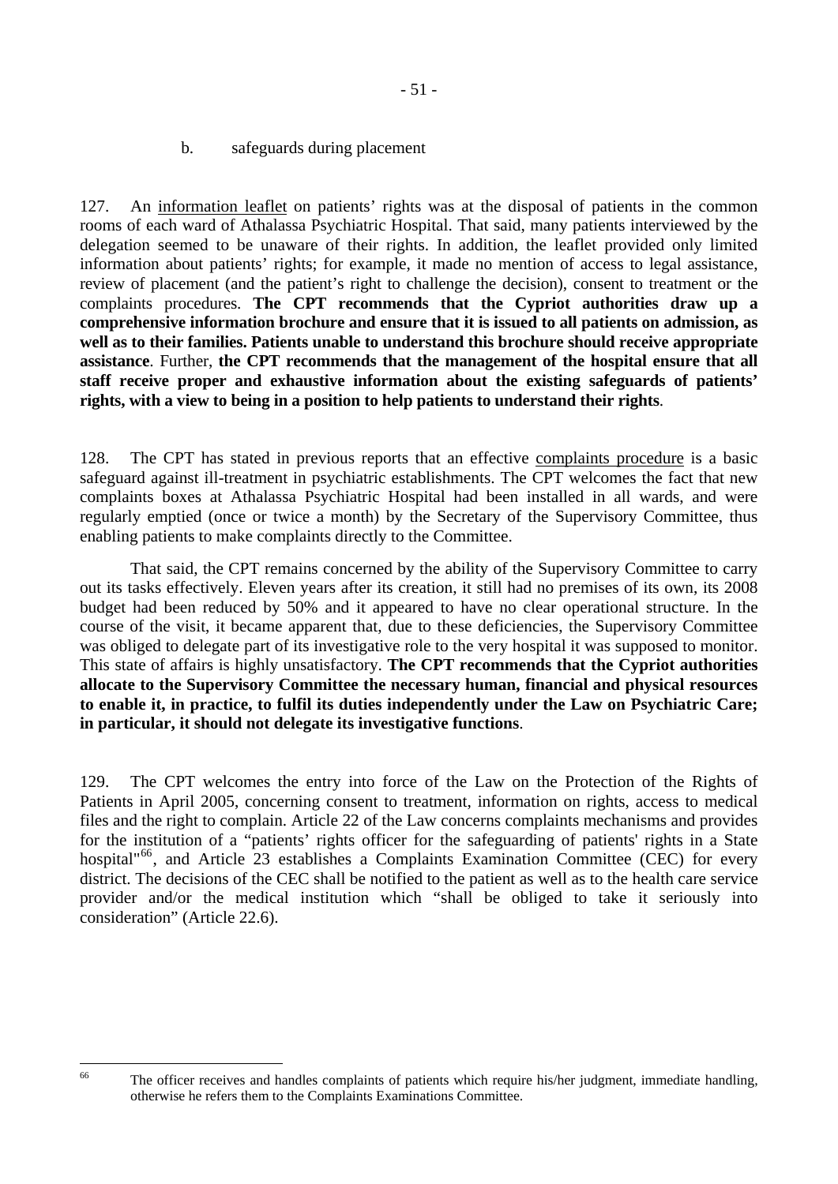### b. safeguards during placement

127. An information leaflet on patients' rights was at the disposal of patients in the common rooms of each ward of Athalassa Psychiatric Hospital. That said, many patients interviewed by the delegation seemed to be unaware of their rights. In addition, the leaflet provided only limited information about patients' rights; for example, it made no mention of access to legal assistance, review of placement (and the patient's right to challenge the decision), consent to treatment or the complaints procedures. **The CPT recommends that the Cypriot authorities draw up a comprehensive information brochure and ensure that it is issued to all patients on admission, as well as to their families. Patients unable to understand this brochure should receive appropriate assistance**. Further, **the CPT recommends that the management of the hospital ensure that all staff receive proper and exhaustive information about the existing safeguards of patients' rights, with a view to being in a position to help patients to understand their rights**.

128. The CPT has stated in previous reports that an effective complaints procedure is a basic safeguard against ill-treatment in psychiatric establishments. The CPT welcomes the fact that new complaints boxes at Athalassa Psychiatric Hospital had been installed in all wards, and were regularly emptied (once or twice a month) by the Secretary of the Supervisory Committee, thus enabling patients to make complaints directly to the Committee.

That said, the CPT remains concerned by the ability of the Supervisory Committee to carry out its tasks effectively. Eleven years after its creation, it still had no premises of its own, its 2008 budget had been reduced by 50% and it appeared to have no clear operational structure. In the course of the visit, it became apparent that, due to these deficiencies, the Supervisory Committee was obliged to delegate part of its investigative role to the very hospital it was supposed to monitor. This state of affairs is highly unsatisfactory. **The CPT recommends that the Cypriot authorities allocate to the Supervisory Committee the necessary human, financial and physical resources to enable it, in practice, to fulfil its duties independently under the Law on Psychiatric Care; in particular, it should not delegate its investigative functions**.

129. The CPT welcomes the entry into force of the Law on the Protection of the Rights of Patients in April 2005, concerning consent to treatment, information on rights, access to medical files and the right to complain. Article 22 of the Law concerns complaints mechanisms and provides for the institution of a "patients' rights officer for the safeguarding of patients' rights in a State hospital"[66], and Article 23 establishes a Complaints Examination Committee (CEC) for every district. The decisions of the CEC shall be notified to the patient as well as to the health care service provider and/or the medical institution which "shall be obliged to take it seriously into consideration" (Article 22.6).

---

[66] The officer receives and handles complaints of patients which require his/her judgment, immediate handling, otherwise he refers them to the Complaints Examinations Committee.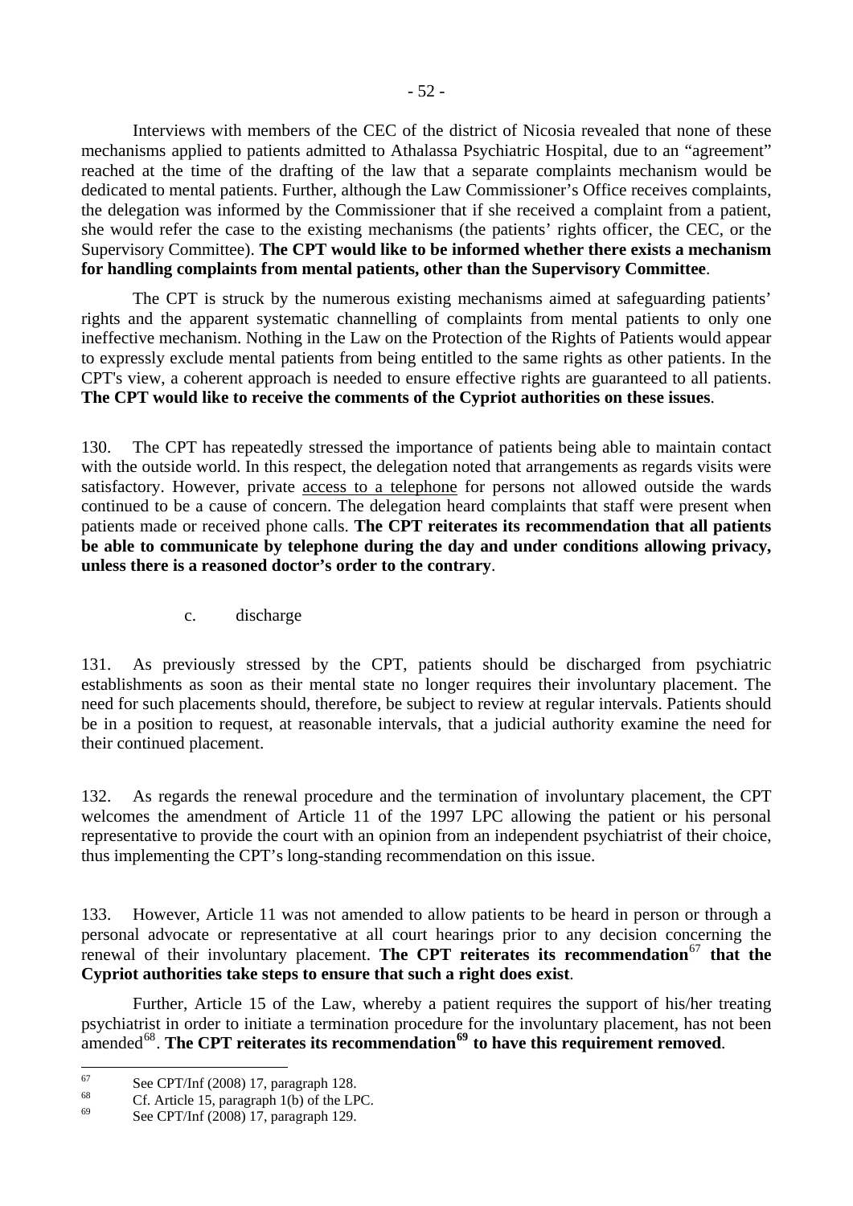Interviews with members of the CEC of the district of Nicosia revealed that none of these mechanisms applied to patients admitted to Athalassa Psychiatric Hospital, due to an "agreement" reached at the time of the drafting of the law that a separate complaints mechanism would be dedicated to mental patients. Further, although the Law Commissioner's Office receives complaints, the delegation was informed by the Commissioner that if she received a complaint from a patient, she would refer the case to the existing mechanisms (the patients' rights officer, the CEC, or the Supervisory Committee). **The CPT would like to be informed whether there exists a mechanism for handling complaints from mental patients, other than the Supervisory Committee**.

The CPT is struck by the numerous existing mechanisms aimed at safeguarding patients' rights and the apparent systematic channelling of complaints from mental patients to only one ineffective mechanism. Nothing in the Law on the Protection of the Rights of Patients would appear to expressly exclude mental patients from being entitled to the same rights as other patients. In the CPT's view, a coherent approach is needed to ensure effective rights are guaranteed to all patients. **The CPT would like to receive the comments of the Cypriot authorities on these issues**.

130. The CPT has repeatedly stressed the importance of patients being able to maintain contact with the outside world. In this respect, the delegation noted that arrangements as regards visits were satisfactory. However, private access to a telephone for persons not allowed outside the wards continued to be a cause of concern. The delegation heard complaints that staff were present when patients made or received phone calls. **The CPT reiterates its recommendation that all patients be able to communicate by telephone during the day and under conditions allowing privacy, unless there is a reasoned doctor's order to the contrary**.

c. discharge

131. As previously stressed by the CPT, patients should be discharged from psychiatric establishments as soon as their mental state no longer requires their involuntary placement. The need for such placements should, therefore, be subject to review at regular intervals. Patients should be in a position to request, at reasonable intervals, that a judicial authority examine the need for their continued placement.

132. As regards the renewal procedure and the termination of involuntary placement, the CPT welcomes the amendment of Article 11 of the 1997 LPC allowing the patient or his personal representative to provide the court with an opinion from an independent psychiatrist of their choice, thus implementing the CPT's long-standing recommendation on this issue.

133. However, Article 11 was not amended to allow patients to be heard in person or through a personal advocate or representative at all court hearings prior to any decision concerning the renewal of their involuntary placement. **The CPT reiterates its recommendation**[67] **that the Cypriot authorities take steps to ensure that such a right does exist**.

Further, Article 15 of the Law, whereby a patient requires the support of his/her treating psychiatrist in order to initiate a termination procedure for the involuntary placement, has not been amended[68]. **The CPT reiterates its recommendation**[69] **to have this requirement removed**.

---

[67] See CPT/Inf (2008) 17, paragraph 128.

[68] Cf. Article 15, paragraph 1(b) of the LPC.

[69] See CPT/Inf (2008) 17, paragraph 129.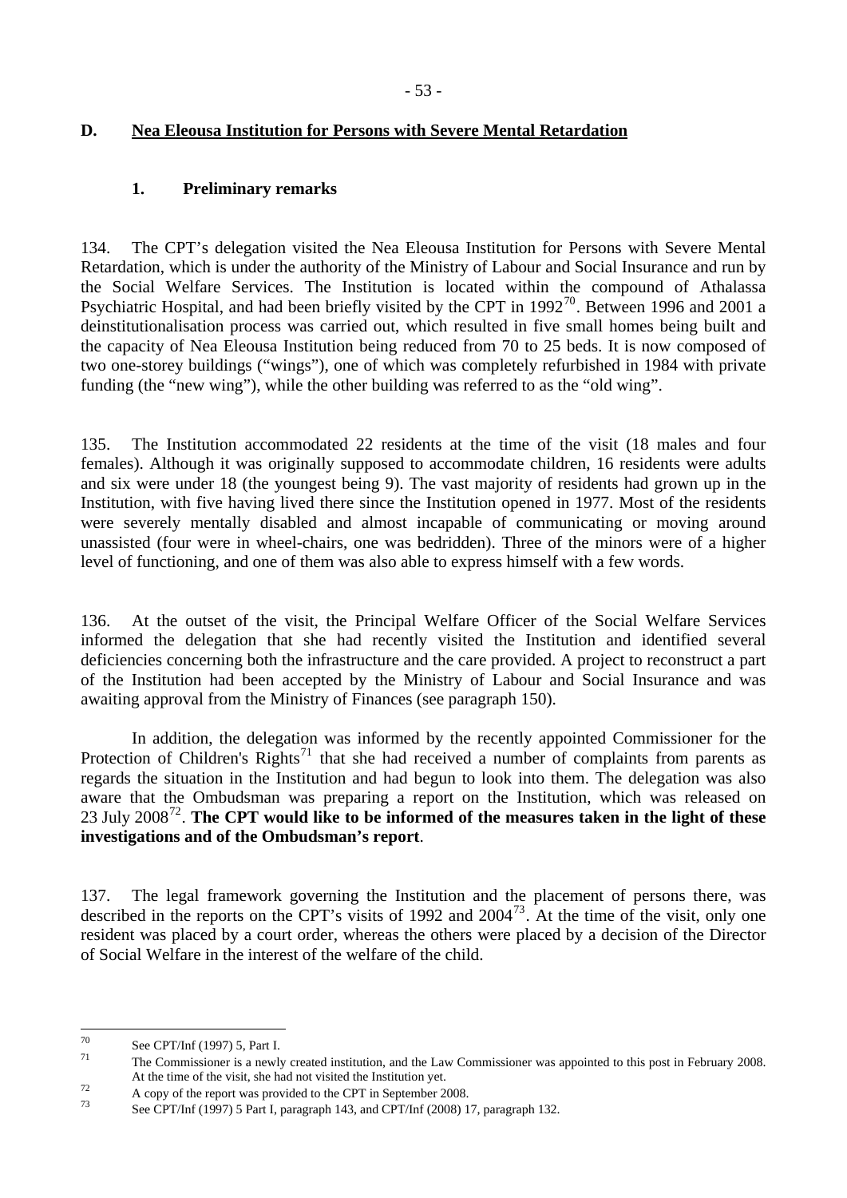## D. Nea Eleousa Institution for Persons with Severe Mental Retardation

### 1. Preliminary remarks

134. The CPT's delegation visited the Nea Eleousa Institution for Persons with Severe Mental Retardation, which is under the authority of the Ministry of Labour and Social Insurance and run by the Social Welfare Services. The Institution is located within the compound of Athalassa Psychiatric Hospital, and had been briefly visited by the CPT in 1992[70]. Between 1996 and 2001 a deinstitutionalisation process was carried out, which resulted in five small homes being built and the capacity of Nea Eleousa Institution being reduced from 70 to 25 beds. It is now composed of two one-storey buildings ("wings"), one of which was completely refurbished in 1984 with private funding (the "new wing"), while the other building was referred to as the "old wing".

135. The Institution accommodated 22 residents at the time of the visit (18 males and four females). Although it was originally supposed to accommodate children, 16 residents were adults and six were under 18 (the youngest being 9). The vast majority of residents had grown up in the Institution, with five having lived there since the Institution opened in 1977. Most of the residents were severely mentally disabled and almost incapable of communicating or moving around unassisted (four were in wheel-chairs, one was bedridden). Three of the minors were of a higher level of functioning, and one of them was also able to express himself with a few words.

136. At the outset of the visit, the Principal Welfare Officer of the Social Welfare Services informed the delegation that she had recently visited the Institution and identified several deficiencies concerning both the infrastructure and the care provided. A project to reconstruct a part of the Institution had been accepted by the Ministry of Labour and Social Insurance and was awaiting approval from the Ministry of Finances (see paragraph 150).

In addition, the delegation was informed by the recently appointed Commissioner for the Protection of Children's Rights[71] that she had received a number of complaints from parents as regards the situation in the Institution and had begun to look into them. The delegation was also aware that the Ombudsman was preparing a report on the Institution, which was released on 23 July 2008[72]. **The CPT would like to be informed of the measures taken in the light of these investigations and of the Ombudsman's report**.

137. The legal framework governing the Institution and the placement of persons there, was described in the reports on the CPT's visits of 1992 and 2004[73]. At the time of the visit, only one resident was placed by a court order, whereas the others were placed by a decision of the Director of Social Welfare in the interest of the welfare of the child.

---

[70] See CPT/Inf (1997) 5, Part I.

[71] The Commissioner is a newly created institution, and the Law Commissioner was appointed to this post in February 2008. At the time of the visit, she had not visited the Institution yet.

[72] A copy of the report was provided to the CPT in September 2008.

[73] See CPT/Inf (1997) 5 Part I, paragraph 143, and CPT/Inf (2008) 17, paragraph 132.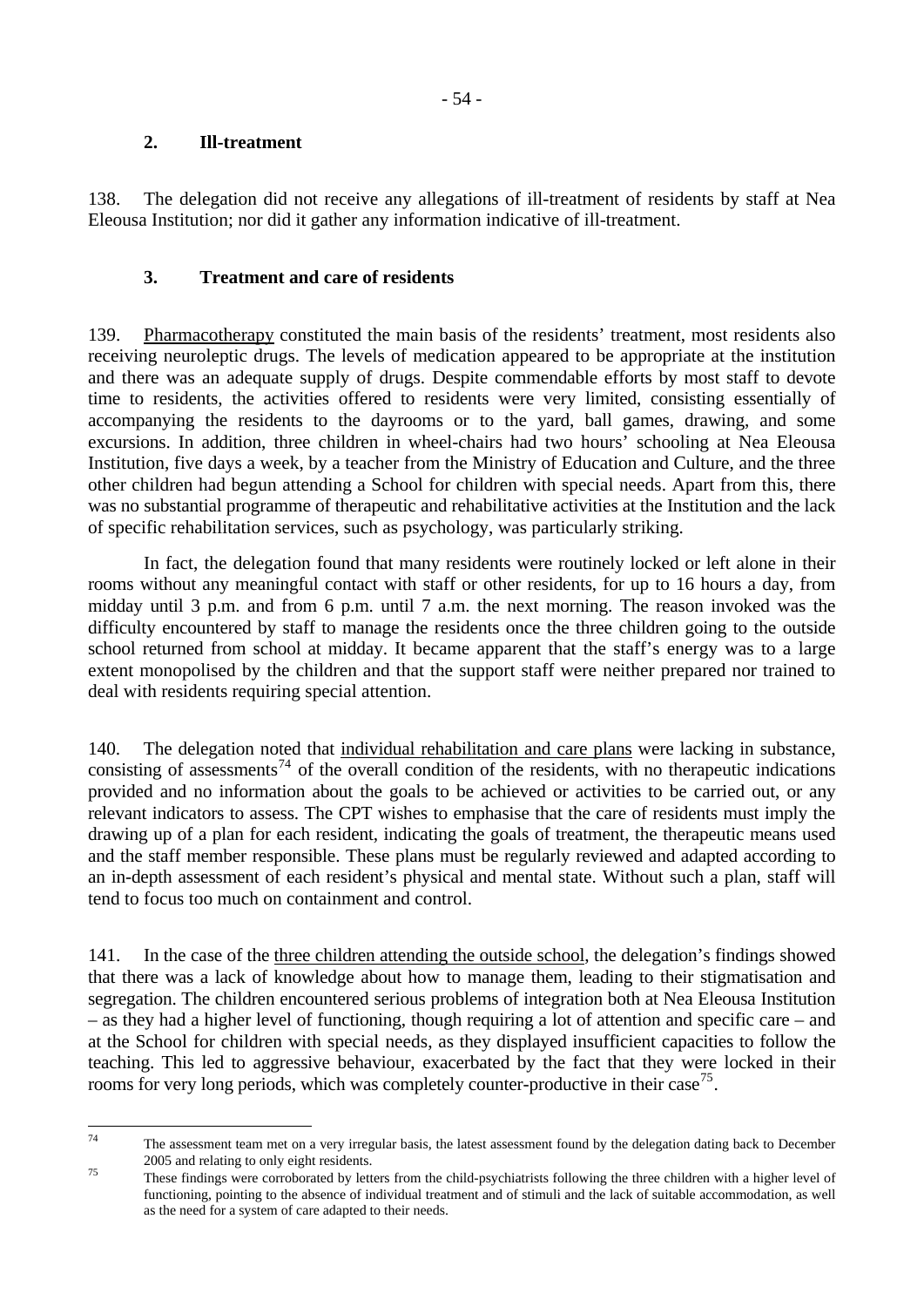### 2. Ill-treatment

138. The delegation did not receive any allegations of ill-treatment of residents by staff at Nea Eleousa Institution; nor did it gather any information indicative of ill-treatment.

### 3. Treatment and care of residents

139. Pharmacotherapy constituted the main basis of the residents' treatment, most residents also receiving neuroleptic drugs. The levels of medication appeared to be appropriate at the institution and there was an adequate supply of drugs. Despite commendable efforts by most staff to devote time to residents, the activities offered to residents were very limited, consisting essentially of accompanying the residents to the dayrooms or to the yard, ball games, drawing, and some excursions. In addition, three children in wheel-chairs had two hours' schooling at Nea Eleousa Institution, five days a week, by a teacher from the Ministry of Education and Culture, and the three other children had begun attending a School for children with special needs. Apart from this, there was no substantial programme of therapeutic and rehabilitative activities at the Institution and the lack of specific rehabilitation services, such as psychology, was particularly striking.

In fact, the delegation found that many residents were routinely locked or left alone in their rooms without any meaningful contact with staff or other residents, for up to 16 hours a day, from midday until 3 p.m. and from 6 p.m. until 7 a.m. the next morning. The reason invoked was the difficulty encountered by staff to manage the residents once the three children going to the outside school returned from school at midday. It became apparent that the staff's energy was to a large extent monopolised by the children and that the support staff were neither prepared nor trained to deal with residents requiring special attention.

140. The delegation noted that individual rehabilitation and care plans were lacking in substance, consisting of assessments[74] of the overall condition of the residents, with no therapeutic indications provided and no information about the goals to be achieved or activities to be carried out, or any relevant indicators to assess. The CPT wishes to emphasise that the care of residents must imply the drawing up of a plan for each resident, indicating the goals of treatment, the therapeutic means used and the staff member responsible. These plans must be regularly reviewed and adapted according to an in-depth assessment of each resident's physical and mental state. Without such a plan, staff will tend to focus too much on containment and control.

141. In the case of the three children attending the outside school, the delegation's findings showed that there was a lack of knowledge about how to manage them, leading to their stigmatisation and segregation. The children encountered serious problems of integration both at Nea Eleousa Institution – as they had a higher level of functioning, though requiring a lot of attention and specific care – and at the School for children with special needs, as they displayed insufficient capacities to follow the teaching. This led to aggressive behaviour, exacerbated by the fact that they were locked in their rooms for very long periods, which was completely counter-productive in their case[75].

---

[74] The assessment team met on a very irregular basis, the latest assessment found by the delegation dating back to December 2005 and relating to only eight residents.

[75] These findings were corroborated by letters from the child-psychiatrists following the three children with a higher level of functioning, pointing to the absence of individual treatment and of stimuli and the lack of suitable accommodation, as well as the need for a system of care adapted to their needs.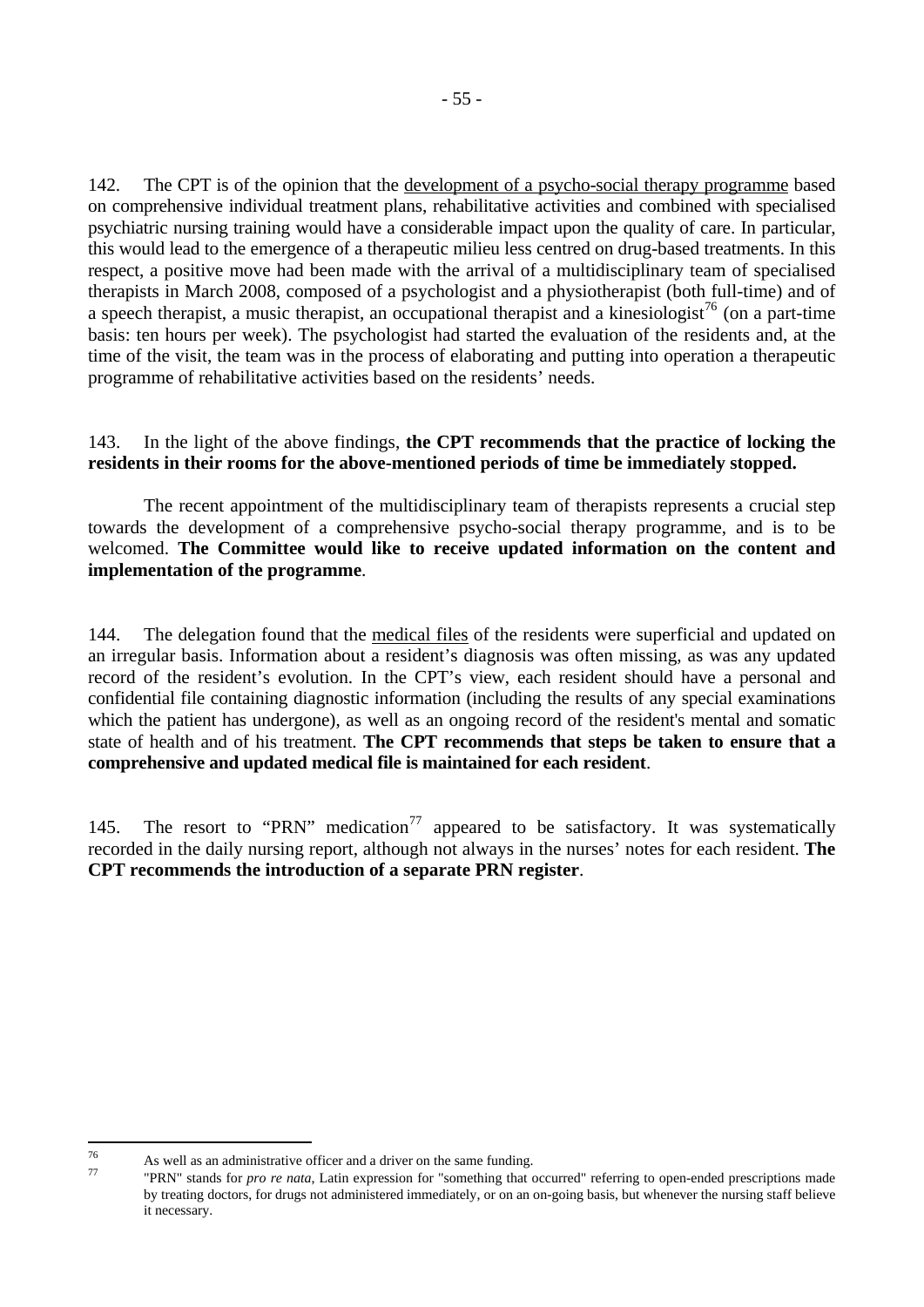142. The CPT is of the opinion that the development of a psycho-social therapy programme based on comprehensive individual treatment plans, rehabilitative activities and combined with specialised psychiatric nursing training would have a considerable impact upon the quality of care. In particular, this would lead to the emergence of a therapeutic milieu less centred on drug-based treatments. In this respect, a positive move had been made with the arrival of a multidisciplinary team of specialised therapists in March 2008, composed of a psychologist and a physiotherapist (both full-time) and of a speech therapist, a music therapist, an occupational therapist and a kinesiologist[76] (on a part-time basis: ten hours per week). The psychologist had started the evaluation of the residents and, at the time of the visit, the team was in the process of elaborating and putting into operation a therapeutic programme of rehabilitative activities based on the residents' needs.

143. In the light of the above findings, **the CPT recommends that the practice of locking the residents in their rooms for the above-mentioned periods of time be immediately stopped.**

The recent appointment of the multidisciplinary team of therapists represents a crucial step towards the development of a comprehensive psycho-social therapy programme, and is to be welcomed. **The Committee would like to receive updated information on the content and implementation of the programme**.

144. The delegation found that the medical files of the residents were superficial and updated on an irregular basis. Information about a resident's diagnosis was often missing, as was any updated record of the resident's evolution. In the CPT's view, each resident should have a personal and confidential file containing diagnostic information (including the results of any special examinations which the patient has undergone), as well as an ongoing record of the resident's mental and somatic state of health and of his treatment. **The CPT recommends that steps be taken to ensure that a comprehensive and updated medical file is maintained for each resident**.

145. The resort to "PRN" medication[77] appeared to be satisfactory. It was systematically recorded in the daily nursing report, although not always in the nurses' notes for each resident. **The CPT recommends the introduction of a separate PRN register**.

---

[76] As well as an administrative officer and a driver on the same funding.

[77] "PRN" stands for *pro re nata*, Latin expression for "something that occurred" referring to open-ended prescriptions made by treating doctors, for drugs not administered immediately, or on an on-going basis, but whenever the nursing staff believe it necessary.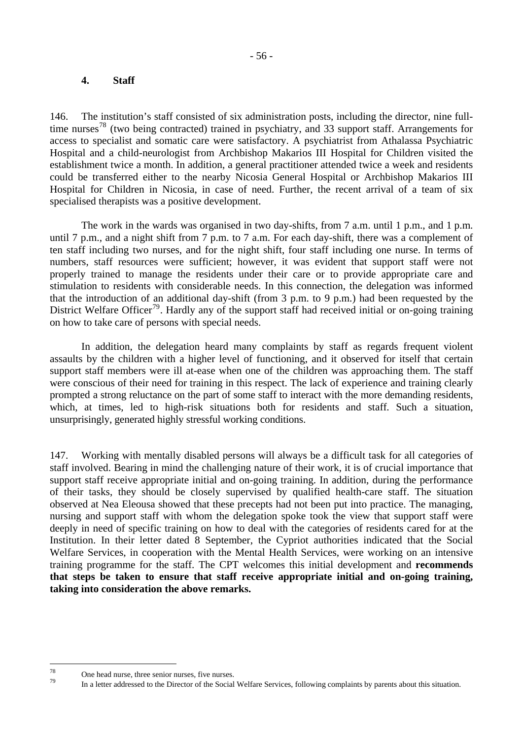### 4. Staff

146. The institution's staff consisted of six administration posts, including the director, nine full-time nurses[78] (two being contracted) trained in psychiatry, and 33 support staff. Arrangements for access to specialist and somatic care were satisfactory. A psychiatrist from Athalassa Psychiatric Hospital and a child-neurologist from Archbishop Makarios III Hospital for Children visited the establishment twice a month. In addition, a general practitioner attended twice a week and residents could be transferred either to the nearby Nicosia General Hospital or Archbishop Makarios III Hospital for Children in Nicosia, in case of need. Further, the recent arrival of a team of six specialised therapists was a positive development.

The work in the wards was organised in two day-shifts, from 7 a.m. until 1 p.m., and 1 p.m. until 7 p.m., and a night shift from 7 p.m. to 7 a.m. For each day-shift, there was a complement of ten staff including two nurses, and for the night shift, four staff including one nurse. In terms of numbers, staff resources were sufficient; however, it was evident that support staff were not properly trained to manage the residents under their care or to provide appropriate care and stimulation to residents with considerable needs. In this connection, the delegation was informed that the introduction of an additional day-shift (from 3 p.m. to 9 p.m.) had been requested by the District Welfare Officer[79]. Hardly any of the support staff had received initial or on-going training on how to take care of persons with special needs.

In addition, the delegation heard many complaints by staff as regards frequent violent assaults by the children with a higher level of functioning, and it observed for itself that certain support staff members were ill at-ease when one of the children was approaching them. The staff were conscious of their need for training in this respect. The lack of experience and training clearly prompted a strong reluctance on the part of some staff to interact with the more demanding residents, which, at times, led to high-risk situations both for residents and staff. Such a situation, unsurprisingly, generated highly stressful working conditions.

147. Working with mentally disabled persons will always be a difficult task for all categories of staff involved. Bearing in mind the challenging nature of their work, it is of crucial importance that support staff receive appropriate initial and on-going training. In addition, during the performance of their tasks, they should be closely supervised by qualified health-care staff. The situation observed at Nea Eleousa showed that these precepts had not been put into practice. The managing, nursing and support staff with whom the delegation spoke took the view that support staff were deeply in need of specific training on how to deal with the categories of residents cared for at the Institution. In their letter dated 8 September, the Cypriot authorities indicated that the Social Welfare Services, in cooperation with the Mental Health Services, were working on an intensive training programme for the staff. The CPT welcomes this initial development and **recommends that steps be taken to ensure that staff receive appropriate initial and on-going training, taking into consideration the above remarks.**

---

[78] One head nurse, three senior nurses, five nurses.

[79] In a letter addressed to the Director of the Social Welfare Services, following complaints by parents about this situation.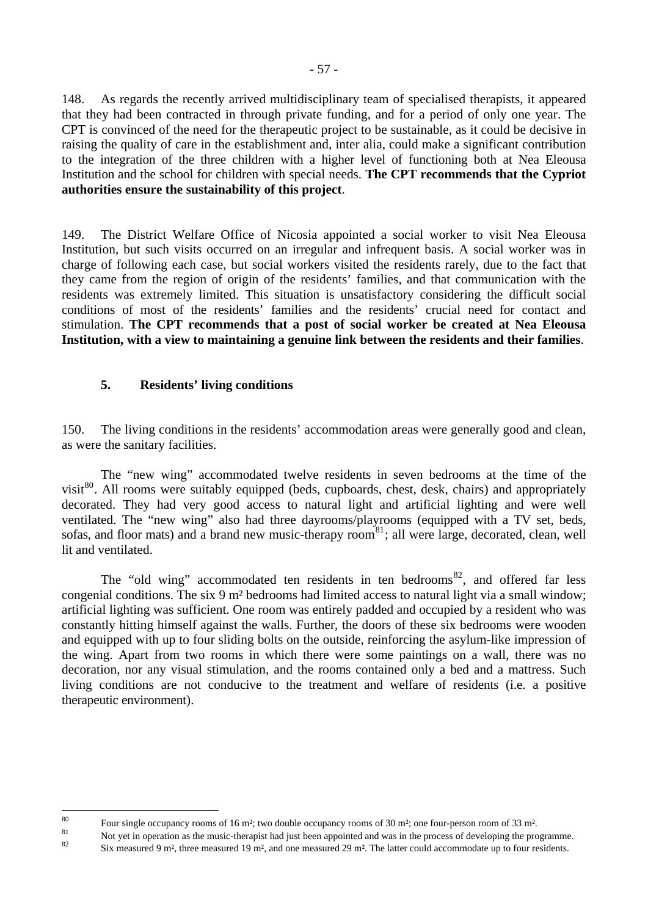148. As regards the recently arrived multidisciplinary team of specialised therapists, it appeared that they had been contracted in through private funding, and for a period of only one year. The CPT is convinced of the need for the therapeutic project to be sustainable, as it could be decisive in raising the quality of care in the establishment and, inter alia, could make a significant contribution to the integration of the three children with a higher level of functioning both at Nea Eleousa Institution and the school for children with special needs. **The CPT recommends that the Cypriot authorities ensure the sustainability of this project**.

149. The District Welfare Office of Nicosia appointed a social worker to visit Nea Eleousa Institution, but such visits occurred on an irregular and infrequent basis. A social worker was in charge of following each case, but social workers visited the residents rarely, due to the fact that they came from the region of origin of the residents' families, and that communication with the residents was extremely limited. This situation is unsatisfactory considering the difficult social conditions of most of the residents' families and the residents' crucial need for contact and stimulation. **The CPT recommends that a post of social worker be created at Nea Eleousa Institution, with a view to maintaining a genuine link between the residents and their families**.

### 5. Residents' living conditions

150. The living conditions in the residents' accommodation areas were generally good and clean, as were the sanitary facilities.

The "new wing" accommodated twelve residents in seven bedrooms at the time of the visit[80]. All rooms were suitably equipped (beds, cupboards, chest, desk, chairs) and appropriately decorated. They had very good access to natural light and artificial lighting and were well ventilated. The "new wing" also had three dayrooms/playrooms (equipped with a TV set, beds, sofas, and floor mats) and a brand new music-therapy room[81]; all were large, decorated, clean, well lit and ventilated.

The "old wing" accommodated ten residents in ten bedrooms[82], and offered far less congenial conditions. The six 9 m² bedrooms had limited access to natural light via a small window; artificial lighting was sufficient. One room was entirely padded and occupied by a resident who was constantly hitting himself against the walls. Further, the doors of these six bedrooms were wooden and equipped with up to four sliding bolts on the outside, reinforcing the asylum-like impression of the wing. Apart from two rooms in which there were some paintings on a wall, there was no decoration, nor any visual stimulation, and the rooms contained only a bed and a mattress. Such living conditions are not conducive to the treatment and welfare of residents (i.e. a positive therapeutic environment).

---

[80] Four single occupancy rooms of 16 m²; two double occupancy rooms of 30 m²; one four-person room of 33 m².

[81] Not yet in operation as the music-therapist had just been appointed and was in the process of developing the programme.

[82] Six measured 9 m², three measured 19 m², and one measured 29 m². The latter could accommodate up to four residents.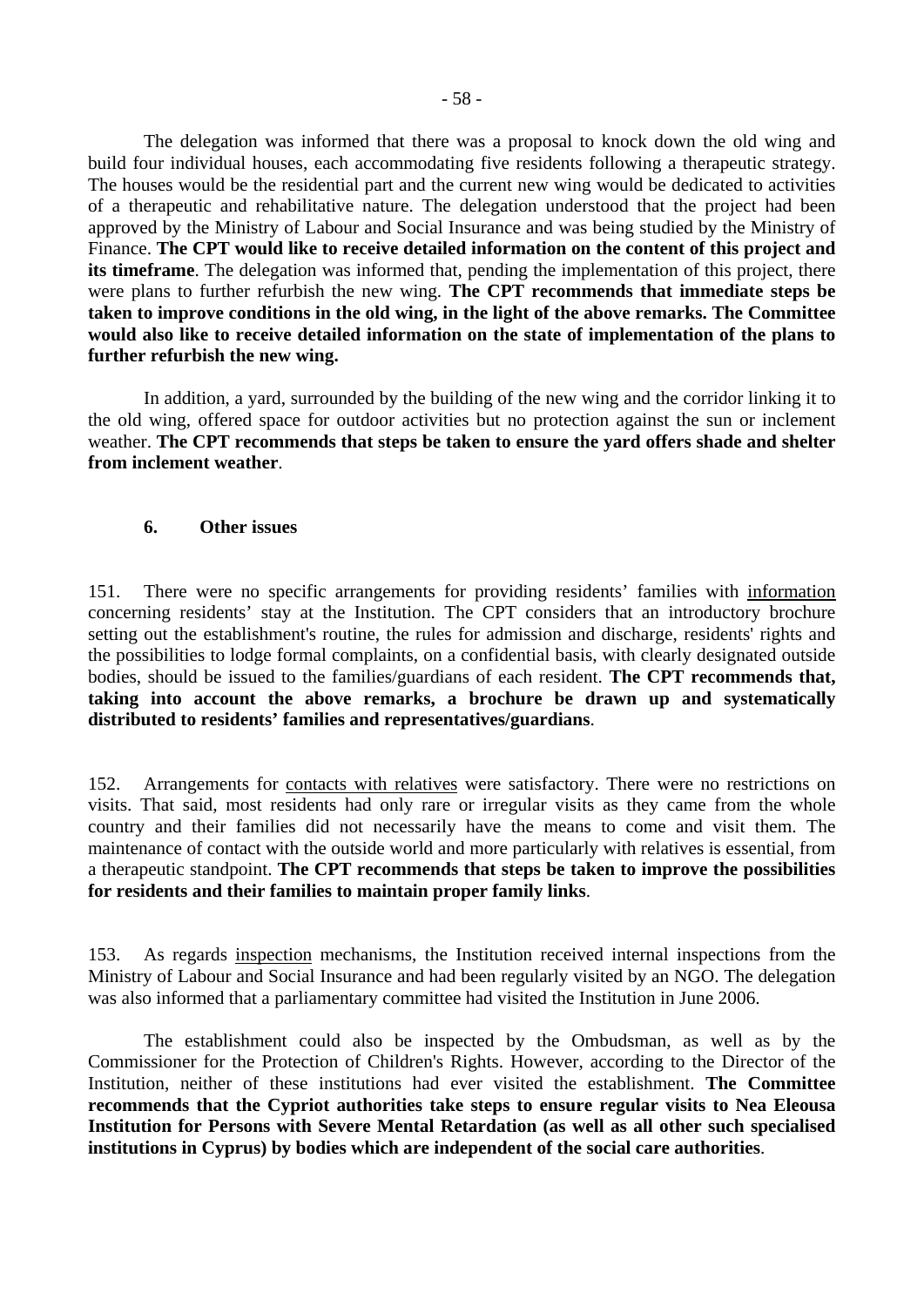The delegation was informed that there was a proposal to knock down the old wing and build four individual houses, each accommodating five residents following a therapeutic strategy. The houses would be the residential part and the current new wing would be dedicated to activities of a therapeutic and rehabilitative nature. The delegation understood that the project had been approved by the Ministry of Labour and Social Insurance and was being studied by the Ministry of Finance. **The CPT would like to receive detailed information on the content of this project and its timeframe**. The delegation was informed that, pending the implementation of this project, there were plans to further refurbish the new wing. **The CPT recommends that immediate steps be taken to improve conditions in the old wing, in the light of the above remarks. The Committee would also like to receive detailed information on the state of implementation of the plans to further refurbish the new wing.**

In addition, a yard, surrounded by the building of the new wing and the corridor linking it to the old wing, offered space for outdoor activities but no protection against the sun or inclement weather. **The CPT recommends that steps be taken to ensure the yard offers shade and shelter from inclement weather**.

### 6. Other issues

151. There were no specific arrangements for providing residents' families with information concerning residents' stay at the Institution. The CPT considers that an introductory brochure setting out the establishment's routine, the rules for admission and discharge, residents' rights and the possibilities to lodge formal complaints, on a confidential basis, with clearly designated outside bodies, should be issued to the families/guardians of each resident. **The CPT recommends that, taking into account the above remarks, a brochure be drawn up and systematically distributed to residents' families and representatives/guardians**.

152. Arrangements for contacts with relatives were satisfactory. There were no restrictions on visits. That said, most residents had only rare or irregular visits as they came from the whole country and their families did not necessarily have the means to come and visit them. The maintenance of contact with the outside world and more particularly with relatives is essential, from a therapeutic standpoint. **The CPT recommends that steps be taken to improve the possibilities for residents and their families to maintain proper family links**.

153. As regards inspection mechanisms, the Institution received internal inspections from the Ministry of Labour and Social Insurance and had been regularly visited by an NGO. The delegation was also informed that a parliamentary committee had visited the Institution in June 2006.

The establishment could also be inspected by the Ombudsman, as well as by the Commissioner for the Protection of Children's Rights. However, according to the Director of the Institution, neither of these institutions had ever visited the establishment. **The Committee recommends that the Cypriot authorities take steps to ensure regular visits to Nea Eleousa Institution for Persons with Severe Mental Retardation (as well as all other such specialised institutions in Cyprus) by bodies which are independent of the social care authorities**.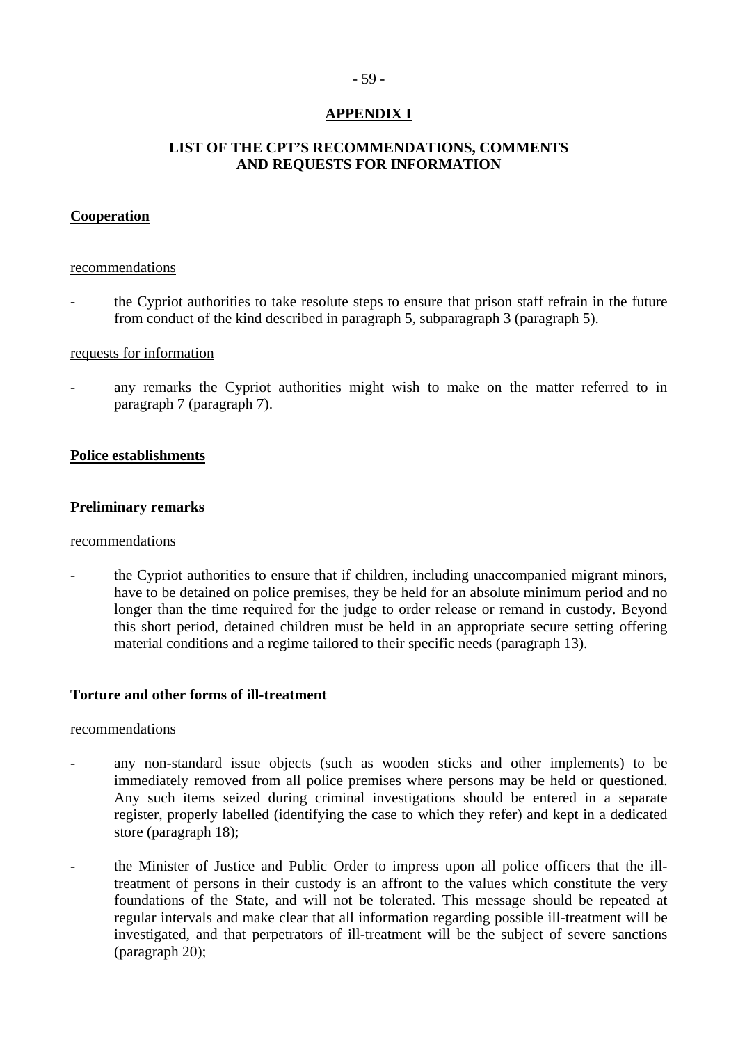## APPENDIX I

## LIST OF THE CPT'S RECOMMENDATIONS, COMMENTS AND REQUESTS FOR INFORMATION

### Cooperation

recommendations

- the Cypriot authorities to take resolute steps to ensure that prison staff refrain in the future from conduct of the kind described in paragraph 5, subparagraph 3 (paragraph 5).

requests for information

- any remarks the Cypriot authorities might wish to make on the matter referred to in paragraph 7 (paragraph 7).

### Police establishments

#### Preliminary remarks

recommendations

- the Cypriot authorities to ensure that if children, including unaccompanied migrant minors, have to be detained on police premises, they be held for an absolute minimum period and no longer than the time required for the judge to order release or remand in custody. Beyond this short period, detained children must be held in an appropriate secure setting offering material conditions and a regime tailored to their specific needs (paragraph 13).

#### Torture and other forms of ill-treatment

recommendations

- any non-standard issue objects (such as wooden sticks and other implements) to be immediately removed from all police premises where persons may be held or questioned. Any such items seized during criminal investigations should be entered in a separate register, properly labelled (identifying the case to which they refer) and kept in a dedicated store (paragraph 18);

- the Minister of Justice and Public Order to impress upon all police officers that the ill-treatment of persons in their custody is an affront to the values which constitute the very foundations of the State, and will not be tolerated. This message should be repeated at regular intervals and make clear that all information regarding possible ill-treatment will be investigated, and that perpetrators of ill-treatment will be the subject of severe sanctions (paragraph 20);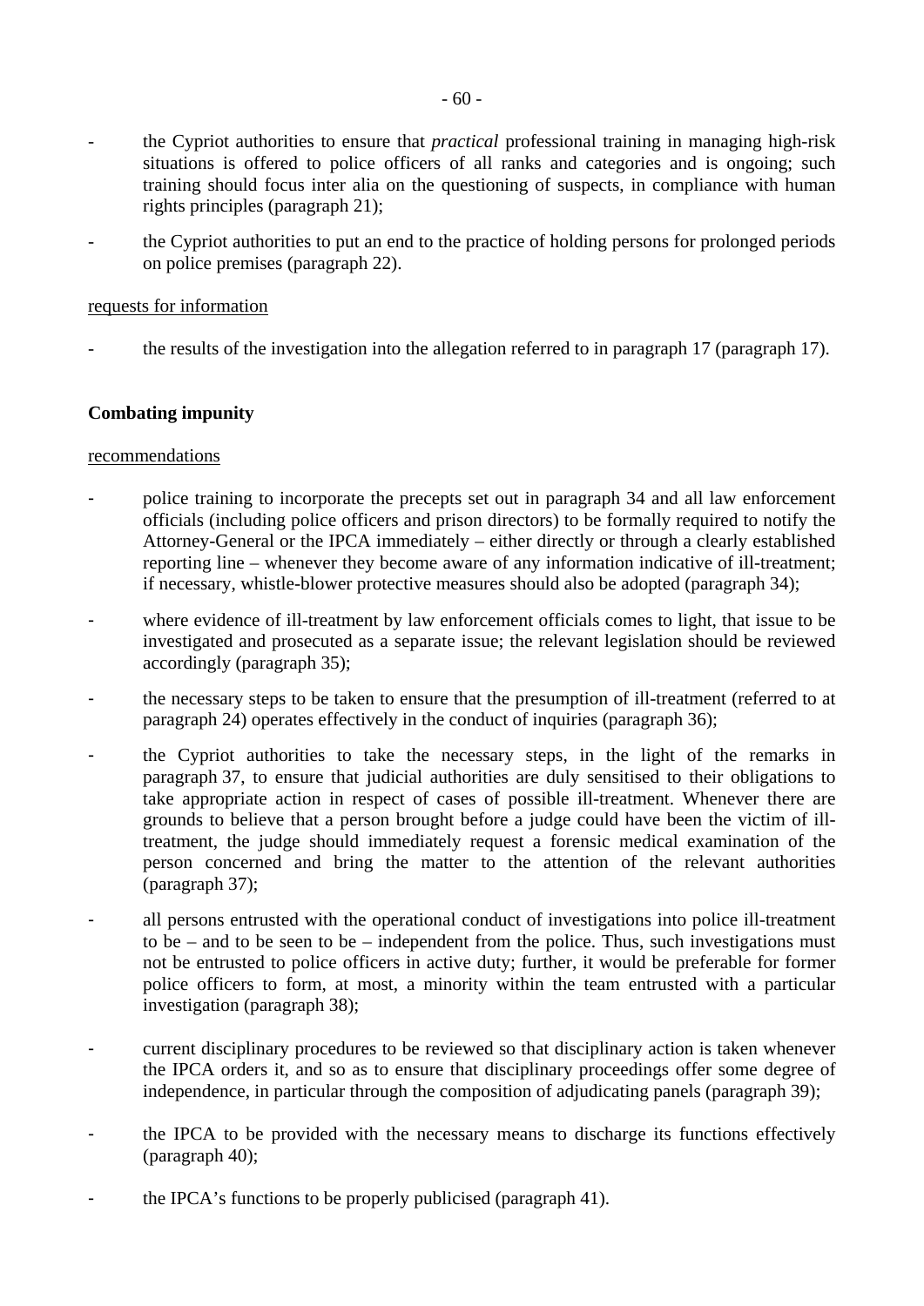- the Cypriot authorities to ensure that *practical* professional training in managing high-risk situations is offered to police officers of all ranks and categories and is ongoing; such training should focus inter alia on the questioning of suspects, in compliance with human rights principles (paragraph 21);

- the Cypriot authorities to put an end to the practice of holding persons for prolonged periods on police premises (paragraph 22).

<u>requests for information</u>

- the results of the investigation into the allegation referred to in paragraph 17 (paragraph 17).

**Combating impunity**

<u>recommendations</u>

- police training to incorporate the precepts set out in paragraph 34 and all law enforcement officials (including police officers and prison directors) to be formally required to notify the Attorney-General or the IPCA immediately – either directly or through a clearly established reporting line – whenever they become aware of any information indicative of ill-treatment; if necessary, whistle-blower protective measures should also be adopted (paragraph 34);

- where evidence of ill-treatment by law enforcement officials comes to light, that issue to be investigated and prosecuted as a separate issue; the relevant legislation should be reviewed accordingly (paragraph 35);

- the necessary steps to be taken to ensure that the presumption of ill-treatment (referred to at paragraph 24) operates effectively in the conduct of inquiries (paragraph 36);

- the Cypriot authorities to take the necessary steps, in the light of the remarks in paragraph 37, to ensure that judicial authorities are duly sensitised to their obligations to take appropriate action in respect of cases of possible ill-treatment. Whenever there are grounds to believe that a person brought before a judge could have been the victim of ill-treatment, the judge should immediately request a forensic medical examination of the person concerned and bring the matter to the attention of the relevant authorities (paragraph 37);

- all persons entrusted with the operational conduct of investigations into police ill-treatment to be – and to be seen to be – independent from the police. Thus, such investigations must not be entrusted to police officers in active duty; further, it would be preferable for former police officers to form, at most, a minority within the team entrusted with a particular investigation (paragraph 38);

- current disciplinary procedures to be reviewed so that disciplinary action is taken whenever the IPCA orders it, and so as to ensure that disciplinary proceedings offer some degree of independence, in particular through the composition of adjudicating panels (paragraph 39);

- the IPCA to be provided with the necessary means to discharge its functions effectively (paragraph 40);

- the IPCA's functions to be properly publicised (paragraph 41).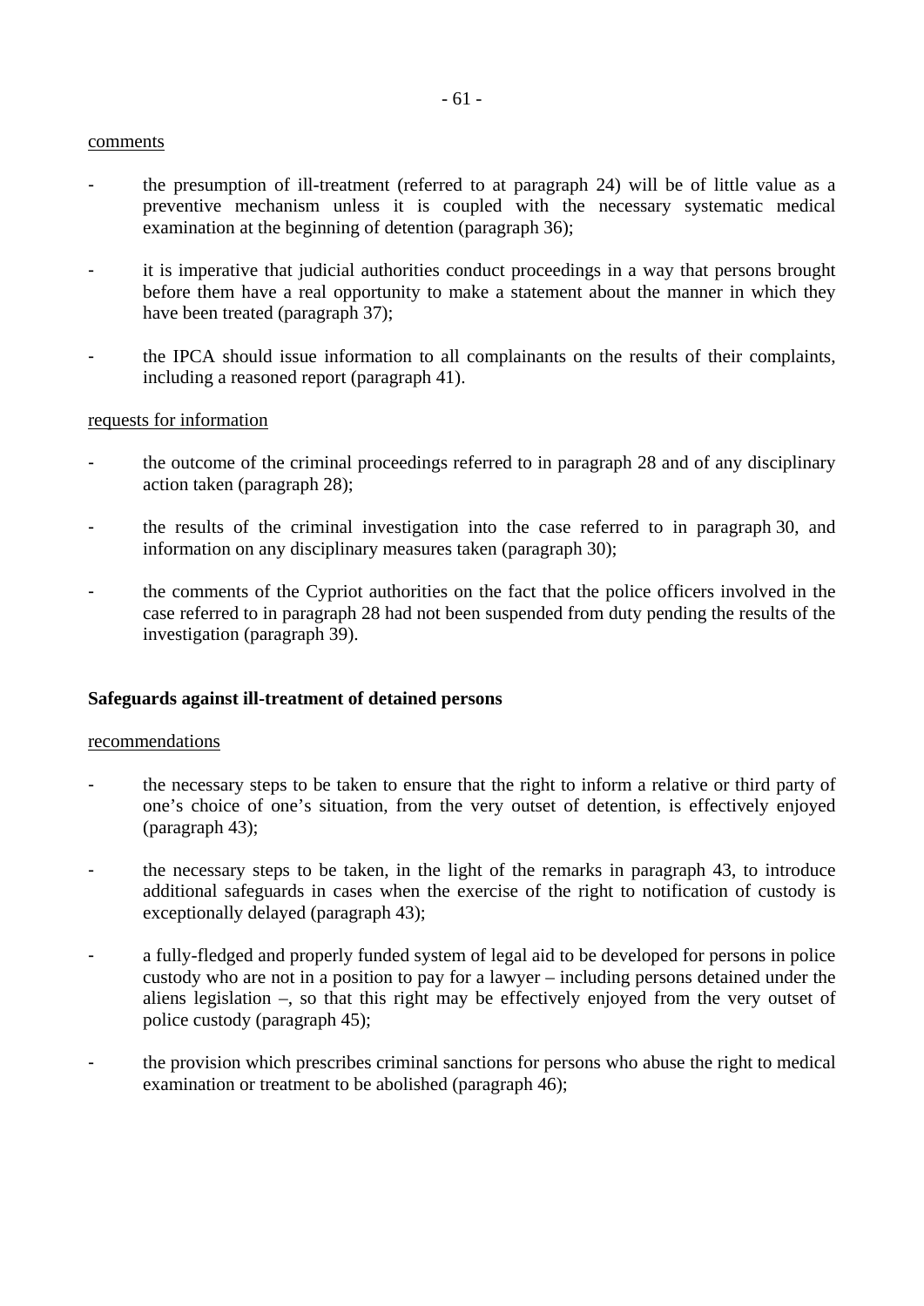comments

- the presumption of ill-treatment (referred to at paragraph 24) will be of little value as a preventive mechanism unless it is coupled with the necessary systematic medical examination at the beginning of detention (paragraph 36);

- it is imperative that judicial authorities conduct proceedings in a way that persons brought before them have a real opportunity to make a statement about the manner in which they have been treated (paragraph 37);

- the IPCA should issue information to all complainants on the results of their complaints, including a reasoned report (paragraph 41).

requests for information

- the outcome of the criminal proceedings referred to in paragraph 28 and of any disciplinary action taken (paragraph 28);

- the results of the criminal investigation into the case referred to in paragraph 30, and information on any disciplinary measures taken (paragraph 30);

- the comments of the Cypriot authorities on the fact that the police officers involved in the case referred to in paragraph 28 had not been suspended from duty pending the results of the investigation (paragraph 39).

**Safeguards against ill-treatment of detained persons**

recommendations

- the necessary steps to be taken to ensure that the right to inform a relative or third party of one's choice of one's situation, from the very outset of detention, is effectively enjoyed (paragraph 43);

- the necessary steps to be taken, in the light of the remarks in paragraph 43, to introduce additional safeguards in cases when the exercise of the right to notification of custody is exceptionally delayed (paragraph 43);

- a fully-fledged and properly funded system of legal aid to be developed for persons in police custody who are not in a position to pay for a lawyer – including persons detained under the aliens legislation –, so that this right may be effectively enjoyed from the very outset of police custody (paragraph 45);

- the provision which prescribes criminal sanctions for persons who abuse the right to medical examination or treatment to be abolished (paragraph 46);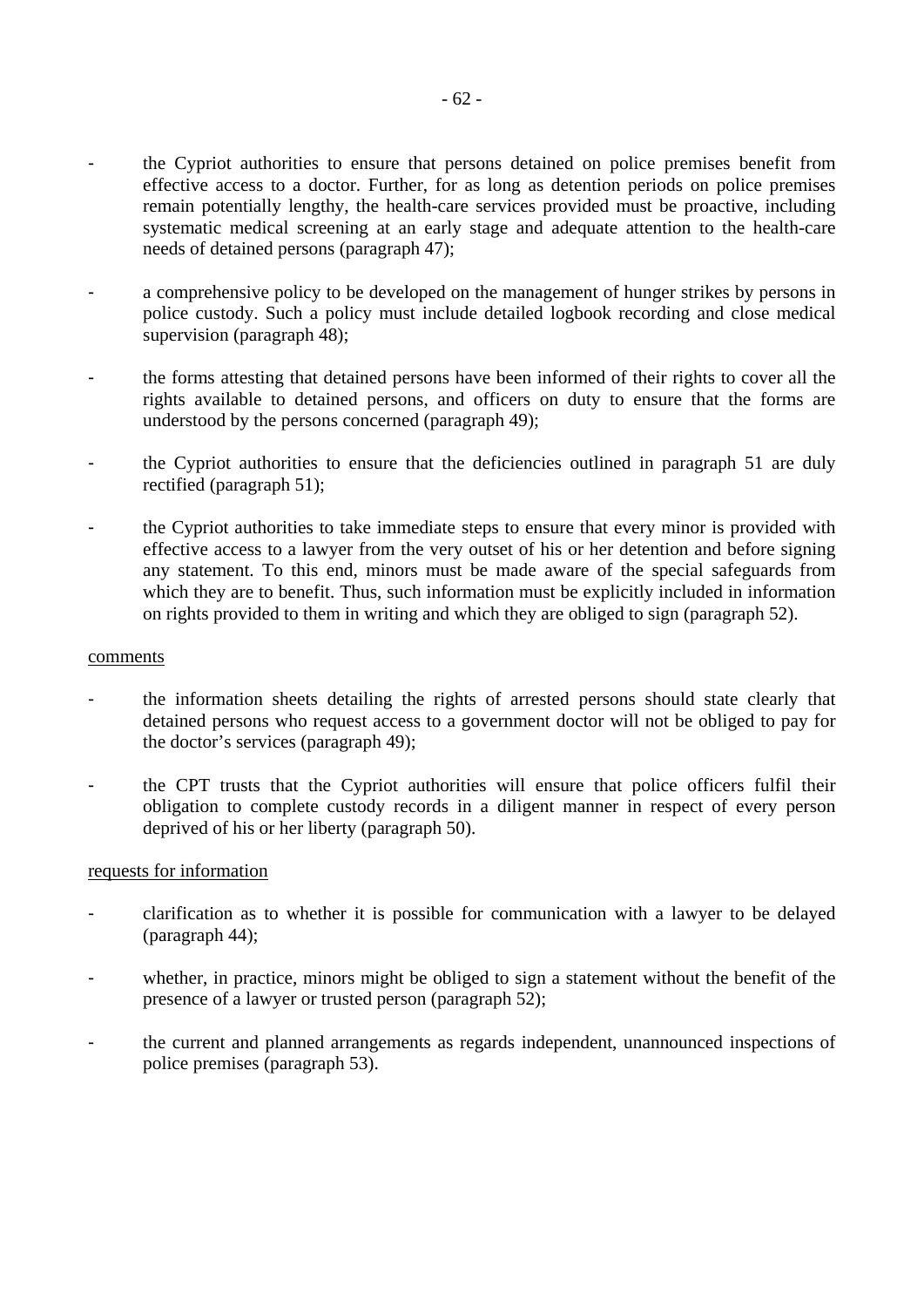- the Cypriot authorities to ensure that persons detained on police premises benefit from effective access to a doctor. Further, for as long as detention periods on police premises remain potentially lengthy, the health-care services provided must be proactive, including systematic medical screening at an early stage and adequate attention to the health-care needs of detained persons (paragraph 47);

- a comprehensive policy to be developed on the management of hunger strikes by persons in police custody. Such a policy must include detailed logbook recording and close medical supervision (paragraph 48);

- the forms attesting that detained persons have been informed of their rights to cover all the rights available to detained persons, and officers on duty to ensure that the forms are understood by the persons concerned (paragraph 49);

- the Cypriot authorities to ensure that the deficiencies outlined in paragraph 51 are duly rectified (paragraph 51);

- the Cypriot authorities to take immediate steps to ensure that every minor is provided with effective access to a lawyer from the very outset of his or her detention and before signing any statement. To this end, minors must be made aware of the special safeguards from which they are to benefit. Thus, such information must be explicitly included in information on rights provided to them in writing and which they are obliged to sign (paragraph 52).

<u>comments</u>

- the information sheets detailing the rights of arrested persons should state clearly that detained persons who request access to a government doctor will not be obliged to pay for the doctor's services (paragraph 49);

- the CPT trusts that the Cypriot authorities will ensure that police officers fulfil their obligation to complete custody records in a diligent manner in respect of every person deprived of his or her liberty (paragraph 50).

<u>requests for information</u>

- clarification as to whether it is possible for communication with a lawyer to be delayed (paragraph 44);

- whether, in practice, minors might be obliged to sign a statement without the benefit of the presence of a lawyer or trusted person (paragraph 52);

- the current and planned arrangements as regards independent, unannounced inspections of police premises (paragraph 53).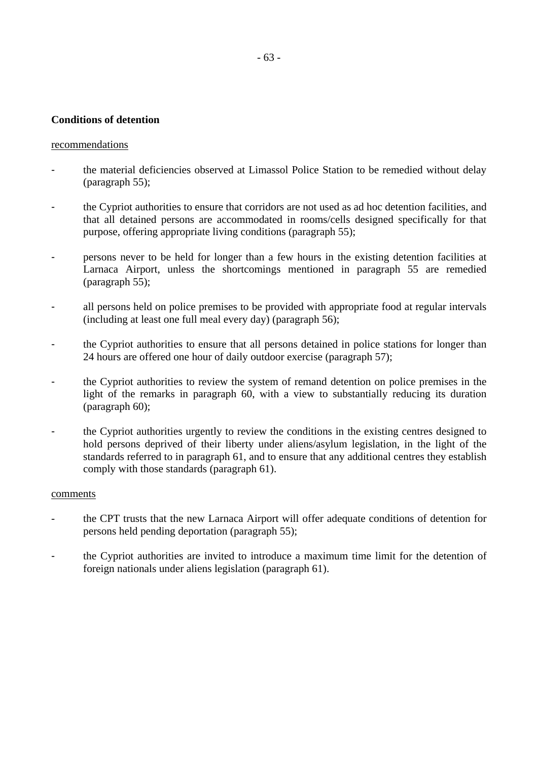**Conditions of detention**

recommendations

- the material deficiencies observed at Limassol Police Station to be remedied without delay (paragraph 55);

- the Cypriot authorities to ensure that corridors are not used as ad hoc detention facilities, and that all detained persons are accommodated in rooms/cells designed specifically for that purpose, offering appropriate living conditions (paragraph 55);

- persons never to be held for longer than a few hours in the existing detention facilities at Larnaca Airport, unless the shortcomings mentioned in paragraph 55 are remedied (paragraph 55);

- all persons held on police premises to be provided with appropriate food at regular intervals (including at least one full meal every day) (paragraph 56);

- the Cypriot authorities to ensure that all persons detained in police stations for longer than 24 hours are offered one hour of daily outdoor exercise (paragraph 57);

- the Cypriot authorities to review the system of remand detention on police premises in the light of the remarks in paragraph 60, with a view to substantially reducing its duration (paragraph 60);

- the Cypriot authorities urgently to review the conditions in the existing centres designed to hold persons deprived of their liberty under aliens/asylum legislation, in the light of the standards referred to in paragraph 61, and to ensure that any additional centres they establish comply with those standards (paragraph 61).

comments

- the CPT trusts that the new Larnaca Airport will offer adequate conditions of detention for persons held pending deportation (paragraph 55);

- the Cypriot authorities are invited to introduce a maximum time limit for the detention of foreign nationals under aliens legislation (paragraph 61).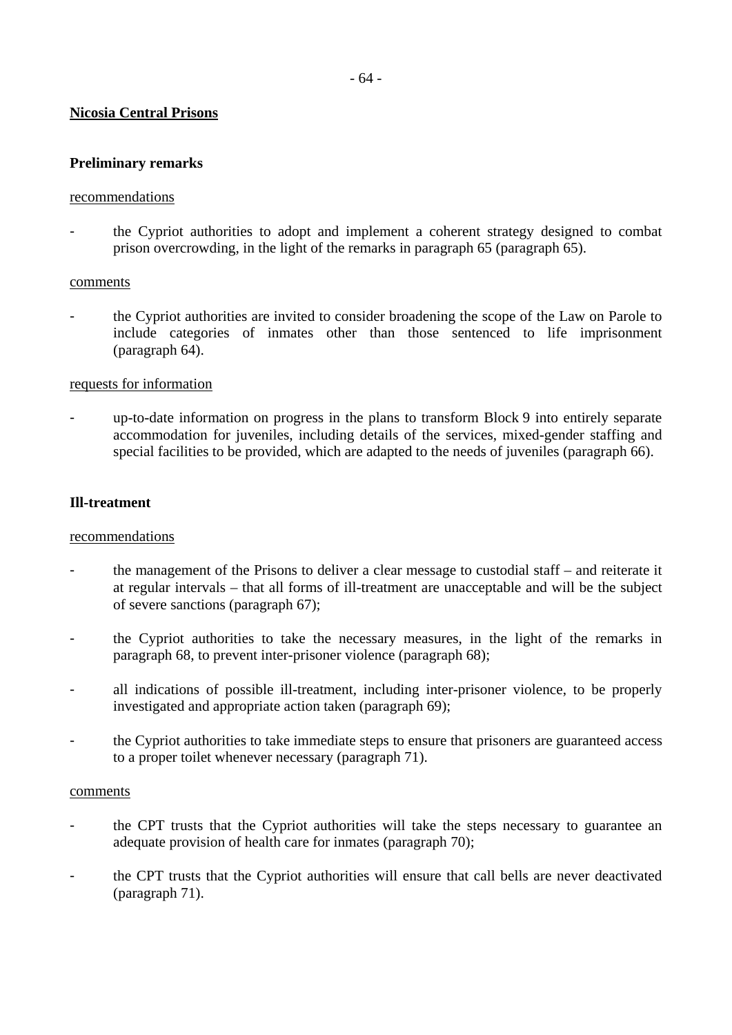**Nicosia Central Prisons**

**Preliminary remarks**

recommendations

- the Cypriot authorities to adopt and implement a coherent strategy designed to combat prison overcrowding, in the light of the remarks in paragraph 65 (paragraph 65).

comments

- the Cypriot authorities are invited to consider broadening the scope of the Law on Parole to include categories of inmates other than those sentenced to life imprisonment (paragraph 64).

requests for information

- up-to-date information on progress in the plans to transform Block 9 into entirely separate accommodation for juveniles, including details of the services, mixed-gender staffing and special facilities to be provided, which are adapted to the needs of juveniles (paragraph 66).

**Ill-treatment**

recommendations

- the management of the Prisons to deliver a clear message to custodial staff – and reiterate it at regular intervals – that all forms of ill-treatment are unacceptable and will be the subject of severe sanctions (paragraph 67);
- the Cypriot authorities to take the necessary measures, in the light of the remarks in paragraph 68, to prevent inter-prisoner violence (paragraph 68);
- all indications of possible ill-treatment, including inter-prisoner violence, to be properly investigated and appropriate action taken (paragraph 69);
- the Cypriot authorities to take immediate steps to ensure that prisoners are guaranteed access to a proper toilet whenever necessary (paragraph 71).

comments

- the CPT trusts that the Cypriot authorities will take the steps necessary to guarantee an adequate provision of health care for inmates (paragraph 70);
- the CPT trusts that the Cypriot authorities will ensure that call bells are never deactivated (paragraph 71).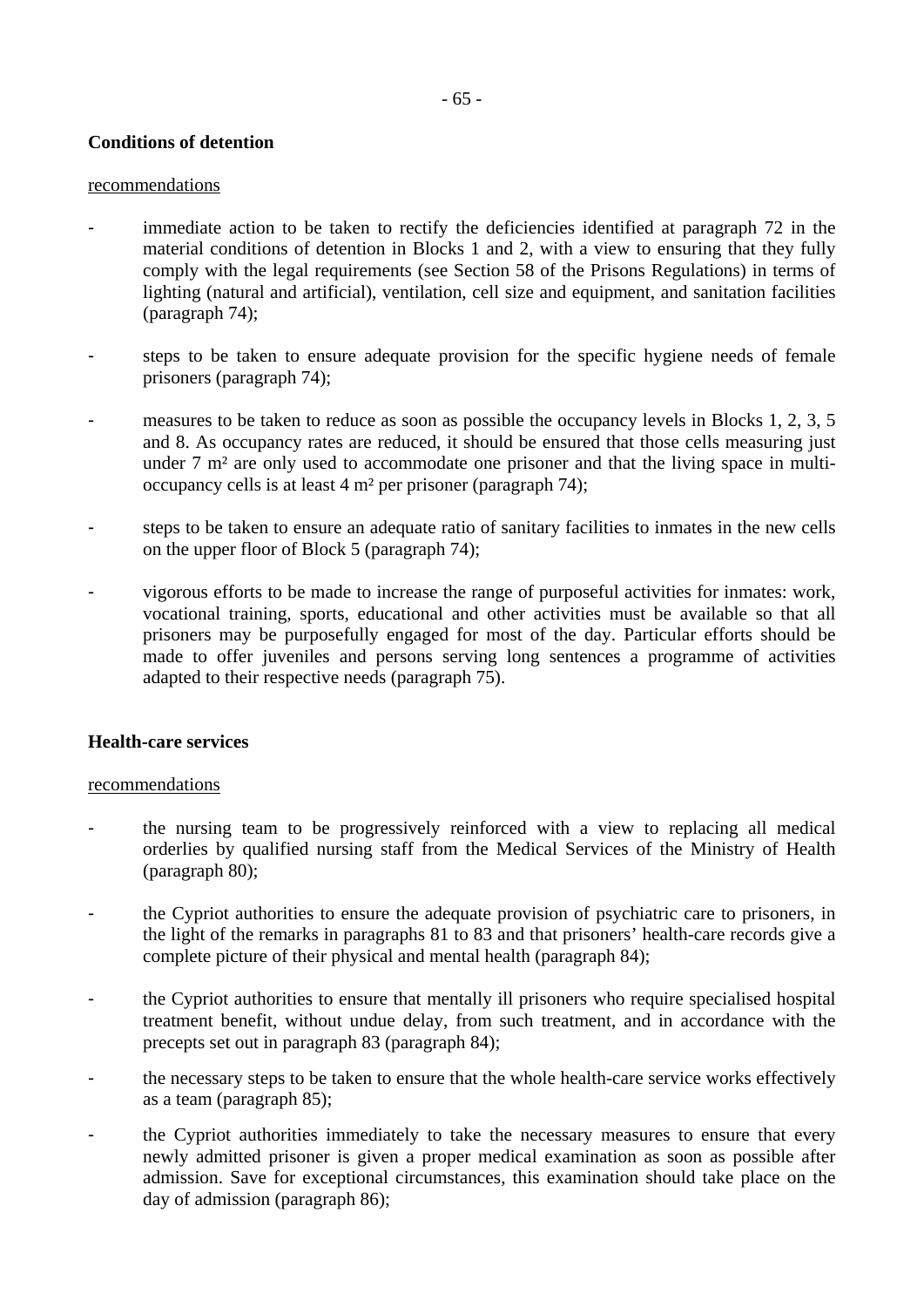**Conditions of detention**

recommendations

- immediate action to be taken to rectify the deficiencies identified at paragraph 72 in the material conditions of detention in Blocks 1 and 2, with a view to ensuring that they fully comply with the legal requirements (see Section 58 of the Prisons Regulations) in terms of lighting (natural and artificial), ventilation, cell size and equipment, and sanitation facilities (paragraph 74);

- steps to be taken to ensure adequate provision for the specific hygiene needs of female prisoners (paragraph 74);

- measures to be taken to reduce as soon as possible the occupancy levels in Blocks 1, 2, 3, 5 and 8. As occupancy rates are reduced, it should be ensured that those cells measuring just under 7 m² are only used to accommodate one prisoner and that the living space in multi-occupancy cells is at least 4 m² per prisoner (paragraph 74);

- steps to be taken to ensure an adequate ratio of sanitary facilities to inmates in the new cells on the upper floor of Block 5 (paragraph 74);

- vigorous efforts to be made to increase the range of purposeful activities for inmates: work, vocational training, sports, educational and other activities must be available so that all prisoners may be purposefully engaged for most of the day. Particular efforts should be made to offer juveniles and persons serving long sentences a programme of activities adapted to their respective needs (paragraph 75).

**Health-care services**

recommendations

- the nursing team to be progressively reinforced with a view to replacing all medical orderlies by qualified nursing staff from the Medical Services of the Ministry of Health (paragraph 80);

- the Cypriot authorities to ensure the adequate provision of psychiatric care to prisoners, in the light of the remarks in paragraphs 81 to 83 and that prisoners' health-care records give a complete picture of their physical and mental health (paragraph 84);

- the Cypriot authorities to ensure that mentally ill prisoners who require specialised hospital treatment benefit, without undue delay, from such treatment, and in accordance with the precepts set out in paragraph 83 (paragraph 84);

- the necessary steps to be taken to ensure that the whole health-care service works effectively as a team (paragraph 85);

- the Cypriot authorities immediately to take the necessary measures to ensure that every newly admitted prisoner is given a proper medical examination as soon as possible after admission. Save for exceptional circumstances, this examination should take place on the day of admission (paragraph 86);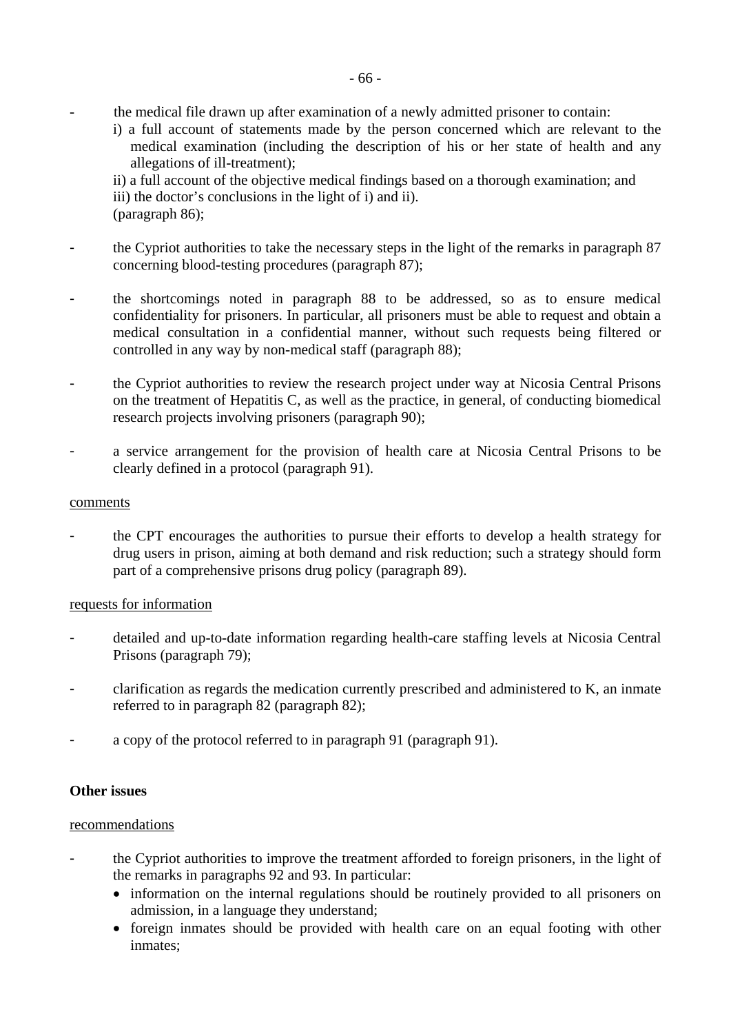- the medical file drawn up after examination of a newly admitted prisoner to contain:
  i) a full account of statements made by the person concerned which are relevant to the medical examination (including the description of his or her state of health and any allegations of ill-treatment);
  ii) a full account of the objective medical findings based on a thorough examination; and
  iii) the doctor's conclusions in the light of i) and ii).
  (paragraph 86);

- the Cypriot authorities to take the necessary steps in the light of the remarks in paragraph 87 concerning blood-testing procedures (paragraph 87);

- the shortcomings noted in paragraph 88 to be addressed, so as to ensure medical confidentiality for prisoners. In particular, all prisoners must be able to request and obtain a medical consultation in a confidential manner, without such requests being filtered or controlled in any way by non-medical staff (paragraph 88);

- the Cypriot authorities to review the research project under way at Nicosia Central Prisons on the treatment of Hepatitis C, as well as the practice, in general, of conducting biomedical research projects involving prisoners (paragraph 90);

- a service arrangement for the provision of health care at Nicosia Central Prisons to be clearly defined in a protocol (paragraph 91).

comments

- the CPT encourages the authorities to pursue their efforts to develop a health strategy for drug users in prison, aiming at both demand and risk reduction; such a strategy should form part of a comprehensive prisons drug policy (paragraph 89).

requests for information

- detailed and up-to-date information regarding health-care staffing levels at Nicosia Central Prisons (paragraph 79);

- clarification as regards the medication currently prescribed and administered to K, an inmate referred to in paragraph 82 (paragraph 82);

- a copy of the protocol referred to in paragraph 91 (paragraph 91).

**Other issues**

recommendations

- the Cypriot authorities to improve the treatment afforded to foreign prisoners, in the light of the remarks in paragraphs 92 and 93. In particular:
  - information on the internal regulations should be routinely provided to all prisoners on admission, in a language they understand;
  - foreign inmates should be provided with health care on an equal footing with other inmates;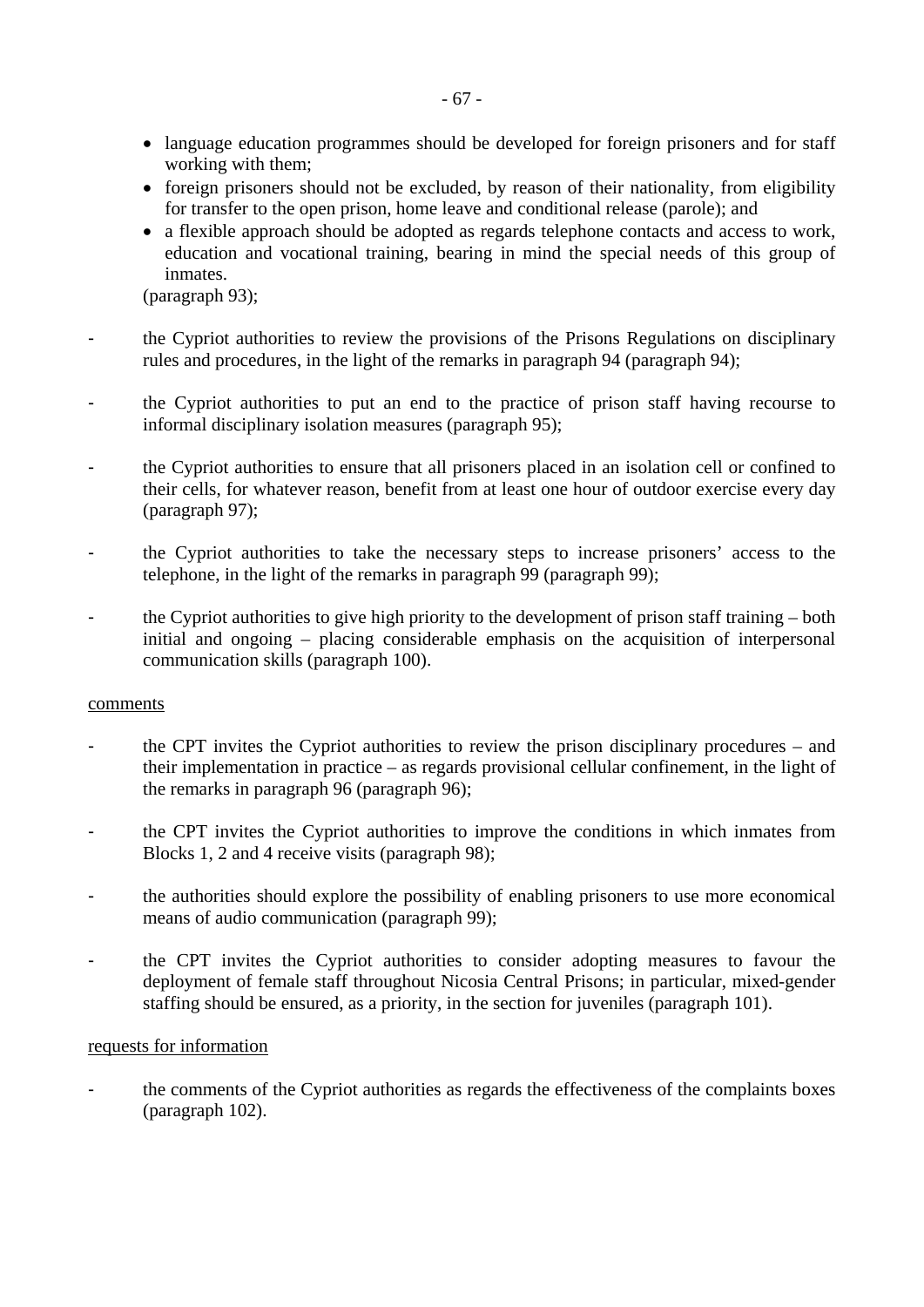- language education programmes should be developed for foreign prisoners and for staff working with them;
- foreign prisoners should not be excluded, by reason of their nationality, from eligibility for transfer to the open prison, home leave and conditional release (parole); and
- a flexible approach should be adopted as regards telephone contacts and access to work, education and vocational training, bearing in mind the special needs of this group of inmates.

(paragraph 93);

- the Cypriot authorities to review the provisions of the Prisons Regulations on disciplinary rules and procedures, in the light of the remarks in paragraph 94 (paragraph 94);

- the Cypriot authorities to put an end to the practice of prison staff having recourse to informal disciplinary isolation measures (paragraph 95);

- the Cypriot authorities to ensure that all prisoners placed in an isolation cell or confined to their cells, for whatever reason, benefit from at least one hour of outdoor exercise every day (paragraph 97);

- the Cypriot authorities to take the necessary steps to increase prisoners' access to the telephone, in the light of the remarks in paragraph 99 (paragraph 99);

- the Cypriot authorities to give high priority to the development of prison staff training – both initial and ongoing – placing considerable emphasis on the acquisition of interpersonal communication skills (paragraph 100).

<u>comments</u>

- the CPT invites the Cypriot authorities to review the prison disciplinary procedures – and their implementation in practice – as regards provisional cellular confinement, in the light of the remarks in paragraph 96 (paragraph 96);

- the CPT invites the Cypriot authorities to improve the conditions in which inmates from Blocks 1, 2 and 4 receive visits (paragraph 98);

- the authorities should explore the possibility of enabling prisoners to use more economical means of audio communication (paragraph 99);

- the CPT invites the Cypriot authorities to consider adopting measures to favour the deployment of female staff throughout Nicosia Central Prisons; in particular, mixed-gender staffing should be ensured, as a priority, in the section for juveniles (paragraph 101).

<u>requests for information</u>

- the comments of the Cypriot authorities as regards the effectiveness of the complaints boxes (paragraph 102).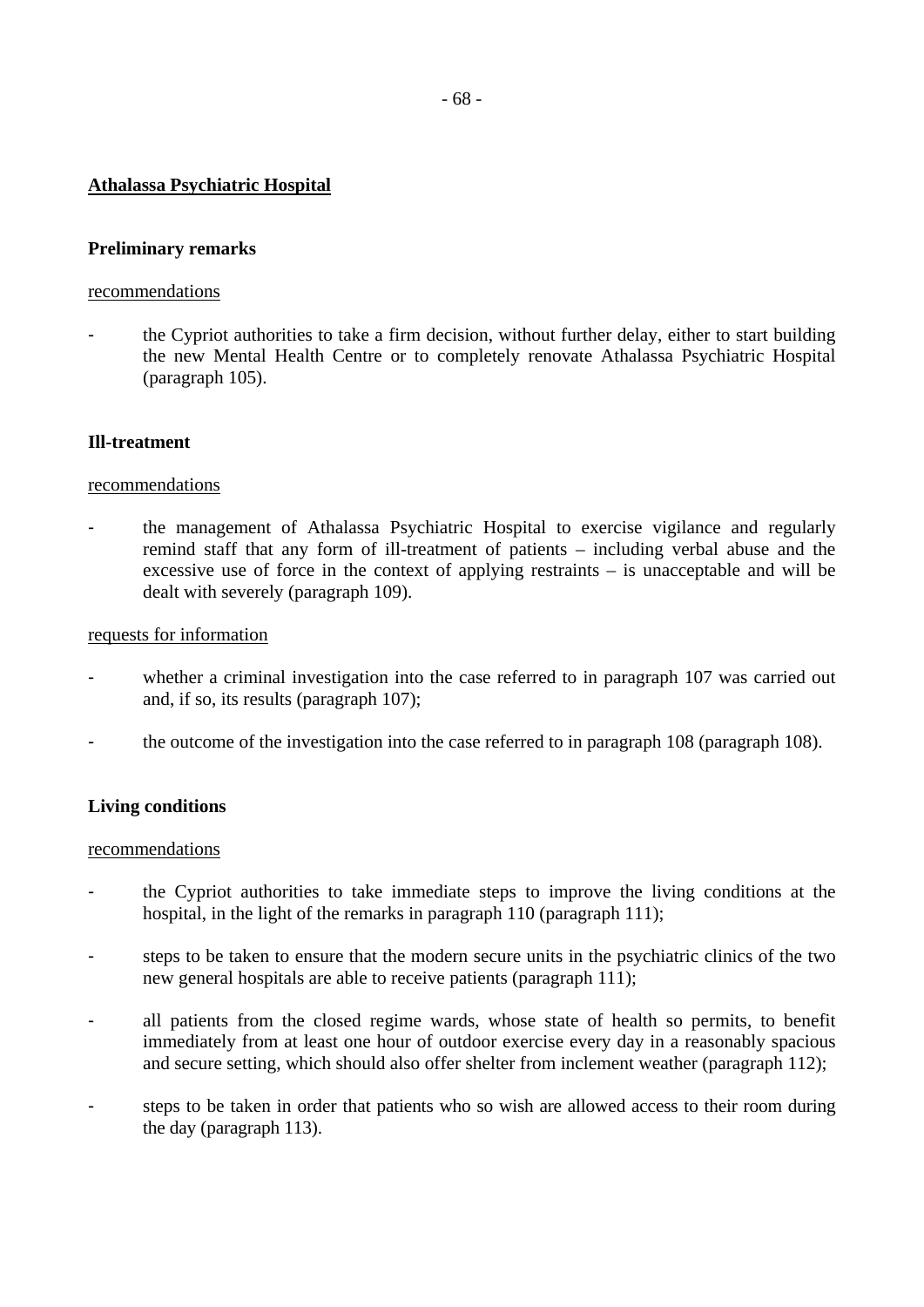## Athalassa Psychiatric Hospital

### Preliminary remarks

recommendations

- the Cypriot authorities to take a firm decision, without further delay, either to start building the new Mental Health Centre or to completely renovate Athalassa Psychiatric Hospital (paragraph 105).

### Ill-treatment

recommendations

- the management of Athalassa Psychiatric Hospital to exercise vigilance and regularly remind staff that any form of ill-treatment of patients – including verbal abuse and the excessive use of force in the context of applying restraints – is unacceptable and will be dealt with severely (paragraph 109).

requests for information

- whether a criminal investigation into the case referred to in paragraph 107 was carried out and, if so, its results (paragraph 107);
- the outcome of the investigation into the case referred to in paragraph 108 (paragraph 108).

### Living conditions

recommendations

- the Cypriot authorities to take immediate steps to improve the living conditions at the hospital, in the light of the remarks in paragraph 110 (paragraph 111);
- steps to be taken to ensure that the modern secure units in the psychiatric clinics of the two new general hospitals are able to receive patients (paragraph 111);
- all patients from the closed regime wards, whose state of health so permits, to benefit immediately from at least one hour of outdoor exercise every day in a reasonably spacious and secure setting, which should also offer shelter from inclement weather (paragraph 112);
- steps to be taken in order that patients who so wish are allowed access to their room during the day (paragraph 113).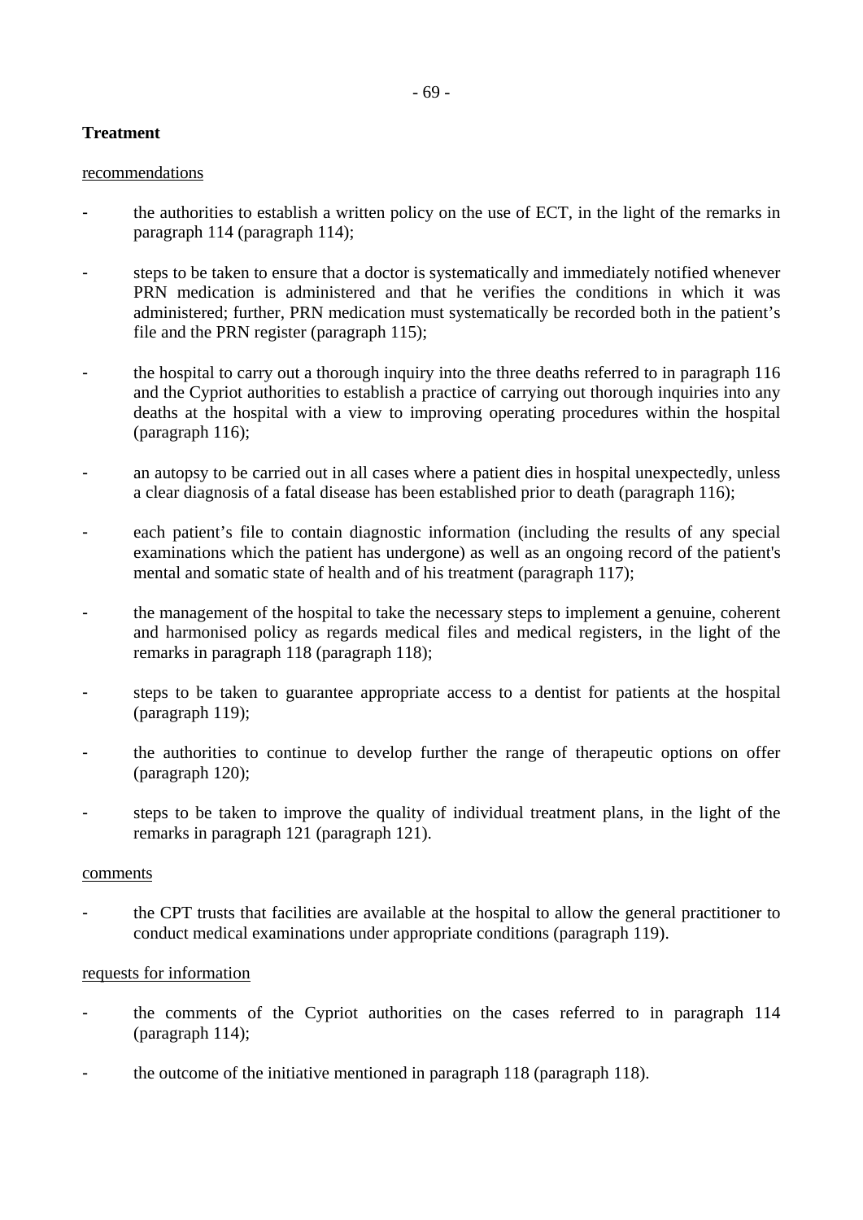**Treatment**

recommendations

- the authorities to establish a written policy on the use of ECT, in the light of the remarks in paragraph 114 (paragraph 114);
- steps to be taken to ensure that a doctor is systematically and immediately notified whenever PRN medication is administered and that he verifies the conditions in which it was administered; further, PRN medication must systematically be recorded both in the patient's file and the PRN register (paragraph 115);
- the hospital to carry out a thorough inquiry into the three deaths referred to in paragraph 116 and the Cypriot authorities to establish a practice of carrying out thorough inquiries into any deaths at the hospital with a view to improving operating procedures within the hospital (paragraph 116);
- an autopsy to be carried out in all cases where a patient dies in hospital unexpectedly, unless a clear diagnosis of a fatal disease has been established prior to death (paragraph 116);
- each patient's file to contain diagnostic information (including the results of any special examinations which the patient has undergone) as well as an ongoing record of the patient's mental and somatic state of health and of his treatment (paragraph 117);
- the management of the hospital to take the necessary steps to implement a genuine, coherent and harmonised policy as regards medical files and medical registers, in the light of the remarks in paragraph 118 (paragraph 118);
- steps to be taken to guarantee appropriate access to a dentist for patients at the hospital (paragraph 119);
- the authorities to continue to develop further the range of therapeutic options on offer (paragraph 120);
- steps to be taken to improve the quality of individual treatment plans, in the light of the remarks in paragraph 121 (paragraph 121).

comments

- the CPT trusts that facilities are available at the hospital to allow the general practitioner to conduct medical examinations under appropriate conditions (paragraph 119).

requests for information

- the comments of the Cypriot authorities on the cases referred to in paragraph 114 (paragraph 114);
- the outcome of the initiative mentioned in paragraph 118 (paragraph 118).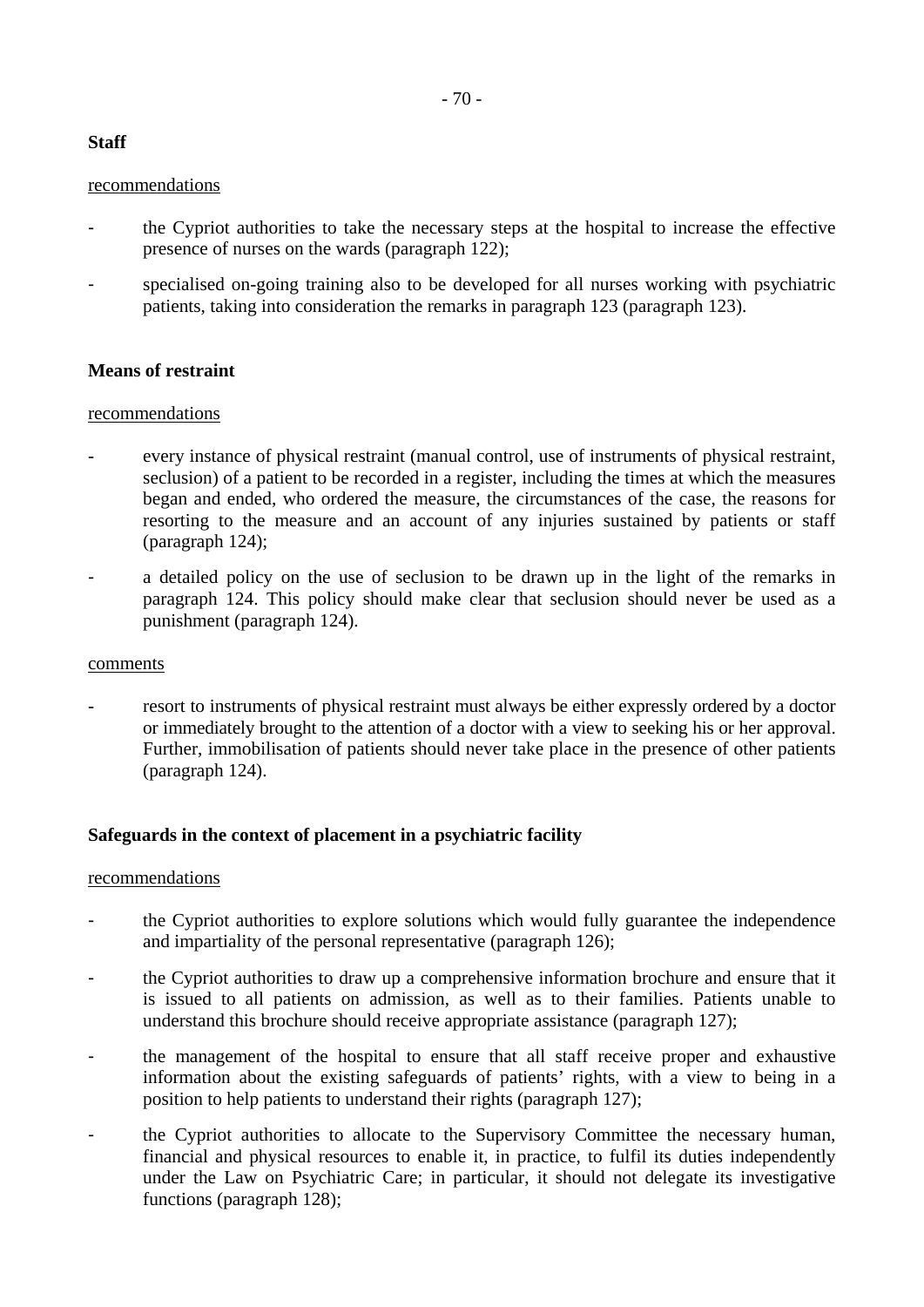**Staff**

recommendations

- the Cypriot authorities to take the necessary steps at the hospital to increase the effective presence of nurses on the wards (paragraph 122);
- specialised on-going training also to be developed for all nurses working with psychiatric patients, taking into consideration the remarks in paragraph 123 (paragraph 123).

**Means of restraint**

recommendations

- every instance of physical restraint (manual control, use of instruments of physical restraint, seclusion) of a patient to be recorded in a register, including the times at which the measures began and ended, who ordered the measure, the circumstances of the case, the reasons for resorting to the measure and an account of any injuries sustained by patients or staff (paragraph 124);
- a detailed policy on the use of seclusion to be drawn up in the light of the remarks in paragraph 124. This policy should make clear that seclusion should never be used as a punishment (paragraph 124).

comments

- resort to instruments of physical restraint must always be either expressly ordered by a doctor or immediately brought to the attention of a doctor with a view to seeking his or her approval. Further, immobilisation of patients should never take place in the presence of other patients (paragraph 124).

**Safeguards in the context of placement in a psychiatric facility**

recommendations

- the Cypriot authorities to explore solutions which would fully guarantee the independence and impartiality of the personal representative (paragraph 126);
- the Cypriot authorities to draw up a comprehensive information brochure and ensure that it is issued to all patients on admission, as well as to their families. Patients unable to understand this brochure should receive appropriate assistance (paragraph 127);
- the management of the hospital to ensure that all staff receive proper and exhaustive information about the existing safeguards of patients' rights, with a view to being in a position to help patients to understand their rights (paragraph 127);
- the Cypriot authorities to allocate to the Supervisory Committee the necessary human, financial and physical resources to enable it, in practice, to fulfil its duties independently under the Law on Psychiatric Care; in particular, it should not delegate its investigative functions (paragraph 128);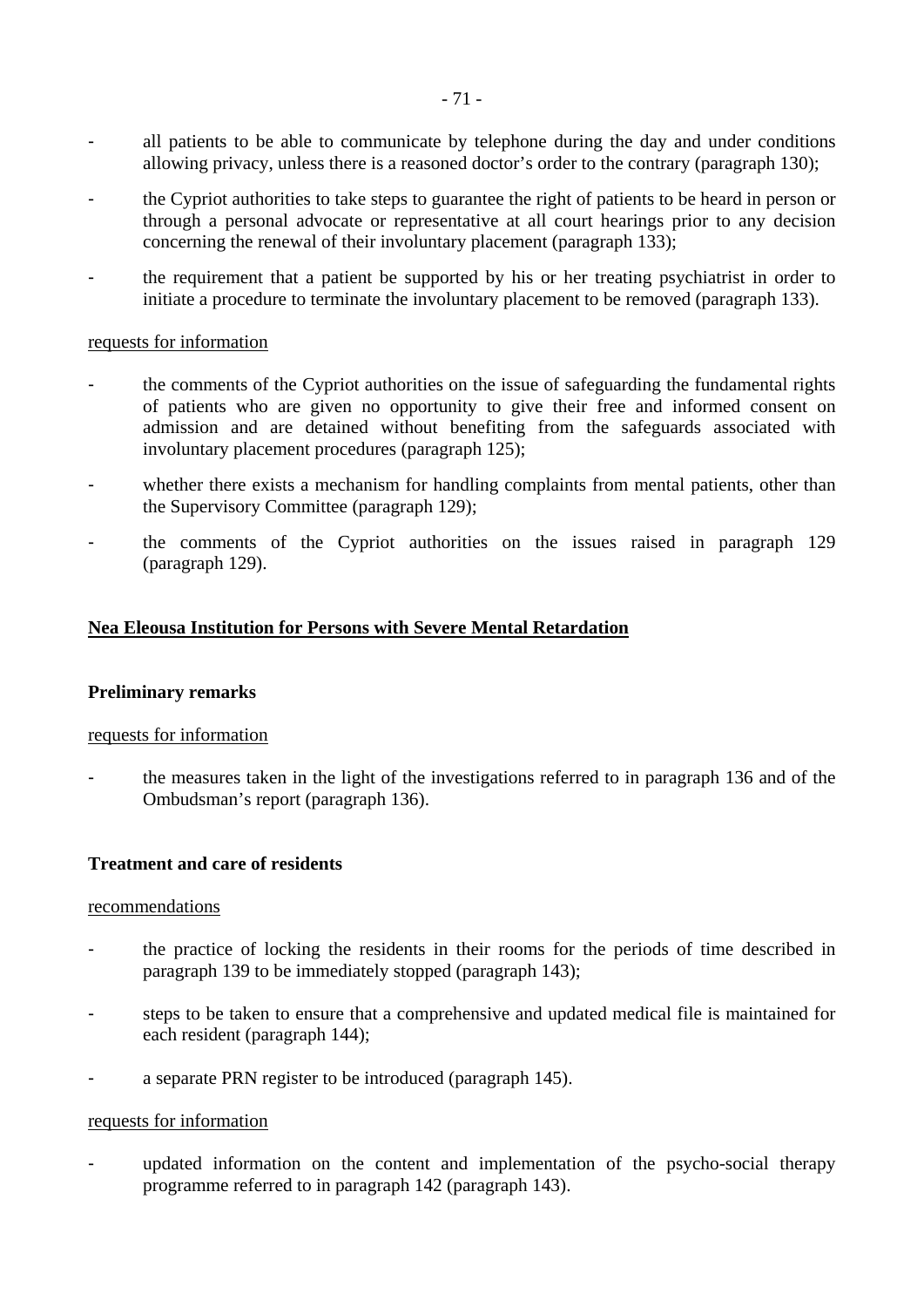- all patients to be able to communicate by telephone during the day and under conditions allowing privacy, unless there is a reasoned doctor's order to the contrary (paragraph 130);
- the Cypriot authorities to take steps to guarantee the right of patients to be heard in person or through a personal advocate or representative at all court hearings prior to any decision concerning the renewal of their involuntary placement (paragraph 133);
- the requirement that a patient be supported by his or her treating psychiatrist in order to initiate a procedure to terminate the involuntary placement to be removed (paragraph 133).

<u>requests for information</u>

- the comments of the Cypriot authorities on the issue of safeguarding the fundamental rights of patients who are given no opportunity to give their free and informed consent on admission and are detained without benefiting from the safeguards associated with involuntary placement procedures (paragraph 125);
- whether there exists a mechanism for handling complaints from mental patients, other than the Supervisory Committee (paragraph 129);
- the comments of the Cypriot authorities on the issues raised in paragraph 129 (paragraph 129).

## Nea Eleousa Institution for Persons with Severe Mental Retardation

### Preliminary remarks

<u>requests for information</u>

- the measures taken in the light of the investigations referred to in paragraph 136 and of the Ombudsman's report (paragraph 136).

### Treatment and care of residents

<u>recommendations</u>

- the practice of locking the residents in their rooms for the periods of time described in paragraph 139 to be immediately stopped (paragraph 143);
- steps to be taken to ensure that a comprehensive and updated medical file is maintained for each resident (paragraph 144);
- a separate PRN register to be introduced (paragraph 145).

<u>requests for information</u>

- updated information on the content and implementation of the psycho-social therapy programme referred to in paragraph 142 (paragraph 143).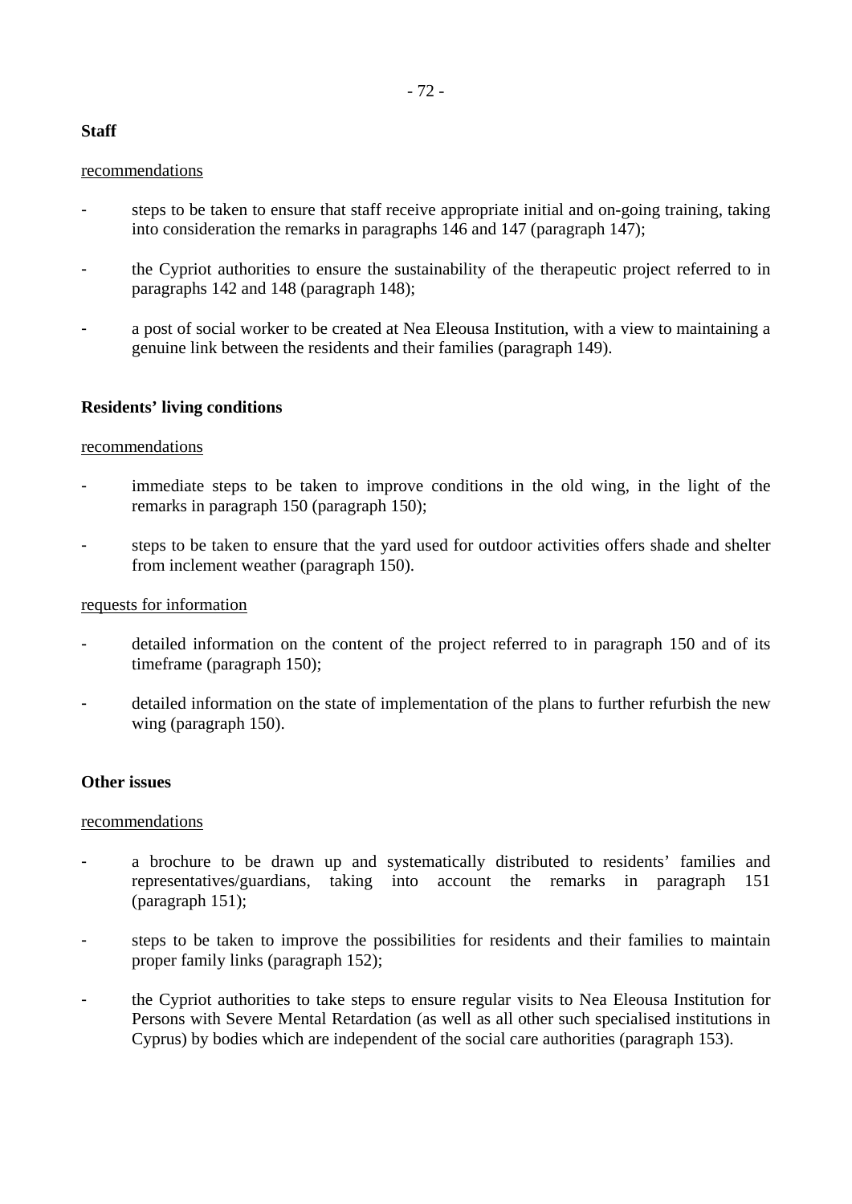**Staff**

<u>recommendations</u>

- steps to be taken to ensure that staff receive appropriate initial and on-going training, taking into consideration the remarks in paragraphs 146 and 147 (paragraph 147);
- the Cypriot authorities to ensure the sustainability of the therapeutic project referred to in paragraphs 142 and 148 (paragraph 148);
- a post of social worker to be created at Nea Eleousa Institution, with a view to maintaining a genuine link between the residents and their families (paragraph 149).

**Residents' living conditions**

<u>recommendations</u>

- immediate steps to be taken to improve conditions in the old wing, in the light of the remarks in paragraph 150 (paragraph 150);
- steps to be taken to ensure that the yard used for outdoor activities offers shade and shelter from inclement weather (paragraph 150).

<u>requests for information</u>

- detailed information on the content of the project referred to in paragraph 150 and of its timeframe (paragraph 150);
- detailed information on the state of implementation of the plans to further refurbish the new wing (paragraph 150).

**Other issues**

<u>recommendations</u>

- a brochure to be drawn up and systematically distributed to residents' families and representatives/guardians, taking into account the remarks in paragraph 151 (paragraph 151);
- steps to be taken to improve the possibilities for residents and their families to maintain proper family links (paragraph 152);
- the Cypriot authorities to take steps to ensure regular visits to Nea Eleousa Institution for Persons with Severe Mental Retardation (as well as all other such specialised institutions in Cyprus) by bodies which are independent of the social care authorities (paragraph 153).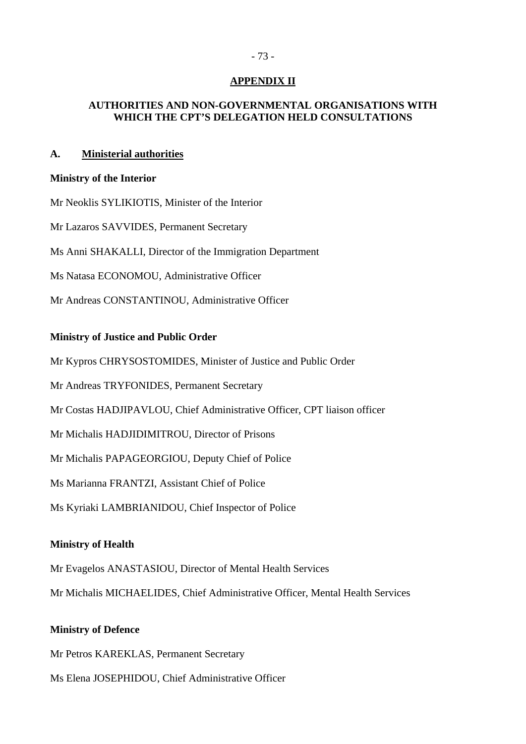## APPENDIX II

## AUTHORITIES AND NON-GOVERNMENTAL ORGANISATIONS WITH WHICH THE CPT'S DELEGATION HELD CONSULTATIONS

### A. Ministerial authorities

**Ministry of the Interior**

Mr Neoklis SYLIKIOTIS, Minister of the Interior

Mr Lazaros SAVVIDES, Permanent Secretary

Ms Anni SHAKALLI, Director of the Immigration Department

Ms Natasa ECONOMOU, Administrative Officer

Mr Andreas CONSTANTINOU, Administrative Officer

**Ministry of Justice and Public Order**

Mr Kypros CHRYSOSTOMIDES, Minister of Justice and Public Order

Mr Andreas TRYFONIDES, Permanent Secretary

Mr Costas HADJIPAVLOU, Chief Administrative Officer, CPT liaison officer

Mr Michalis HADJIDIMITROU, Director of Prisons

Mr Michalis PAPAGEORGIOU, Deputy Chief of Police

Ms Marianna FRANTZI, Assistant Chief of Police

Ms Kyriaki LAMBRIANIDOU, Chief Inspector of Police

**Ministry of Health**

Mr Evagelos ANASTASIOU, Director of Mental Health Services

Mr Michalis MICHAELIDES, Chief Administrative Officer, Mental Health Services

**Ministry of Defence**

Mr Petros KAREKLAS, Permanent Secretary

Ms Elena JOSEPHIDOU, Chief Administrative Officer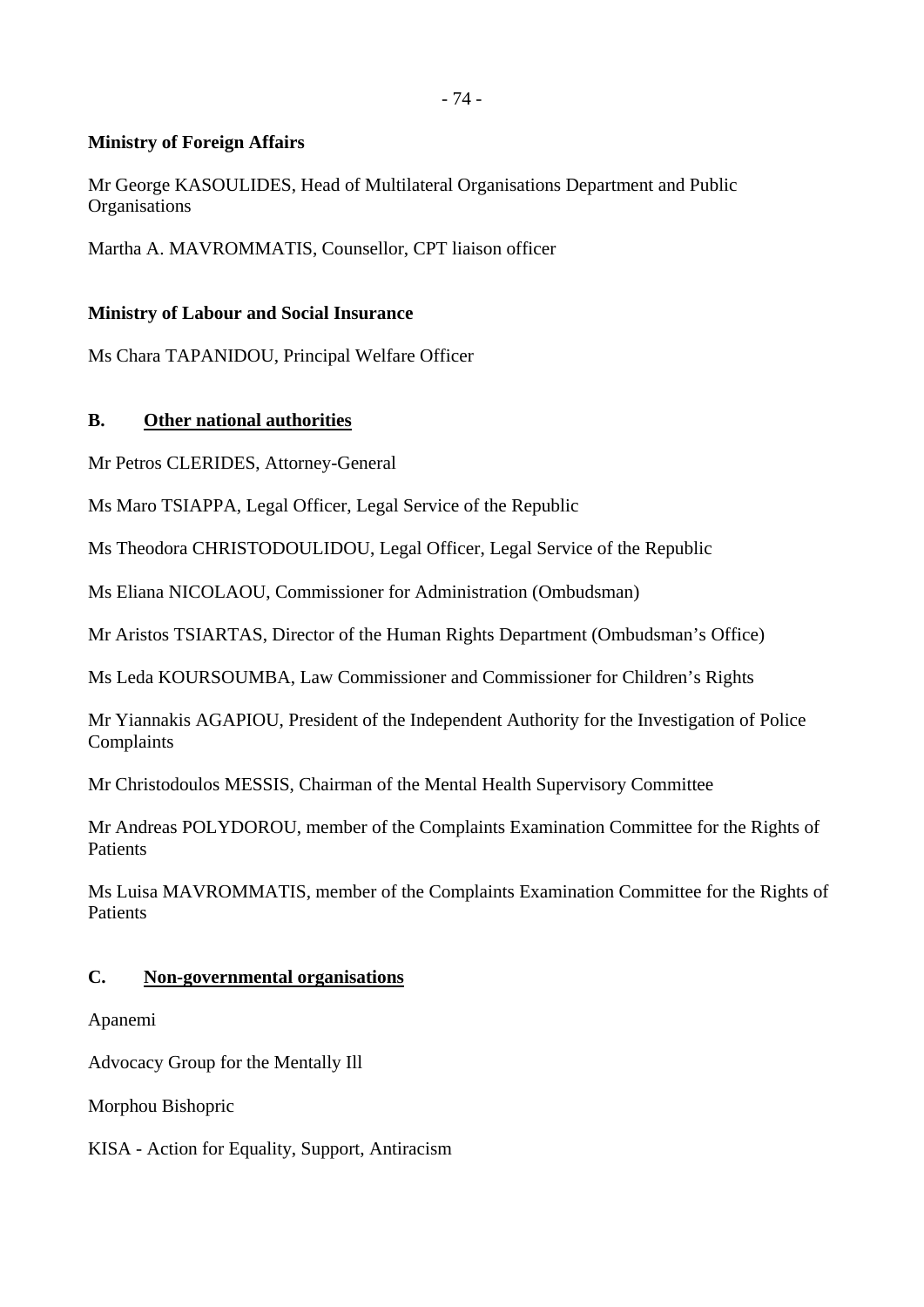**Ministry of Foreign Affairs**

Mr George KASOULIDES, Head of Multilateral Organisations Department and Public Organisations

Martha A. MAVROMMATIS, Counsellor, CPT liaison officer

**Ministry of Labour and Social Insurance**

Ms Chara TAPANIDOU, Principal Welfare Officer

## B. Other national authorities

Mr Petros CLERIDES, Attorney-General

Ms Maro TSIAPPA, Legal Officer, Legal Service of the Republic

Ms Theodora CHRISTODOULIDOU, Legal Officer, Legal Service of the Republic

Ms Eliana NICOLAOU, Commissioner for Administration (Ombudsman)

Mr Aristos TSIARTAS, Director of the Human Rights Department (Ombudsman's Office)

Ms Leda KOURSOUMBA, Law Commissioner and Commissioner for Children's Rights

Mr Yiannakis AGAPIOU, President of the Independent Authority for the Investigation of Police Complaints

Mr Christodoulos MESSIS, Chairman of the Mental Health Supervisory Committee

Mr Andreas POLYDOROU, member of the Complaints Examination Committee for the Rights of Patients

Ms Luisa MAVROMMATIS, member of the Complaints Examination Committee for the Rights of Patients

## C. Non-governmental organisations

Apanemi

Advocacy Group for the Mentally Ill

Morphou Bishopric

KISA - Action for Equality, Support, Antiracism